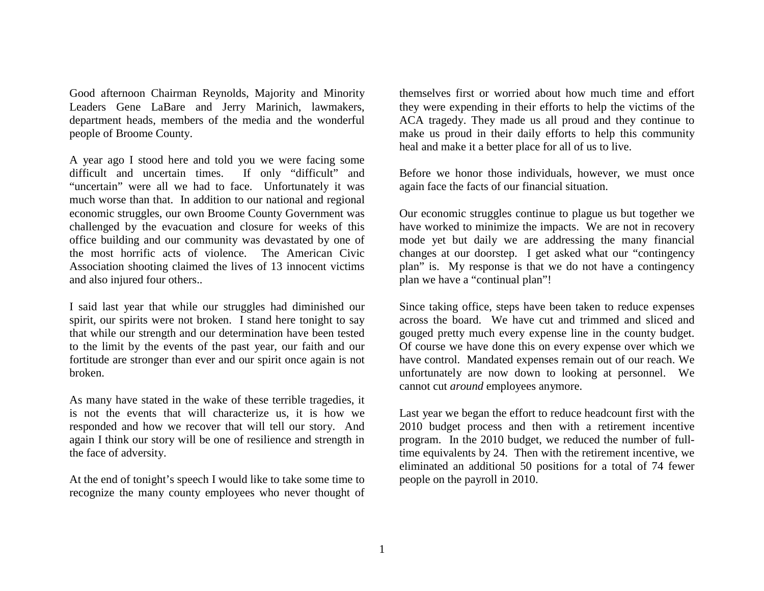Good afternoon Chairman Reynolds, Majority and Minority Leaders Gene LaBare and Jerry Marinich, lawmakers, department heads, members of the media and the wonderful people of Broome County.

A year ago I stood here and told you we were facing some difficult and uncertain times. If only "difficult" and "uncertain" were all we had to face. Unfortunately it was much worse than that. In addition to our national and regional economic struggles, our own Broome County Government was challenged by the evacuation and closure for weeks of this office building and our community was devastated by one of the most horrific acts of violence. The American Civic Association shooting claimed the lives of 13 innocent victims and also injured four others..

I said last year that while our struggles had diminished our spirit, our spirits were not broken. I stand here tonight to say that while our strength and our determination have been tested to the limit by the events of the past year, our faith and our fortitude are stronger than ever and our spirit once again is not broken.

As many have stated in the wake of these terrible tragedies, it is not the events that will characterize us, it is how we responded and how we recover that will tell our story. And again I think our story will be one of resilience and strength in the face of adversity.

At the end of tonight's speech I would like to take some time to recognize the many county employees who never thought of themselves first or worried about how much time and effort they were expending in their efforts to help the victims of the ACA tragedy. They made us all proud and they continue to make us proud in their daily efforts to help this community heal and make it a better place for all of us to live.

Before we honor those individuals, however, we must once again face the facts of our financial situation.

Our economic struggles continue to plague us but together we have worked to minimize the impacts. We are not in recovery mode yet but daily we are addressing the many financial changes at our doorstep. I get asked what our "contingency plan" is. My response is that we do not have a contingency plan we have a "continual plan"!

Since taking office, steps have been taken to reduce expenses across the board. We have cut and trimmed and sliced and gouged pretty much every expense line in the county budget. Of course we have done this on every expense over which we have control. Mandated expenses remain out of our reach. We unfortunately are now down to looking at personnel. We cannot cut *around* employees anymore.

Last year we began the effort to reduce headcount first with the 2010 budget process and then with a retirement incentive program. In the 2010 budget, we reduced the number of full-time equivalents by 24. Then with the retirement incentive, we eliminated an additional 50 positions for a total of 74 fewer people on the payroll in 2010.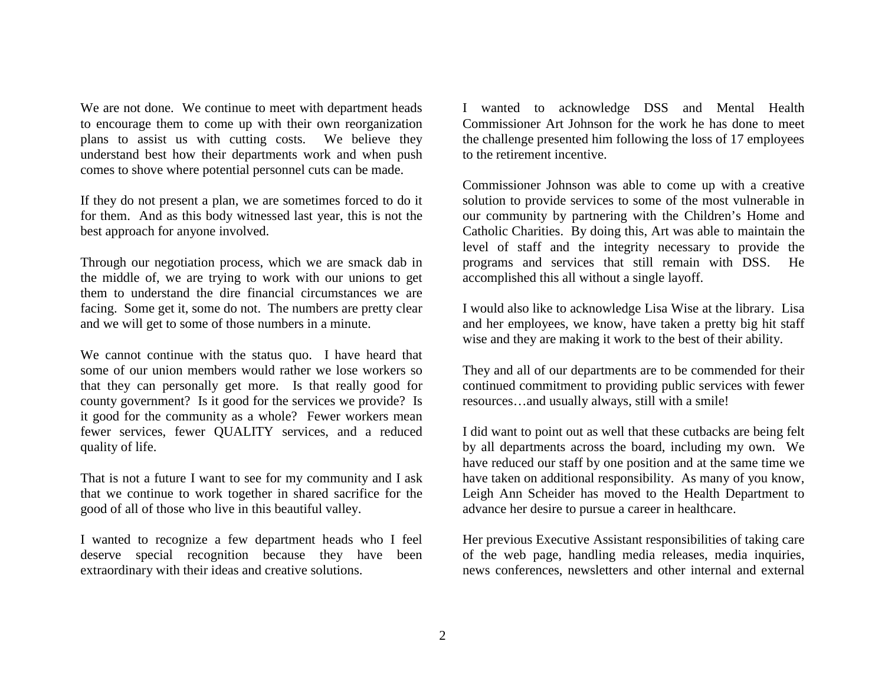We are not done. We continue to meet with department heads to encourage them to come up with their own reorganization plans to assist us with cutting costs. We believe they understand best how their departments work and when push comes to shove where potential personnel cuts can be made.

If they do not present a plan, we are sometimes forced to do it for them. And as this body witnessed last year, this is not the best approach for anyone involved.

Through our negotiation process, which we are smack dab in the middle of, we are trying to work with our unions to get them to understand the dire financial circumstances we are facing. Some get it, some do not. The numbers are pretty clear and we will get to some of those numbers in a minute.

We cannot continue with the status quo. I have heard that some of our union members would rather we lose workers so that they can personally get more. Is that really good for county government? Is it good for the services we provide? Is it good for the community as a whole? Fewer workers mean fewer services, fewer QUALITY services, and a reduced quality of life.

That is not a future I want to see for my community and I ask that we continue to work together in shared sacrifice for the good of all of those who live in this beautiful valley.

I wanted to recognize a few department heads who I feel deserve special recognition because they have been extraordinary with their ideas and creative solutions.

I wanted to acknowledge DSS and Mental Health Commissioner Art Johnson for the work he has done to meet the challenge presented him following the loss of 17 employees to the retirement incentive.

Commissioner Johnson was able to come up with a creative solution to provide services to some of the most vulnerable in our community by partnering with the Children's Home and Catholic Charities. By doing this, Art was able to maintain the level of staff and the integrity necessary to provide the programs and services that still remain with DSS. He accomplished this all without a single layoff.

I would also like to acknowledge Lisa Wise at the library. Lisa and her employees, we know, have taken a pretty big hit staff wise and they are making it work to the best of their ability.

They and all of our departments are to be commended for their continued commitment to providing public services with fewer resources…and usually always, still with a smile!

I did want to point out as well that these cutbacks are being felt by all departments across the board, including my own. We have reduced our staff by one position and at the same time we have taken on additional responsibility. As many of you know, Leigh Ann Scheider has moved to the Health Department to advance her desire to pursue a career in healthcare.

Her previous Executive Assistant responsibilities of taking care of the web page, handling media releases, media inquiries, news conferences, newsletters and other internal and external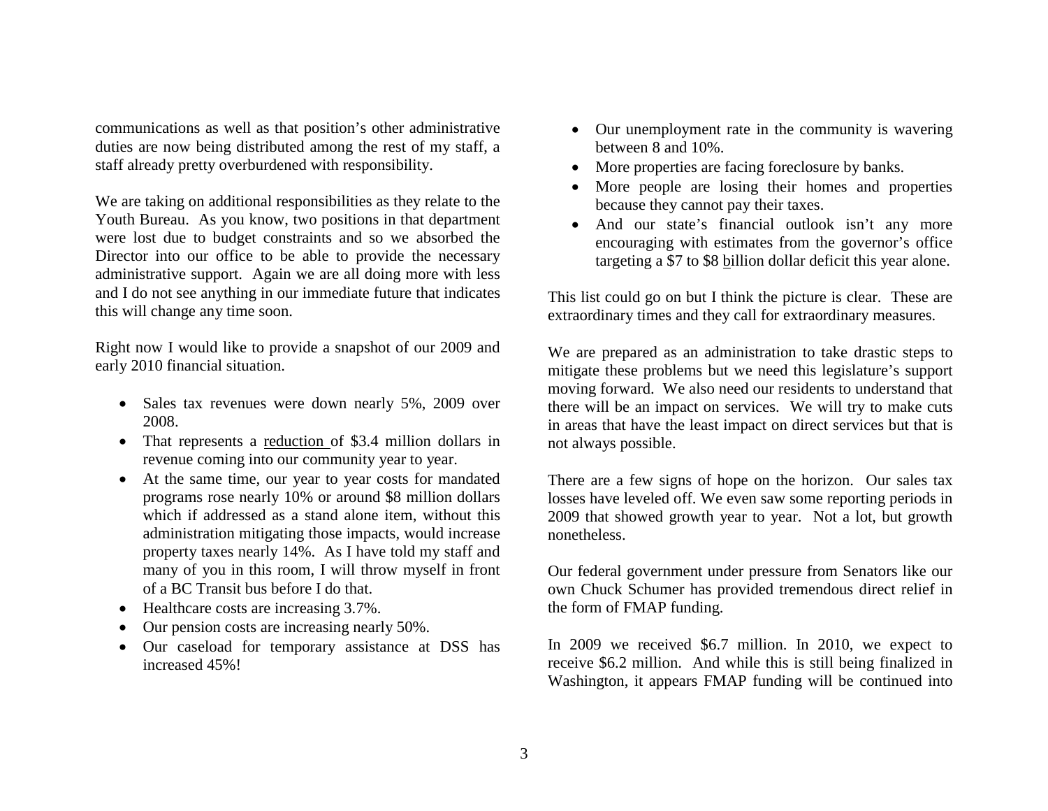communications as well as that position's other administrative duties are now being distributed among the rest of my staff, a staff already pretty overburdened with responsibility.

We are taking on additional responsibilities as they relate to the Youth Bureau. As you know, two positions in that department were lost due to budget constraints and so we absorbed the Director into our office to be able to provide the necessary administrative support. Again we are all doing more with less and I do not see anything in our immediate future that indicates this will change any time soon.

Right now I would like to provide a snapshot of our 2009 and early 2010 financial situation.

- Sales tax revenues were down nearly 5%, 2009 over 2008.
- That represents a reduction of $3.4 million dollars in revenue coming into our community year to year.
- At the same time, our year to year costs for mandated programs rose nearly 10% or around $8 million dollars which if addressed as a stand alone item, without this administration mitigating those impacts, would increase property taxes nearly 14%. As I have told my staff and many of you in this room, I will throw myself in front of a BC Transit bus before I do that.
- Healthcare costs are increasing 3.7%.
- Our pension costs are increasing nearly 50%.
- Our caseload for temporary assistance at DSS has increased 45%!
- Our unemployment rate in the community is wavering between 8 and 10%.
- More properties are facing foreclosure by banks.
- More people are losing their homes and properties because they cannot pay their taxes.
- And our state's financial outlook isn't any more encouraging with estimates from the governor's office targeting a $7 to $8 billion dollar deficit this year alone.

This list could go on but I think the picture is clear. These are extraordinary times and they call for extraordinary measures.

We are prepared as an administration to take drastic steps to mitigate these problems but we need this legislature's support moving forward. We also need our residents to understand that there will be an impact on services. We will try to make cuts in areas that have the least impact on direct services but that is not always possible.

There are a few signs of hope on the horizon. Our sales tax losses have leveled off. We even saw some reporting periods in 2009 that showed growth year to year. Not a lot, but growth nonetheless.

Our federal government under pressure from Senators like our own Chuck Schumer has provided tremendous direct relief in the form of FMAP funding.

In 2009 we received $6.7 million. In 2010, we expect to receive $6.2 million. And while this is still being finalized in Washington, it appears FMAP funding will be continued into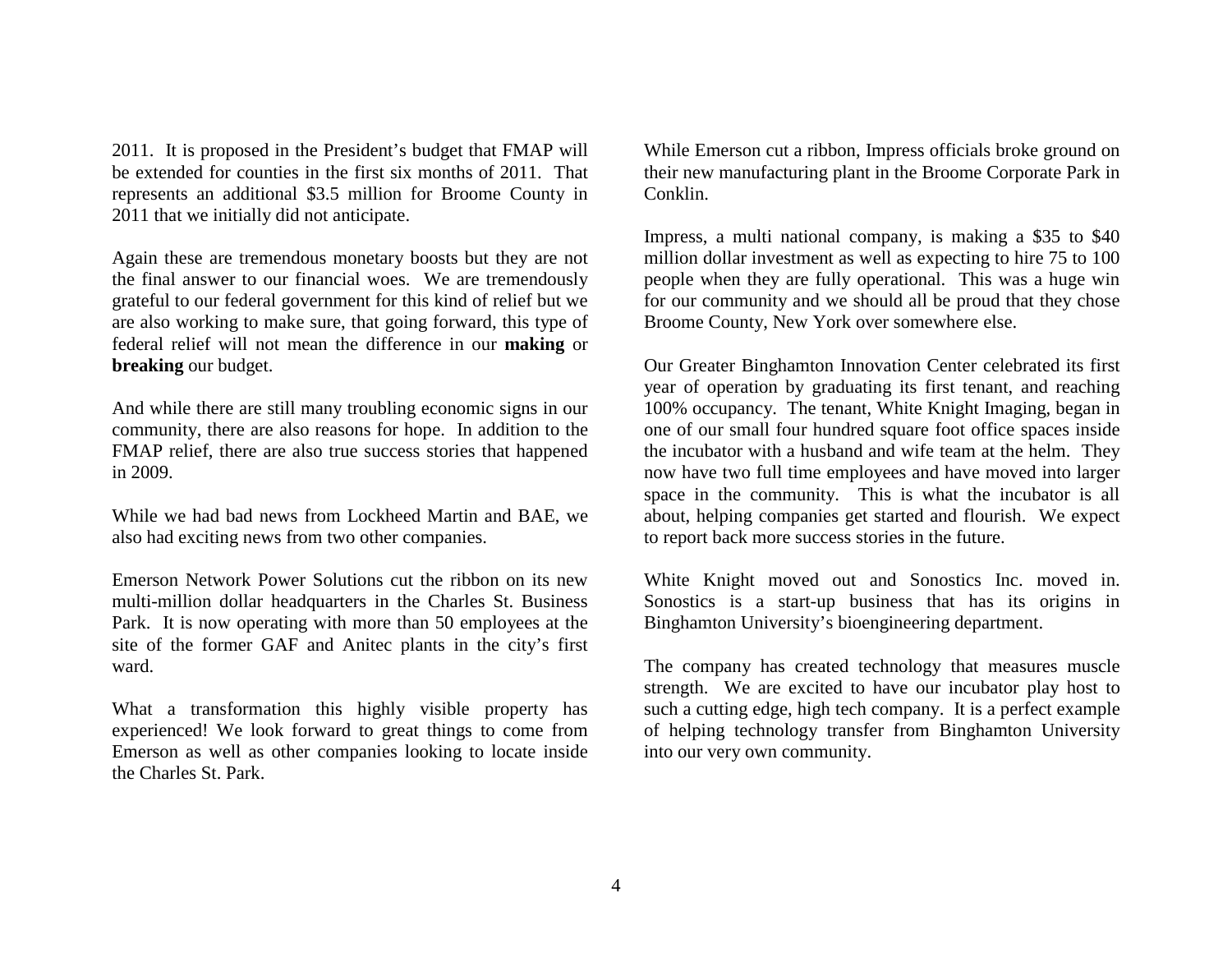2011. It is proposed in the President's budget that FMAP will be extended for counties in the first six months of 2011. That represents an additional $3.5 million for Broome County in 2011 that we initially did not anticipate.

Again these are tremendous monetary boosts but they are not the final answer to our financial woes. We are tremendously grateful to our federal government for this kind of relief but we are also working to make sure, that going forward, this type of federal relief will not mean the difference in our **making** or **breaking** our budget.

And while there are still many troubling economic signs in our community, there are also reasons for hope. In addition to the FMAP relief, there are also true success stories that happened in 2009.

While we had bad news from Lockheed Martin and BAE, we also had exciting news from two other companies.

Emerson Network Power Solutions cut the ribbon on its new multi-million dollar headquarters in the Charles St. Business Park. It is now operating with more than 50 employees at the site of the former GAF and Anitec plants in the city's first ward.

What a transformation this highly visible property has experienced! We look forward to great things to come from Emerson as well as other companies looking to locate inside the Charles St. Park.

While Emerson cut a ribbon, Impress officials broke ground on their new manufacturing plant in the Broome Corporate Park in Conklin.

Impress, a multi national company, is making a $35 to $40 million dollar investment as well as expecting to hire 75 to 100 people when they are fully operational. This was a huge win for our community and we should all be proud that they chose Broome County, New York over somewhere else.

Our Greater Binghamton Innovation Center celebrated its first year of operation by graduating its first tenant, and reaching 100% occupancy. The tenant, White Knight Imaging, began in one of our small four hundred square foot office spaces inside the incubator with a husband and wife team at the helm. They now have two full time employees and have moved into larger space in the community. This is what the incubator is all about, helping companies get started and flourish. We expect to report back more success stories in the future.

White Knight moved out and Sonostics Inc. moved in. Sonostics is a start-up business that has its origins in Binghamton University's bioengineering department.

The company has created technology that measures muscle strength. We are excited to have our incubator play host to such a cutting edge, high tech company. It is a perfect example of helping technology transfer from Binghamton University into our very own community.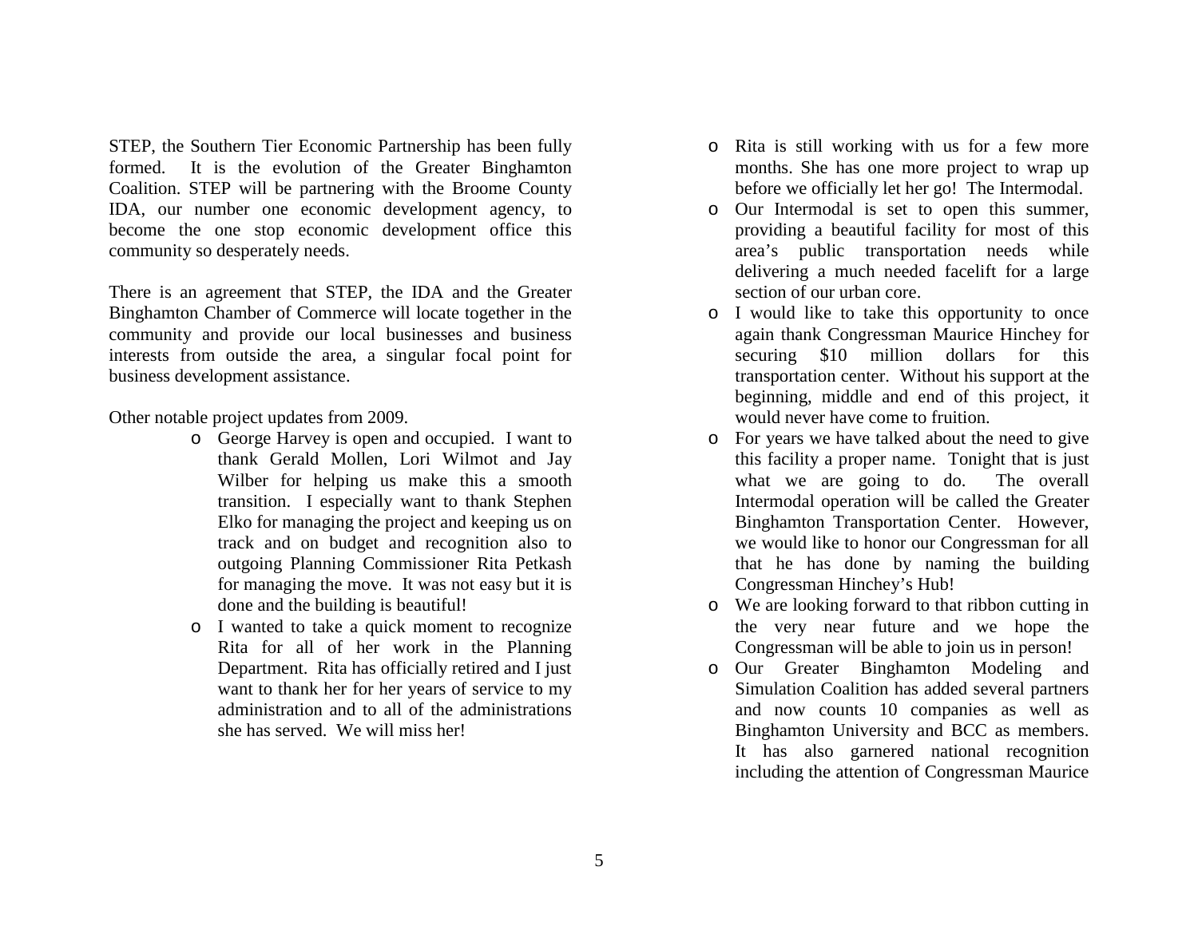STEP, the Southern Tier Economic Partnership has been fully formed. It is the evolution of the Greater Binghamton Coalition. STEP will be partnering with the Broome County IDA, our number one economic development agency, to become the one stop economic development office this community so desperately needs.

There is an agreement that STEP, the IDA and the Greater Binghamton Chamber of Commerce will locate together in the community and provide our local businesses and business interests from outside the area, a singular focal point for business development assistance.

Other notable project updates from 2009.

- George Harvey is open and occupied. I want to thank Gerald Mollen, Lori Wilmot and Jay Wilber for helping us make this a smooth transition. I especially want to thank Stephen Elko for managing the project and keeping us on track and on budget and recognition also to outgoing Planning Commissioner Rita Petkash for managing the move. It was not easy but it is done and the building is beautiful!
- I wanted to take a quick moment to recognize Rita for all of her work in the Planning Department. Rita has officially retired and I just want to thank her for her years of service to my administration and to all of the administrations she has served. We will miss her!
- Rita is still working with us for a few more months. She has one more project to wrap up before we officially let her go! The Intermodal.
- Our Intermodal is set to open this summer, providing a beautiful facility for most of this area's public transportation needs while delivering a much needed facelift for a large section of our urban core.
- I would like to take this opportunity to once again thank Congressman Maurice Hinchey for securing $10 million dollars for this transportation center. Without his support at the beginning, middle and end of this project, it would never have come to fruition.
- For years we have talked about the need to give this facility a proper name. Tonight that is just what we are going to do. The overall Intermodal operation will be called the Greater Binghamton Transportation Center. However, we would like to honor our Congressman for all that he has done by naming the building Congressman Hinchey's Hub!
- We are looking forward to that ribbon cutting in the very near future and we hope the Congressman will be able to join us in person!
- Our Greater Binghamton Modeling and Simulation Coalition has added several partners and now counts 10 companies as well as Binghamton University and BCC as members. It has also garnered national recognition including the attention of Congressman Maurice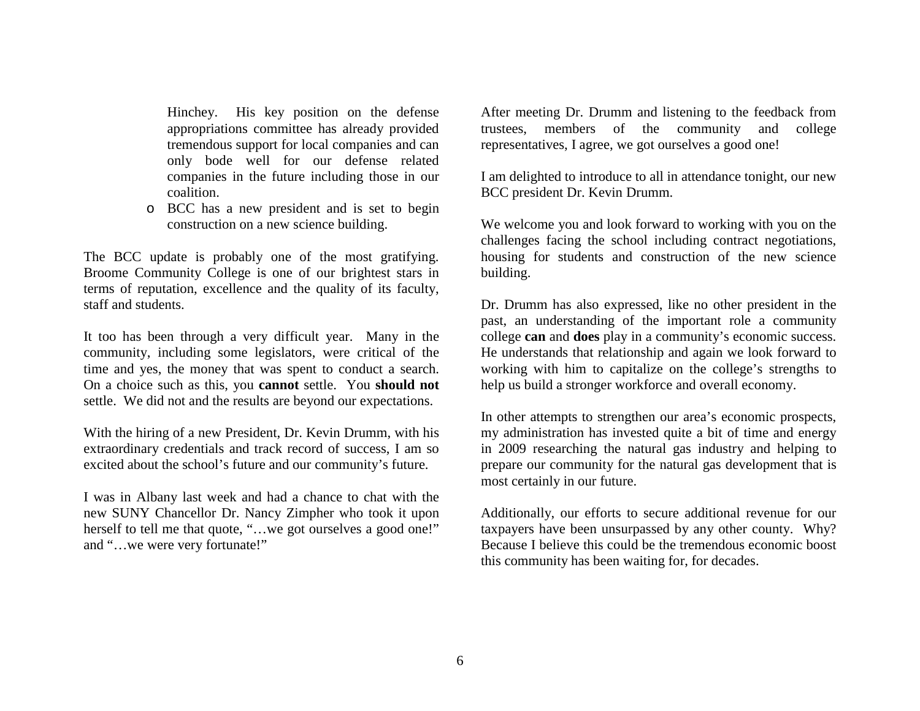Hinchey. His key position on the defense appropriations committee has already provided tremendous support for local companies and can only bode well for our defense related companies in the future including those in our coalition.

- BCC has a new president and is set to begin construction on a new science building.

The BCC update is probably one of the most gratifying. Broome Community College is one of our brightest stars in terms of reputation, excellence and the quality of its faculty, staff and students.

It too has been through a very difficult year. Many in the community, including some legislators, were critical of the time and yes, the money that was spent to conduct a search. On a choice such as this, you **cannot** settle. You **should not** settle. We did not and the results are beyond our expectations.

With the hiring of a new President, Dr. Kevin Drumm, with his extraordinary credentials and track record of success, I am so excited about the school's future and our community's future.

I was in Albany last week and had a chance to chat with the new SUNY Chancellor Dr. Nancy Zimpher who took it upon herself to tell me that quote, "…we got ourselves a good one!" and "…we were very fortunate!"

After meeting Dr. Drumm and listening to the feedback from trustees, members of the community and college representatives, I agree, we got ourselves a good one!

I am delighted to introduce to all in attendance tonight, our new BCC president Dr. Kevin Drumm.

We welcome you and look forward to working with you on the challenges facing the school including contract negotiations, housing for students and construction of the new science building.

Dr. Drumm has also expressed, like no other president in the past, an understanding of the important role a community college **can** and **does** play in a community's economic success. He understands that relationship and again we look forward to working with him to capitalize on the college's strengths to help us build a stronger workforce and overall economy.

In other attempts to strengthen our area's economic prospects, my administration has invested quite a bit of time and energy in 2009 researching the natural gas industry and helping to prepare our community for the natural gas development that is most certainly in our future.

Additionally, our efforts to secure additional revenue for our taxpayers have been unsurpassed by any other county. Why? Because I believe this could be the tremendous economic boost this community has been waiting for, for decades.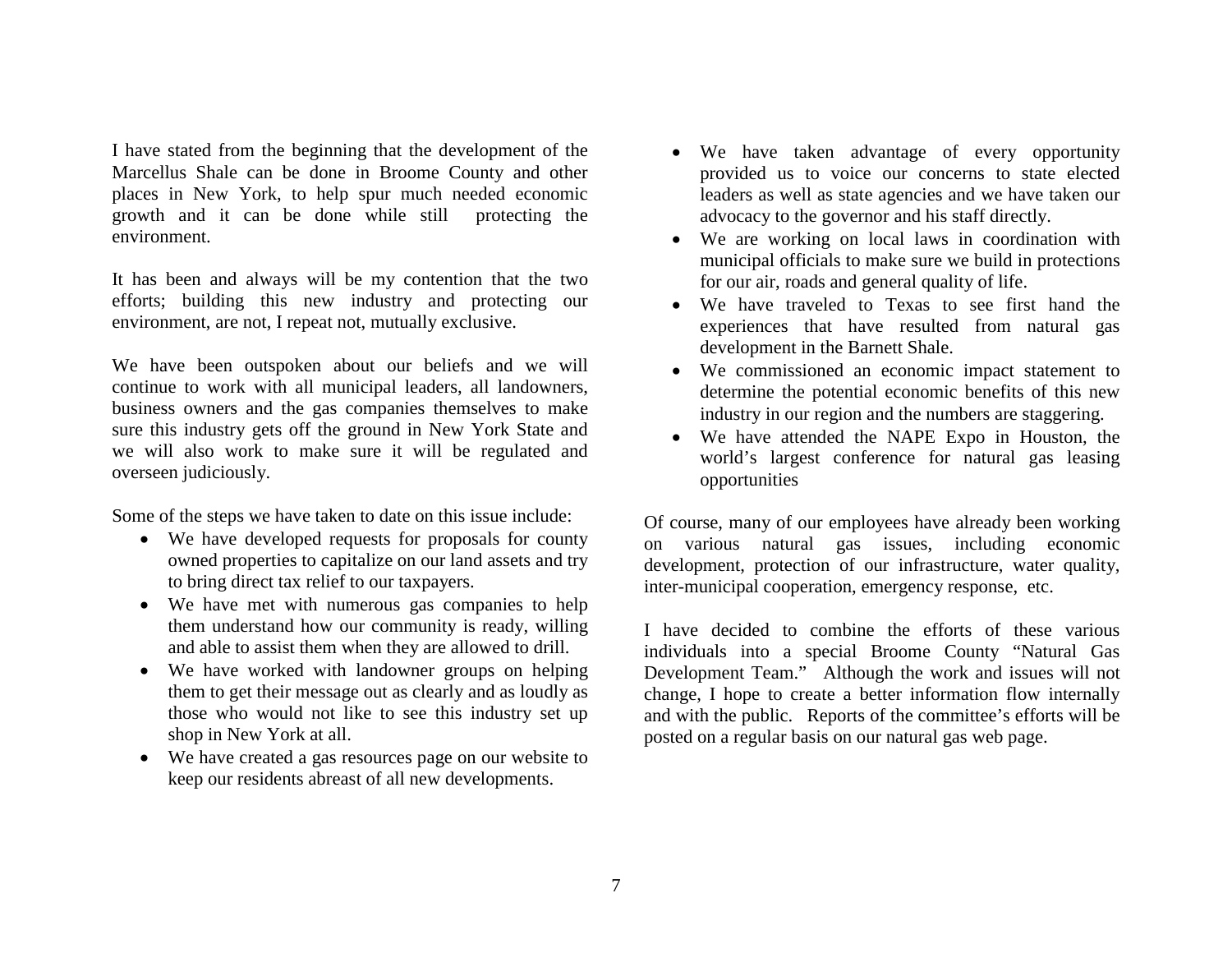I have stated from the beginning that the development of the Marcellus Shale can be done in Broome County and other places in New York, to help spur much needed economic growth and it can be done while still protecting the environment.

It has been and always will be my contention that the two efforts; building this new industry and protecting our environment, are not, I repeat not, mutually exclusive.

We have been outspoken about our beliefs and we will continue to work with all municipal leaders, all landowners, business owners and the gas companies themselves to make sure this industry gets off the ground in New York State and we will also work to make sure it will be regulated and overseen judiciously.

Some of the steps we have taken to date on this issue include:

- We have developed requests for proposals for county owned properties to capitalize on our land assets and try to bring direct tax relief to our taxpayers.
- We have met with numerous gas companies to help them understand how our community is ready, willing and able to assist them when they are allowed to drill.
- We have worked with landowner groups on helping them to get their message out as clearly and as loudly as those who would not like to see this industry set up shop in New York at all.
- We have created a gas resources page on our website to keep our residents abreast of all new developments.
- We have taken advantage of every opportunity provided us to voice our concerns to state elected leaders as well as state agencies and we have taken our advocacy to the governor and his staff directly.
- We are working on local laws in coordination with municipal officials to make sure we build in protections for our air, roads and general quality of life.
- We have traveled to Texas to see first hand the experiences that have resulted from natural gas development in the Barnett Shale.
- We commissioned an economic impact statement to determine the potential economic benefits of this new industry in our region and the numbers are staggering.
- We have attended the NAPE Expo in Houston, the world's largest conference for natural gas leasing opportunities

Of course, many of our employees have already been working on various natural gas issues, including economic development, protection of our infrastructure, water quality, inter-municipal cooperation, emergency response, etc.

I have decided to combine the efforts of these various individuals into a special Broome County "Natural Gas Development Team." Although the work and issues will not change, I hope to create a better information flow internally and with the public. Reports of the committee's efforts will be posted on a regular basis on our natural gas web page.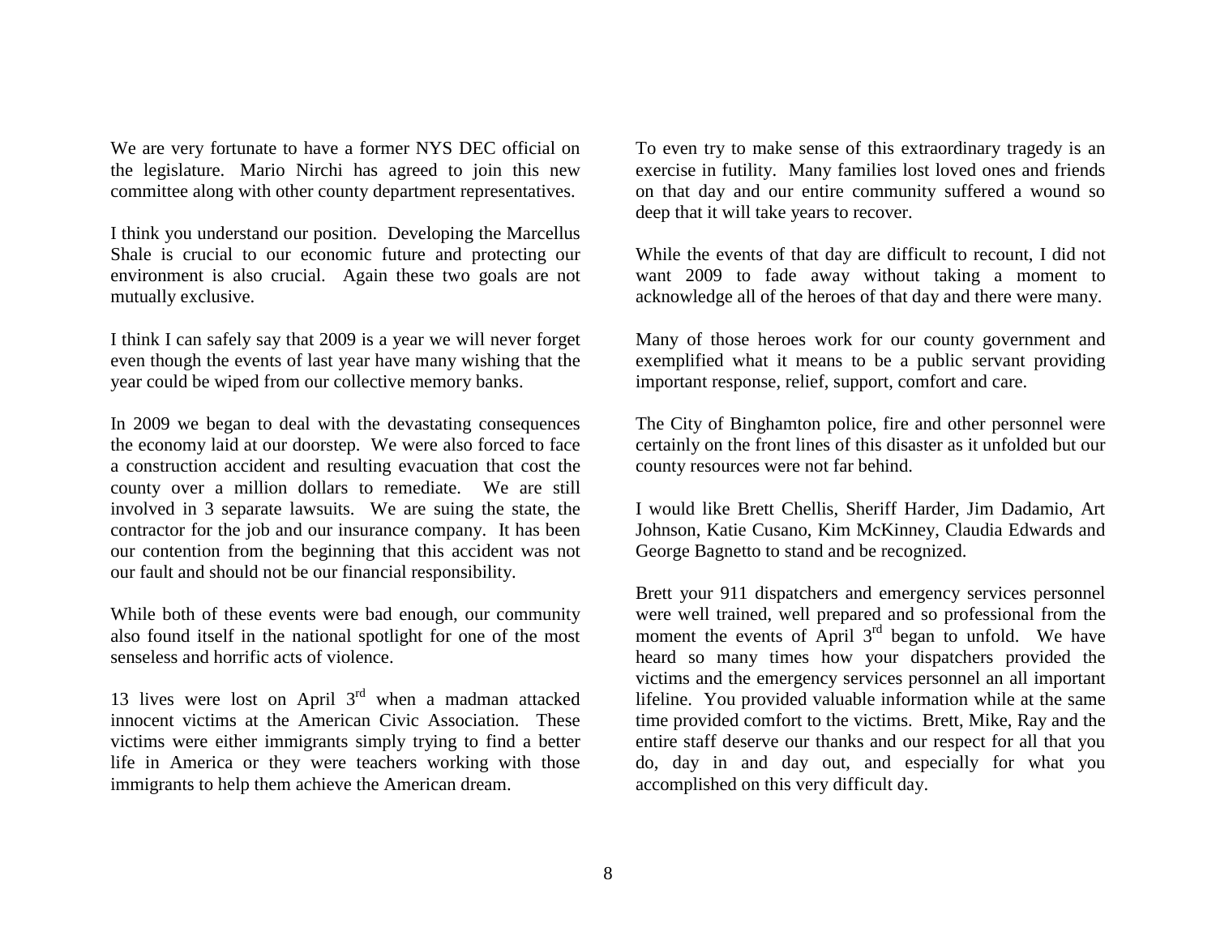We are very fortunate to have a former NYS DEC official on the legislature. Mario Nirchi has agreed to join this new committee along with other county department representatives.

I think you understand our position. Developing the Marcellus Shale is crucial to our economic future and protecting our environment is also crucial. Again these two goals are not mutually exclusive.

I think I can safely say that 2009 is a year we will never forget even though the events of last year have many wishing that the year could be wiped from our collective memory banks.

In 2009 we began to deal with the devastating consequences the economy laid at our doorstep. We were also forced to face a construction accident and resulting evacuation that cost the county over a million dollars to remediate. We are still involved in 3 separate lawsuits. We are suing the state, the contractor for the job and our insurance company. It has been our contention from the beginning that this accident was not our fault and should not be our financial responsibility.

While both of these events were bad enough, our community also found itself in the national spotlight for one of the most senseless and horrific acts of violence.

13 lives were lost on April 3rd when a madman attacked innocent victims at the American Civic Association. These victims were either immigrants simply trying to find a better life in America or they were teachers working with those immigrants to help them achieve the American dream.

To even try to make sense of this extraordinary tragedy is an exercise in futility. Many families lost loved ones and friends on that day and our entire community suffered a wound so deep that it will take years to recover.

While the events of that day are difficult to recount, I did not want 2009 to fade away without taking a moment to acknowledge all of the heroes of that day and there were many.

Many of those heroes work for our county government and exemplified what it means to be a public servant providing important response, relief, support, comfort and care.

The City of Binghamton police, fire and other personnel were certainly on the front lines of this disaster as it unfolded but our county resources were not far behind.

I would like Brett Chellis, Sheriff Harder, Jim Dadamio, Art Johnson, Katie Cusano, Kim McKinney, Claudia Edwards and George Bagnetto to stand and be recognized.

Brett your 911 dispatchers and emergency services personnel were well trained, well prepared and so professional from the moment the events of April 3rd began to unfold. We have heard so many times how your dispatchers provided the victims and the emergency services personnel an all important lifeline. You provided valuable information while at the same time provided comfort to the victims. Brett, Mike, Ray and the entire staff deserve our thanks and our respect for all that you do, day in and day out, and especially for what you accomplished on this very difficult day.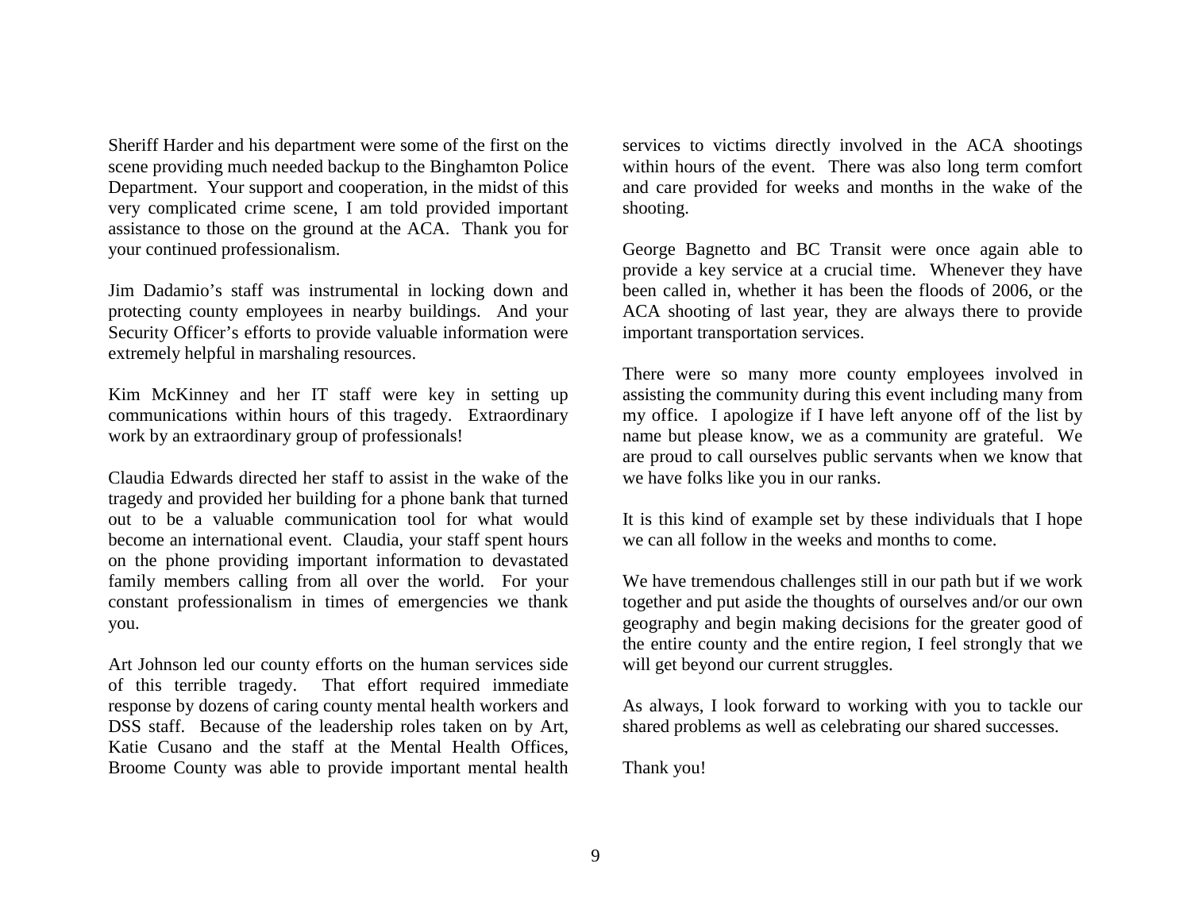Sheriff Harder and his department were some of the first on the scene providing much needed backup to the Binghamton Police Department. Your support and cooperation, in the midst of this very complicated crime scene, I am told provided important assistance to those on the ground at the ACA. Thank you for your continued professionalism.

Jim Dadamio's staff was instrumental in locking down and protecting county employees in nearby buildings. And your Security Officer's efforts to provide valuable information were extremely helpful in marshaling resources.

Kim McKinney and her IT staff were key in setting up communications within hours of this tragedy. Extraordinary work by an extraordinary group of professionals!

Claudia Edwards directed her staff to assist in the wake of the tragedy and provided her building for a phone bank that turned out to be a valuable communication tool for what would become an international event. Claudia, your staff spent hours on the phone providing important information to devastated family members calling from all over the world. For your constant professionalism in times of emergencies we thank you.

Art Johnson led our county efforts on the human services side of this terrible tragedy. That effort required immediate response by dozens of caring county mental health workers and DSS staff. Because of the leadership roles taken on by Art, Katie Cusano and the staff at the Mental Health Offices, Broome County was able to provide important mental health services to victims directly involved in the ACA shootings within hours of the event. There was also long term comfort and care provided for weeks and months in the wake of the shooting.

George Bagnetto and BC Transit were once again able to provide a key service at a crucial time. Whenever they have been called in, whether it has been the floods of 2006, or the ACA shooting of last year, they are always there to provide important transportation services.

There were so many more county employees involved in assisting the community during this event including many from my office. I apologize if I have left anyone off of the list by name but please know, we as a community are grateful. We are proud to call ourselves public servants when we know that we have folks like you in our ranks.

It is this kind of example set by these individuals that I hope we can all follow in the weeks and months to come.

We have tremendous challenges still in our path but if we work together and put aside the thoughts of ourselves and/or our own geography and begin making decisions for the greater good of the entire county and the entire region, I feel strongly that we will get beyond our current struggles.

As always, I look forward to working with you to tackle our shared problems as well as celebrating our shared successes.

Thank you!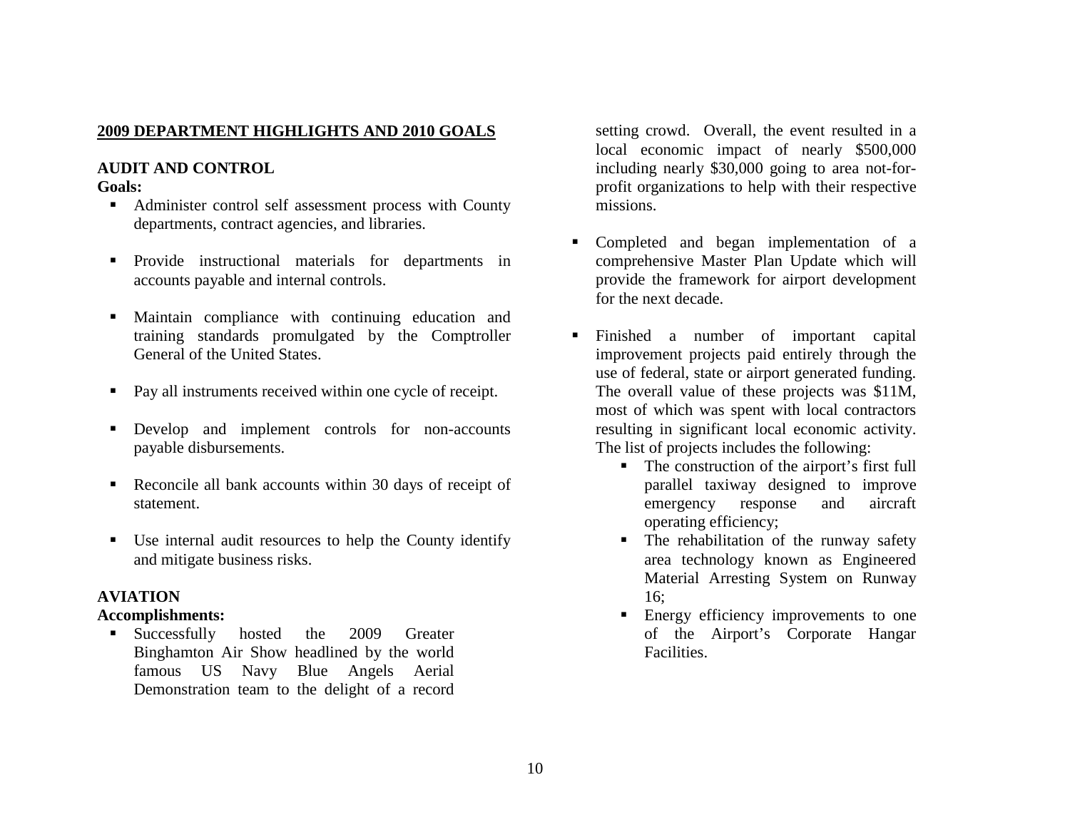## 2009 DEPARTMENT HIGHLIGHTS AND 2010 GOALS

### AUDIT AND CONTROL

**Goals:**

- Administer control self assessment process with County departments, contract agencies, and libraries.
- Provide instructional materials for departments in accounts payable and internal controls.
- Maintain compliance with continuing education and training standards promulgated by the Comptroller General of the United States.
- Pay all instruments received within one cycle of receipt.
- Develop and implement controls for non-accounts payable disbursements.
- Reconcile all bank accounts within 30 days of receipt of statement.
- Use internal audit resources to help the County identify and mitigate business risks.

### AVIATION

**Accomplishments:**

- Successfully hosted the 2009 Greater Binghamton Air Show headlined by the world famous US Navy Blue Angels Aerial Demonstration team to the delight of a record setting crowd. Overall, the event resulted in a local economic impact of nearly $500,000 including nearly $30,000 going to area not-for-profit organizations to help with their respective missions.
- Completed and began implementation of a comprehensive Master Plan Update which will provide the framework for airport development for the next decade.
- Finished a number of important capital improvement projects paid entirely through the use of federal, state or airport generated funding. The overall value of these projects was $11M, most of which was spent with local contractors resulting in significant local economic activity. The list of projects includes the following:
  - The construction of the airport's first full parallel taxiway designed to improve emergency response and aircraft operating efficiency;
  - The rehabilitation of the runway safety area technology known as Engineered Material Arresting System on Runway 16;
  - Energy efficiency improvements to one of the Airport's Corporate Hangar Facilities.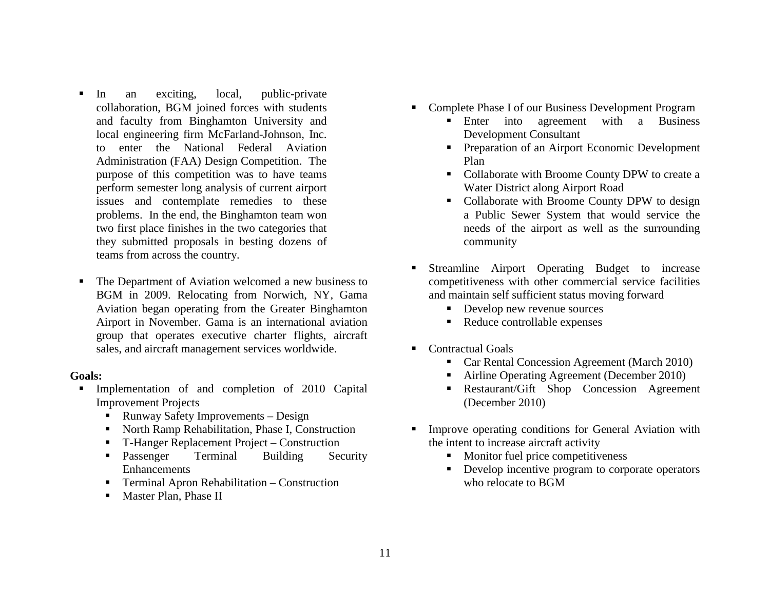- In an exciting, local, public-private collaboration, BGM joined forces with students and faculty from Binghamton University and local engineering firm McFarland-Johnson, Inc. to enter the National Federal Aviation Administration (FAA) Design Competition. The purpose of this competition was to have teams perform semester long analysis of current airport issues and contemplate remedies to these problems. In the end, the Binghamton team won two first place finishes in the two categories that they submitted proposals in besting dozens of teams from across the country.

- The Department of Aviation welcomed a new business to BGM in 2009. Relocating from Norwich, NY, Gama Aviation began operating from the Greater Binghamton Airport in November. Gama is an international aviation group that operates executive charter flights, aircraft sales, and aircraft management services worldwide.

**Goals:**

- Implementation of and completion of 2010 Capital Improvement Projects
  - Runway Safety Improvements – Design
  - North Ramp Rehabilitation, Phase I, Construction
  - T-Hanger Replacement Project – Construction
  - Passenger Terminal Building Security Enhancements
  - Terminal Apron Rehabilitation – Construction
  - Master Plan, Phase II

- Complete Phase I of our Business Development Program
  - Enter into agreement with a Business Development Consultant
  - Preparation of an Airport Economic Development Plan
  - Collaborate with Broome County DPW to create a Water District along Airport Road
  - Collaborate with Broome County DPW to design a Public Sewer System that would service the needs of the airport as well as the surrounding community

- Streamline Airport Operating Budget to increase competitiveness with other commercial service facilities and maintain self sufficient status moving forward
  - Develop new revenue sources
  - Reduce controllable expenses

- Contractual Goals
  - Car Rental Concession Agreement (March 2010)
  - Airline Operating Agreement (December 2010)
  - Restaurant/Gift Shop Concession Agreement (December 2010)

- Improve operating conditions for General Aviation with the intent to increase aircraft activity
  - Monitor fuel price competitiveness
  - Develop incentive program to corporate operators who relocate to BGM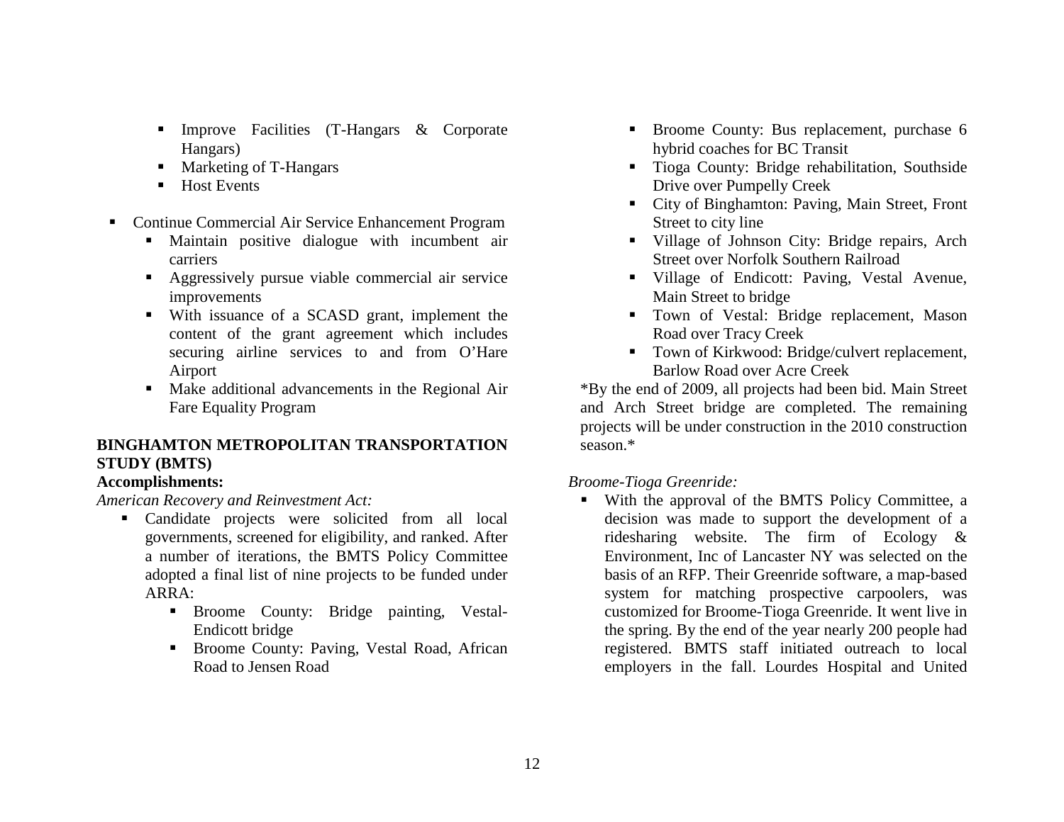- Improve Facilities (T-Hangars & Corporate Hangars)
- Marketing of T-Hangars
- Host Events

- Continue Commercial Air Service Enhancement Program
  - Maintain positive dialogue with incumbent air carriers
  - Aggressively pursue viable commercial air service improvements
  - With issuance of a SCASD grant, implement the content of the grant agreement which includes securing airline services to and from O'Hare Airport
  - Make additional advancements in the Regional Air Fare Equality Program

**BINGHAMTON METROPOLITAN TRANSPORTATION STUDY (BMTS)**

**Accomplishments:**

*American Recovery and Reinvestment Act:*

- Candidate projects were solicited from all local governments, screened for eligibility, and ranked. After a number of iterations, the BMTS Policy Committee adopted a final list of nine projects to be funded under ARRA:
  - Broome County: Bridge painting, Vestal-Endicott bridge
  - Broome County: Paving, Vestal Road, African Road to Jensen Road
  - Broome County: Bus replacement, purchase 6 hybrid coaches for BC Transit
  - Tioga County: Bridge rehabilitation, Southside Drive over Pumpelly Creek
  - City of Binghamton: Paving, Main Street, Front Street to city line
  - Village of Johnson City: Bridge repairs, Arch Street over Norfolk Southern Railroad
  - Village of Endicott: Paving, Vestal Avenue, Main Street to bridge
  - Town of Vestal: Bridge replacement, Mason Road over Tracy Creek
  - Town of Kirkwood: Bridge/culvert replacement, Barlow Road over Acre Creek

*By the end of 2009, all projects had been bid. Main Street and Arch Street bridge are completed. The remaining projects will be under construction in the 2010 construction season.*

*Broome-Tioga Greenride:*

- With the approval of the BMTS Policy Committee, a decision was made to support the development of a ridesharing website. The firm of Ecology & Environment, Inc of Lancaster NY was selected on the basis of an RFP. Their Greenride software, a map-based system for matching prospective carpoolers, was customized for Broome-Tioga Greenride. It went live in the spring. By the end of the year nearly 200 people had registered. BMTS staff initiated outreach to local employers in the fall. Lourdes Hospital and United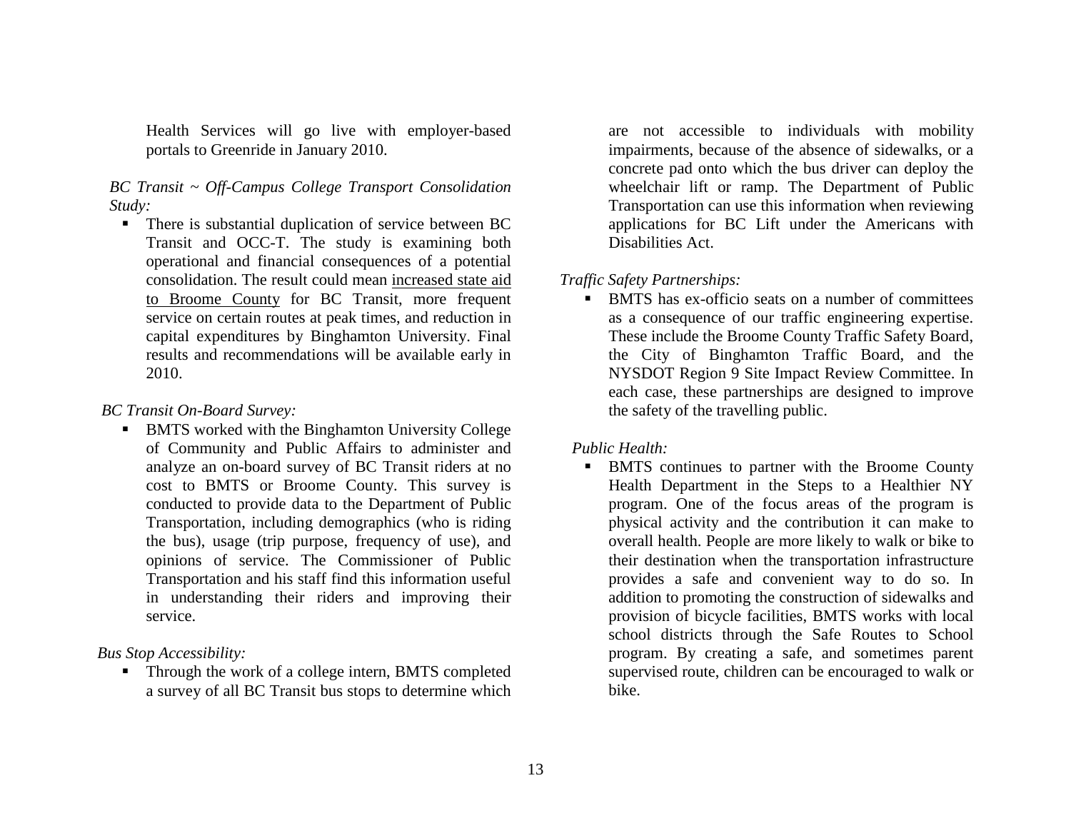Health Services will go live with employer-based portals to Greenride in January 2010.

*BC Transit ~ Off-Campus College Transport Consolidation Study:*

- There is substantial duplication of service between BC Transit and OCC-T. The study is examining both operational and financial consequences of a potential consolidation. The result could mean <u>increased state aid to Broome County</u> for BC Transit, more frequent service on certain routes at peak times, and reduction in capital expenditures by Binghamton University. Final results and recommendations will be available early in 2010.

*BC Transit On-Board Survey:*

- BMTS worked with the Binghamton University College of Community and Public Affairs to administer and analyze an on-board survey of BC Transit riders at no cost to BMTS or Broome County. This survey is conducted to provide data to the Department of Public Transportation, including demographics (who is riding the bus), usage (trip purpose, frequency of use), and opinions of service. The Commissioner of Public Transportation and his staff find this information useful in understanding their riders and improving their service.

*Bus Stop Accessibility:*

- Through the work of a college intern, BMTS completed a survey of all BC Transit bus stops to determine which are not accessible to individuals with mobility impairments, because of the absence of sidewalks, or a concrete pad onto which the bus driver can deploy the wheelchair lift or ramp. The Department of Public Transportation can use this information when reviewing applications for BC Lift under the Americans with Disabilities Act.

*Traffic Safety Partnerships:*

- BMTS has ex-officio seats on a number of committees as a consequence of our traffic engineering expertise. These include the Broome County Traffic Safety Board, the City of Binghamton Traffic Board, and the NYSDOT Region 9 Site Impact Review Committee. In each case, these partnerships are designed to improve the safety of the travelling public.

*Public Health:*

- BMTS continues to partner with the Broome County Health Department in the Steps to a Healthier NY program. One of the focus areas of the program is physical activity and the contribution it can make to overall health. People are more likely to walk or bike to their destination when the transportation infrastructure provides a safe and convenient way to do so. In addition to promoting the construction of sidewalks and provision of bicycle facilities, BMTS works with local school districts through the Safe Routes to School program. By creating a safe, and sometimes parent supervised route, children can be encouraged to walk or bike.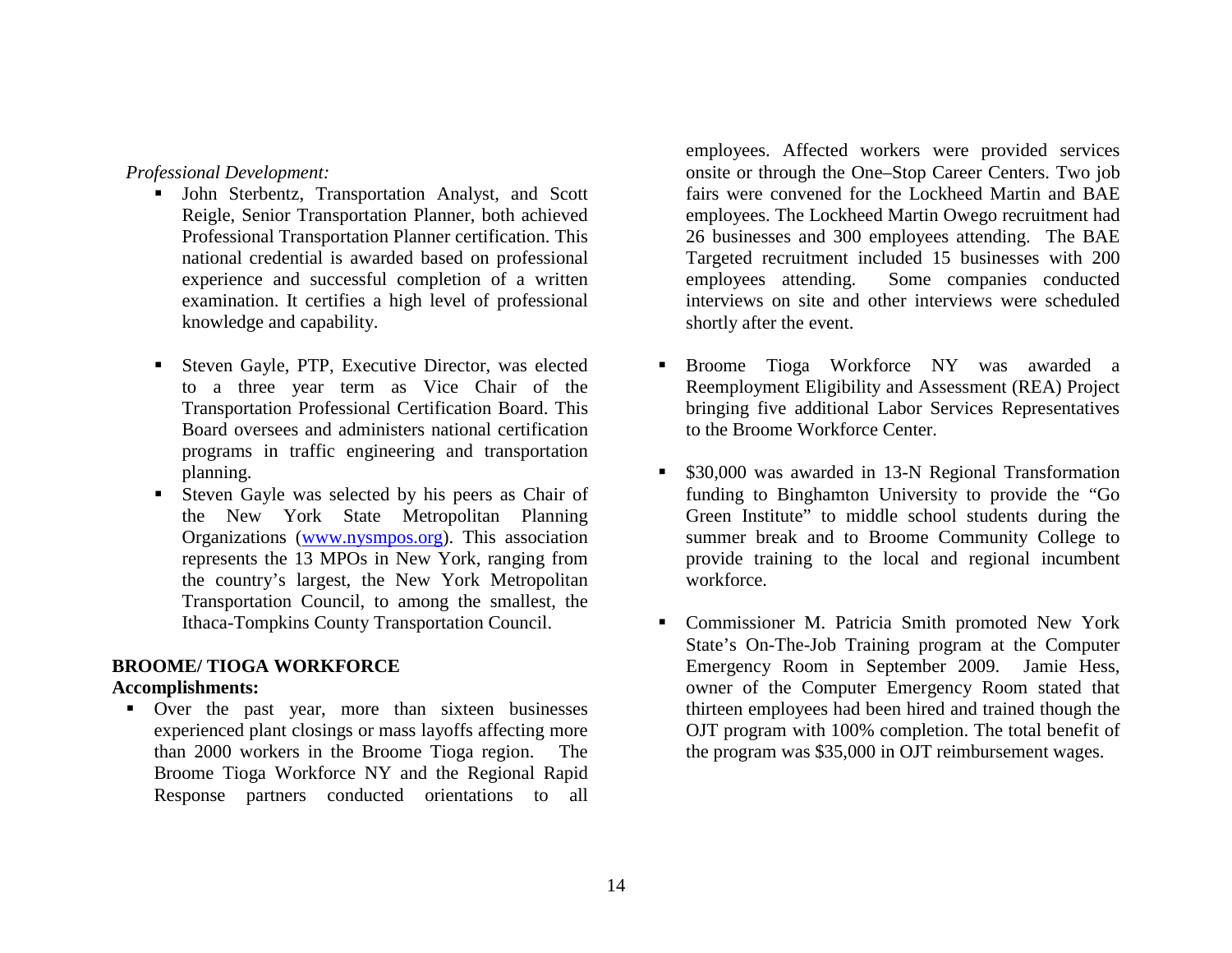*Professional Development:*

- John Sterbentz, Transportation Analyst, and Scott Reigle, Senior Transportation Planner, both achieved Professional Transportation Planner certification. This national credential is awarded based on professional experience and successful completion of a written examination. It certifies a high level of professional knowledge and capability.

- Steven Gayle, PTP, Executive Director, was elected to a three year term as Vice Chair of the Transportation Professional Certification Board. This Board oversees and administers national certification programs in traffic engineering and transportation planning.
- Steven Gayle was selected by his peers as Chair of the New York State Metropolitan Planning Organizations (www.nysmpos.org). This association represents the 13 MPOs in New York, ranging from the country's largest, the New York Metropolitan Transportation Council, to among the smallest, the Ithaca-Tompkins County Transportation Council.

**BROOME/ TIOGA WORKFORCE**

**Accomplishments:**

- Over the past year, more than sixteen businesses experienced plant closings or mass layoffs affecting more than 2000 workers in the Broome Tioga region. The Broome Tioga Workforce NY and the Regional Rapid Response partners conducted orientations to all employees. Affected workers were provided services onsite or through the One–Stop Career Centers. Two job fairs were convened for the Lockheed Martin and BAE employees. The Lockheed Martin Owego recruitment had 26 businesses and 300 employees attending. The BAE Targeted recruitment included 15 businesses with 200 employees attending. Some companies conducted interviews on site and other interviews were scheduled shortly after the event.

- Broome Tioga Workforce NY was awarded a Reemployment Eligibility and Assessment (REA) Project bringing five additional Labor Services Representatives to the Broome Workforce Center.

- \$30,000 was awarded in 13-N Regional Transformation funding to Binghamton University to provide the "Go Green Institute" to middle school students during the summer break and to Broome Community College to provide training to the local and regional incumbent workforce.

- Commissioner M. Patricia Smith promoted New York State's On-The-Job Training program at the Computer Emergency Room in September 2009. Jamie Hess, owner of the Computer Emergency Room stated that thirteen employees had been hired and trained though the OJT program with 100% completion. The total benefit of the program was \$35,000 in OJT reimbursement wages.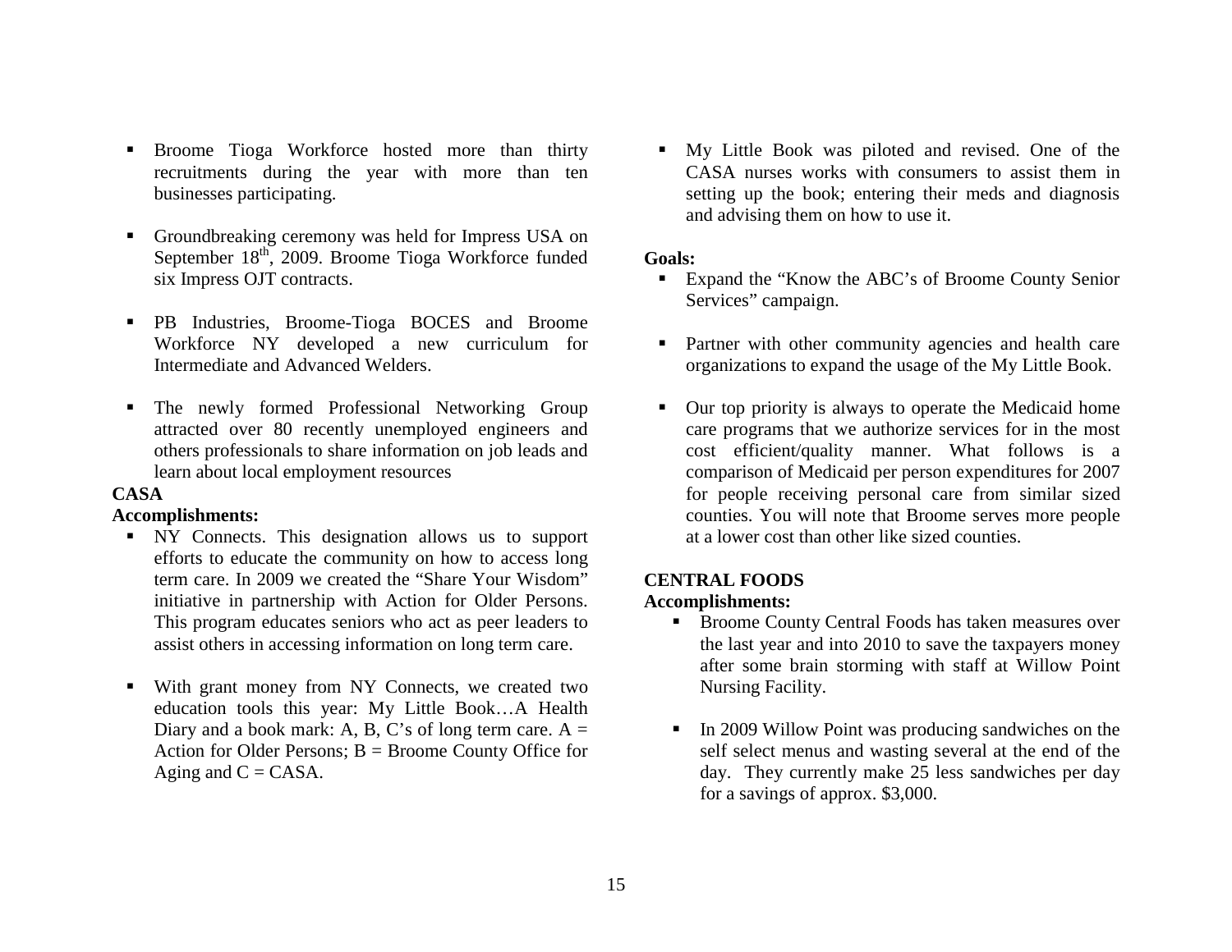- Broome Tioga Workforce hosted more than thirty recruitments during the year with more than ten businesses participating.

- Groundbreaking ceremony was held for Impress USA on September 18th, 2009. Broome Tioga Workforce funded six Impress OJT contracts.

- PB Industries, Broome-Tioga BOCES and Broome Workforce NY developed a new curriculum for Intermediate and Advanced Welders.

- The newly formed Professional Networking Group attracted over 80 recently unemployed engineers and others professionals to share information on job leads and learn about local employment resources

**CASA**

**Accomplishments:**

- NY Connects. This designation allows us to support efforts to educate the community on how to access long term care. In 2009 we created the "Share Your Wisdom" initiative in partnership with Action for Older Persons. This program educates seniors who act as peer leaders to assist others in accessing information on long term care.

- With grant money from NY Connects, we created two education tools this year: My Little Book…A Health Diary and a book mark: A, B, C's of long term care. A = Action for Older Persons; B = Broome County Office for Aging and C = CASA.

- My Little Book was piloted and revised. One of the CASA nurses works with consumers to assist them in setting up the book; entering their meds and diagnosis and advising them on how to use it.

**Goals:**

- Expand the "Know the ABC's of Broome County Senior Services" campaign.

- Partner with other community agencies and health care organizations to expand the usage of the My Little Book.

- Our top priority is always to operate the Medicaid home care programs that we authorize services for in the most cost efficient/quality manner. What follows is a comparison of Medicaid per person expenditures for 2007 for people receiving personal care from similar sized counties. You will note that Broome serves more people at a lower cost than other like sized counties.

**CENTRAL FOODS**

**Accomplishments:**

- Broome County Central Foods has taken measures over the last year and into 2010 to save the taxpayers money after some brain storming with staff at Willow Point Nursing Facility.

- In 2009 Willow Point was producing sandwiches on the self select menus and wasting several at the end of the day. They currently make 25 less sandwiches per day for a savings of approx. $3,000.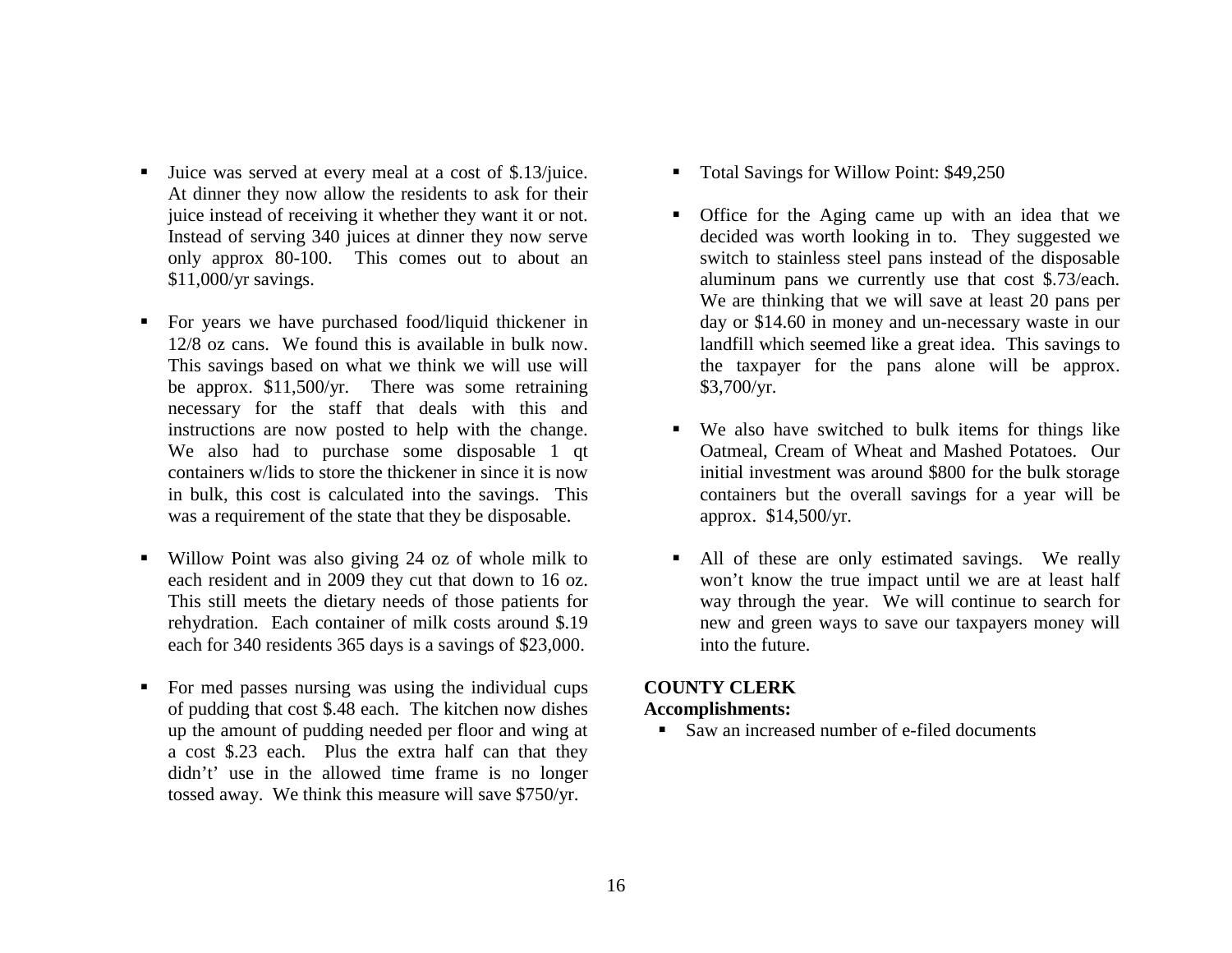- Juice was served at every meal at a cost of $.13/juice. At dinner they now allow the residents to ask for their juice instead of receiving it whether they want it or not. Instead of serving 340 juices at dinner they now serve only approx 80-100. This comes out to about an $11,000/yr savings.

- For years we have purchased food/liquid thickener in 12/8 oz cans. We found this is available in bulk now. This savings based on what we think we will use will be approx. $11,500/yr. There was some retraining necessary for the staff that deals with this and instructions are now posted to help with the change. We also had to purchase some disposable 1 qt containers w/lids to store the thickener in since it is now in bulk, this cost is calculated into the savings. This was a requirement of the state that they be disposable.

- Willow Point was also giving 24 oz of whole milk to each resident and in 2009 they cut that down to 16 oz. This still meets the dietary needs of those patients for rehydration. Each container of milk costs around $.19 each for 340 residents 365 days is a savings of $23,000.

- For med passes nursing was using the individual cups of pudding that cost $.48 each. The kitchen now dishes up the amount of pudding needed per floor and wing at a cost $.23 each. Plus the extra half can that they didn't' use in the allowed time frame is no longer tossed away. We think this measure will save $750/yr.

- Total Savings for Willow Point: $49,250

- Office for the Aging came up with an idea that we decided was worth looking in to. They suggested we switch to stainless steel pans instead of the disposable aluminum pans we currently use that cost $.73/each. We are thinking that we will save at least 20 pans per day or $14.60 in money and un-necessary waste in our landfill which seemed like a great idea. This savings to the taxpayer for the pans alone will be approx. $3,700/yr.

- We also have switched to bulk items for things like Oatmeal, Cream of Wheat and Mashed Potatoes. Our initial investment was around $800 for the bulk storage containers but the overall savings for a year will be approx. $14,500/yr.

- All of these are only estimated savings. We really won't know the true impact until we are at least half way through the year. We will continue to search for new and green ways to save our taxpayers money will into the future.

**COUNTY CLERK**

**Accomplishments:**

- Saw an increased number of e-filed documents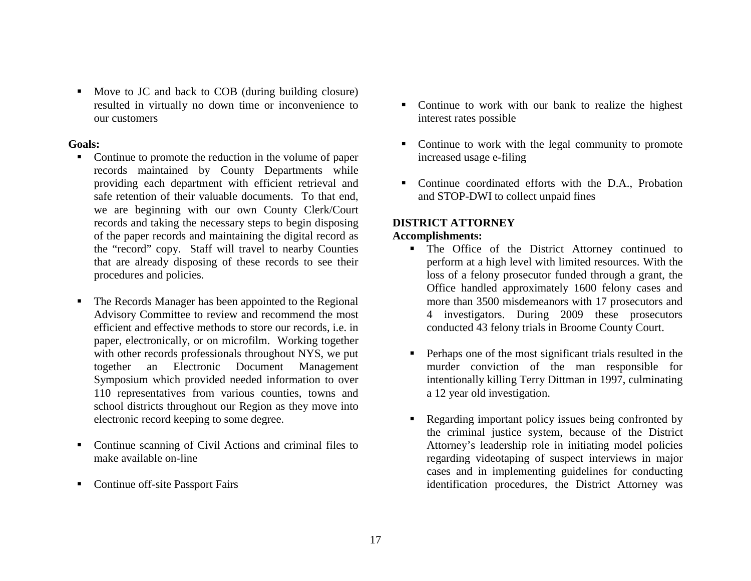- Move to JC and back to COB (during building closure) resulted in virtually no down time or inconvenience to our customers

**Goals:**

- Continue to promote the reduction in the volume of paper records maintained by County Departments while providing each department with efficient retrieval and safe retention of their valuable documents. To that end, we are beginning with our own County Clerk/Court records and taking the necessary steps to begin disposing of the paper records and maintaining the digital record as the "record" copy. Staff will travel to nearby Counties that are already disposing of these records to see their procedures and policies.
- The Records Manager has been appointed to the Regional Advisory Committee to review and recommend the most efficient and effective methods to store our records, i.e. in paper, electronically, or on microfilm. Working together with other records professionals throughout NYS, we put together an Electronic Document Management Symposium which provided needed information to over 110 representatives from various counties, towns and school districts throughout our Region as they move into electronic record keeping to some degree.
- Continue scanning of Civil Actions and criminal files to make available on-line
- Continue off-site Passport Fairs
- Continue to work with our bank to realize the highest interest rates possible
- Continue to work with the legal community to promote increased usage e-filing
- Continue coordinated efforts with the D.A., Probation and STOP-DWI to collect unpaid fines

**DISTRICT ATTORNEY**

**Accomplishments:**

- The Office of the District Attorney continued to perform at a high level with limited resources. With the loss of a felony prosecutor funded through a grant, the Office handled approximately 1600 felony cases and more than 3500 misdemeanors with 17 prosecutors and 4 investigators. During 2009 these prosecutors conducted 43 felony trials in Broome County Court.
- Perhaps one of the most significant trials resulted in the murder conviction of the man responsible for intentionally killing Terry Dittman in 1997, culminating a 12 year old investigation.
- Regarding important policy issues being confronted by the criminal justice system, because of the District Attorney's leadership role in initiating model policies regarding videotaping of suspect interviews in major cases and in implementing guidelines for conducting identification procedures, the District Attorney was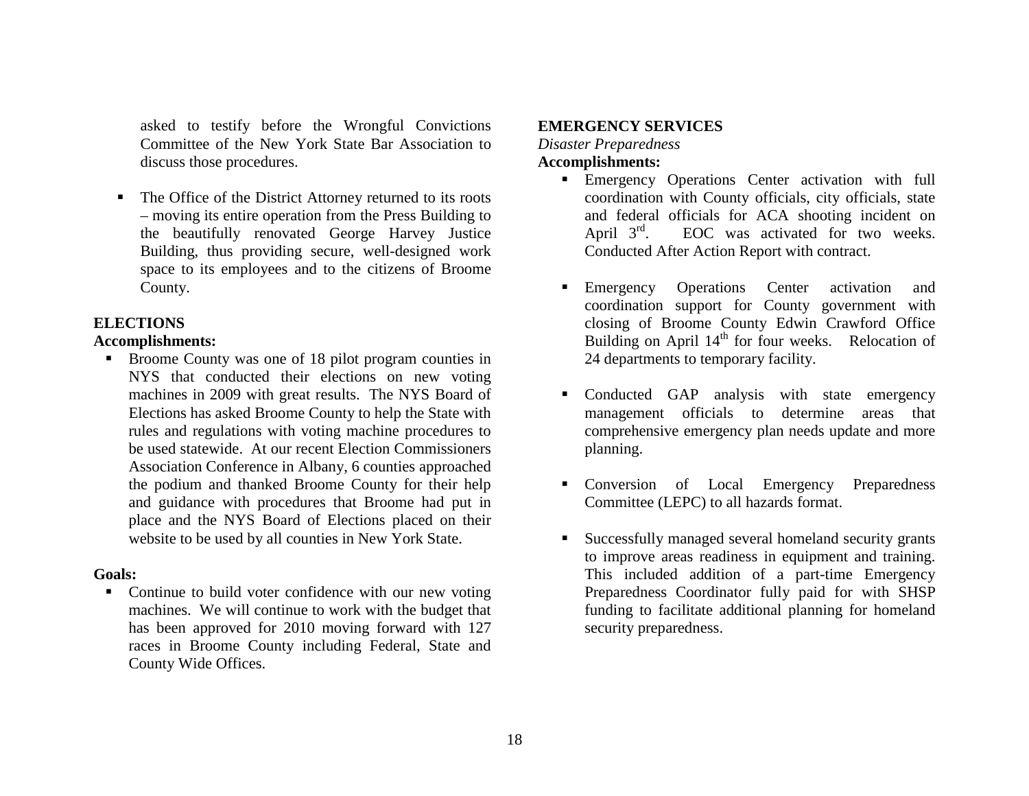asked to testify before the Wrongful Convictions Committee of the New York State Bar Association to discuss those procedures.

- The Office of the District Attorney returned to its roots – moving its entire operation from the Press Building to the beautifully renovated George Harvey Justice Building, thus providing secure, well-designed work space to its employees and to the citizens of Broome County.

**ELECTIONS**

**Accomplishments:**

- Broome County was one of 18 pilot program counties in NYS that conducted their elections on new voting machines in 2009 with great results. The NYS Board of Elections has asked Broome County to help the State with rules and regulations with voting machine procedures to be used statewide. At our recent Election Commissioners Association Conference in Albany, 6 counties approached the podium and thanked Broome County for their help and guidance with procedures that Broome had put in place and the NYS Board of Elections placed on their website to be used by all counties in New York State.

**Goals:**

- Continue to build voter confidence with our new voting machines. We will continue to work with the budget that has been approved for 2010 moving forward with 127 races in Broome County including Federal, State and County Wide Offices.

**EMERGENCY SERVICES**

*Disaster Preparedness*

**Accomplishments:**

- Emergency Operations Center activation with full coordination with County officials, city officials, state and federal officials for ACA shooting incident on April 3rd. EOC was activated for two weeks. Conducted After Action Report with contract.

- Emergency Operations Center activation and coordination support for County government with closing of Broome County Edwin Crawford Office Building on April 14th for four weeks. Relocation of 24 departments to temporary facility.

- Conducted GAP analysis with state emergency management officials to determine areas that comprehensive emergency plan needs update and more planning.

- Conversion of Local Emergency Preparedness Committee (LEPC) to all hazards format.

- Successfully managed several homeland security grants to improve areas readiness in equipment and training. This included addition of a part-time Emergency Preparedness Coordinator fully paid for with SHSP funding to facilitate additional planning for homeland security preparedness.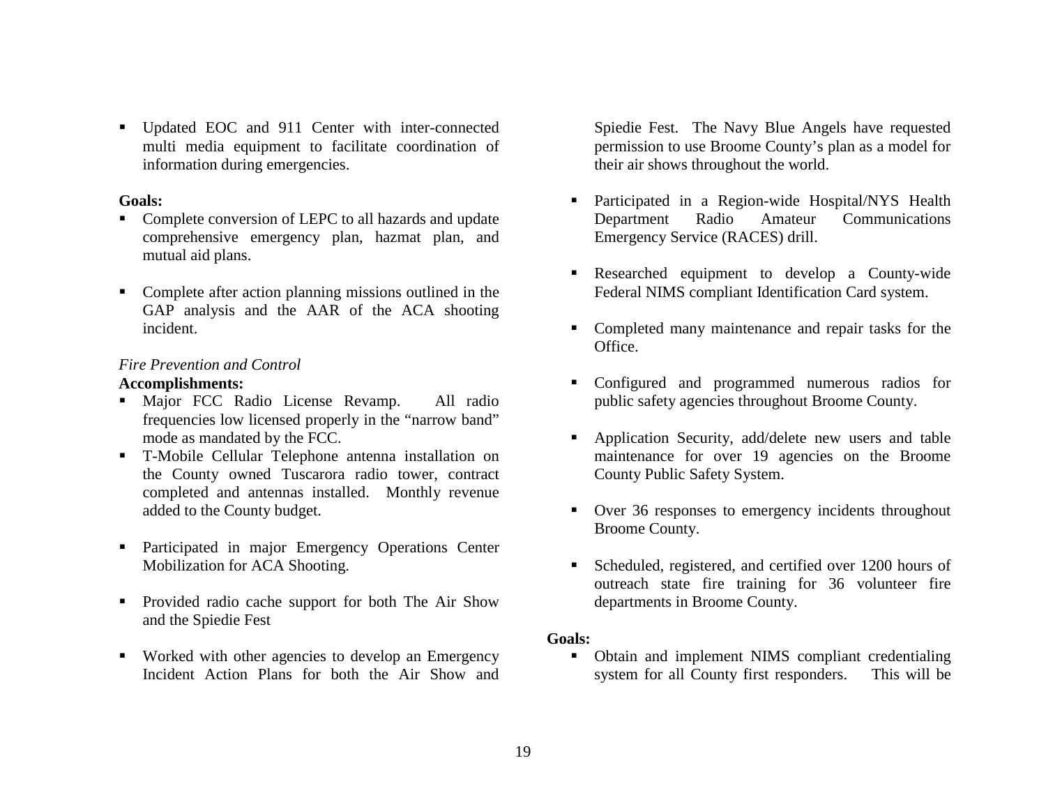- Updated EOC and 911 Center with inter-connected multi media equipment to facilitate coordination of information during emergencies.

**Goals:**
- Complete conversion of LEPC to all hazards and update comprehensive emergency plan, hazmat plan, and mutual aid plans.
- Complete after action planning missions outlined in the GAP analysis and the AAR of the ACA shooting incident.

*Fire Prevention and Control*

**Accomplishments:**
- Major FCC Radio License Revamp. All radio frequencies low licensed properly in the "narrow band" mode as mandated by the FCC.
- T-Mobile Cellular Telephone antenna installation on the County owned Tuscarora radio tower, contract completed and antennas installed. Monthly revenue added to the County budget.
- Participated in major Emergency Operations Center Mobilization for ACA Shooting.
- Provided radio cache support for both The Air Show and the Spiedie Fest
- Worked with other agencies to develop an Emergency Incident Action Plans for both the Air Show and Spiedie Fest. The Navy Blue Angels have requested permission to use Broome County's plan as a model for their air shows throughout the world.
- Participated in a Region-wide Hospital/NYS Health Department Radio Amateur Communications Emergency Service (RACES) drill.
- Researched equipment to develop a County-wide Federal NIMS compliant Identification Card system.
- Completed many maintenance and repair tasks for the Office.
- Configured and programmed numerous radios for public safety agencies throughout Broome County.
- Application Security, add/delete new users and table maintenance for over 19 agencies on the Broome County Public Safety System.
- Over 36 responses to emergency incidents throughout Broome County.
- Scheduled, registered, and certified over 1200 hours of outreach state fire training for 36 volunteer fire departments in Broome County.

**Goals:**
- Obtain and implement NIMS compliant credentialing system for all County first responders. This will be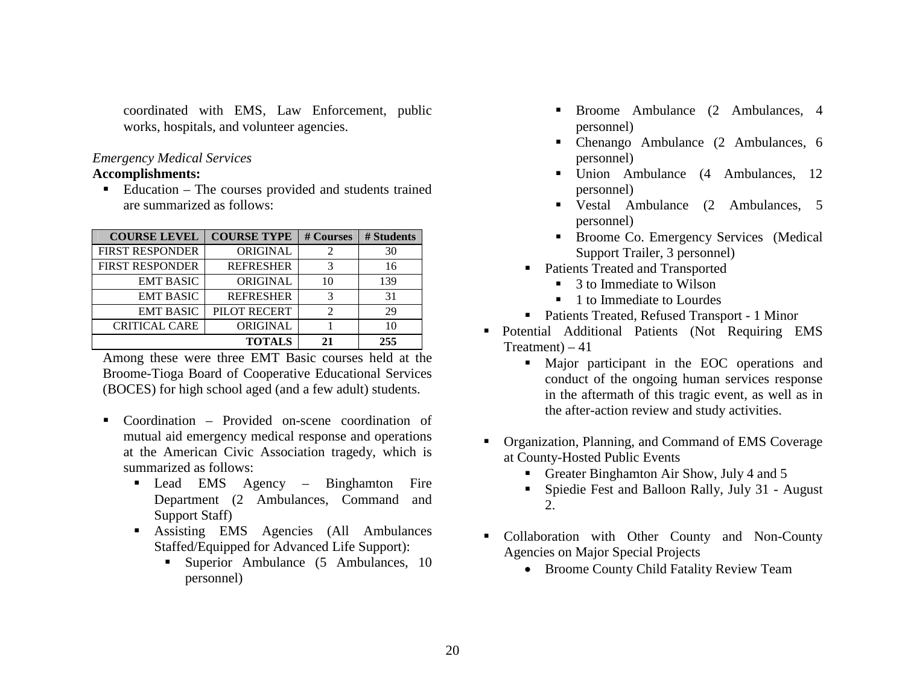coordinated with EMS, Law Enforcement, public works, hospitals, and volunteer agencies.

*Emergency Medical Services*

**Accomplishments:**

- Education – The courses provided and students trained are summarized as follows:

| COURSE LEVEL | COURSE TYPE | # Courses | # Students |
|---|---|---|---|
| FIRST RESPONDER | ORIGINAL | 2 | 30 |
| FIRST RESPONDER | REFRESHER | 3 | 16 |
| EMT BASIC | ORIGINAL | 10 | 139 |
| EMT BASIC | REFRESHER | 3 | 31 |
| EMT BASIC | PILOT RECERT | 2 | 29 |
| CRITICAL CARE | ORIGINAL | 1 | 10 |
| | **TOTALS** | **21** | **255** |

Among these were three EMT Basic courses held at the Broome-Tioga Board of Cooperative Educational Services (BOCES) for high school aged (and a few adult) students.

- Coordination – Provided on-scene coordination of mutual aid emergency medical response and operations at the American Civic Association tragedy, which is summarized as follows:
  - Lead EMS Agency – Binghamton Fire Department (2 Ambulances, Command and Support Staff)
  - Assisting EMS Agencies (All Ambulances Staffed/Equipped for Advanced Life Support):
    - Superior Ambulance (5 Ambulances, 10 personnel)
    - Broome Ambulance (2 Ambulances, 4 personnel)
    - Chenango Ambulance (2 Ambulances, 6 personnel)
    - Union Ambulance (4 Ambulances, 12 personnel)
    - Vestal Ambulance (2 Ambulances, 5 personnel)
    - Broome Co. Emergency Services (Medical Support Trailer, 3 personnel)
  - Patients Treated and Transported
    - 3 to Immediate to Wilson
    - 1 to Immediate to Lourdes
  - Patients Treated, Refused Transport - 1 Minor
- Potential Additional Patients (Not Requiring EMS Treatment) – 41
  - Major participant in the EOC operations and conduct of the ongoing human services response in the aftermath of this tragic event, as well as in the after-action review and study activities.

- Organization, Planning, and Command of EMS Coverage at County-Hosted Public Events
  - Greater Binghamton Air Show, July 4 and 5
  - Spiedie Fest and Balloon Rally, July 31 - August 2.

- Collaboration with Other County and Non-County Agencies on Major Special Projects
  - Broome County Child Fatality Review Team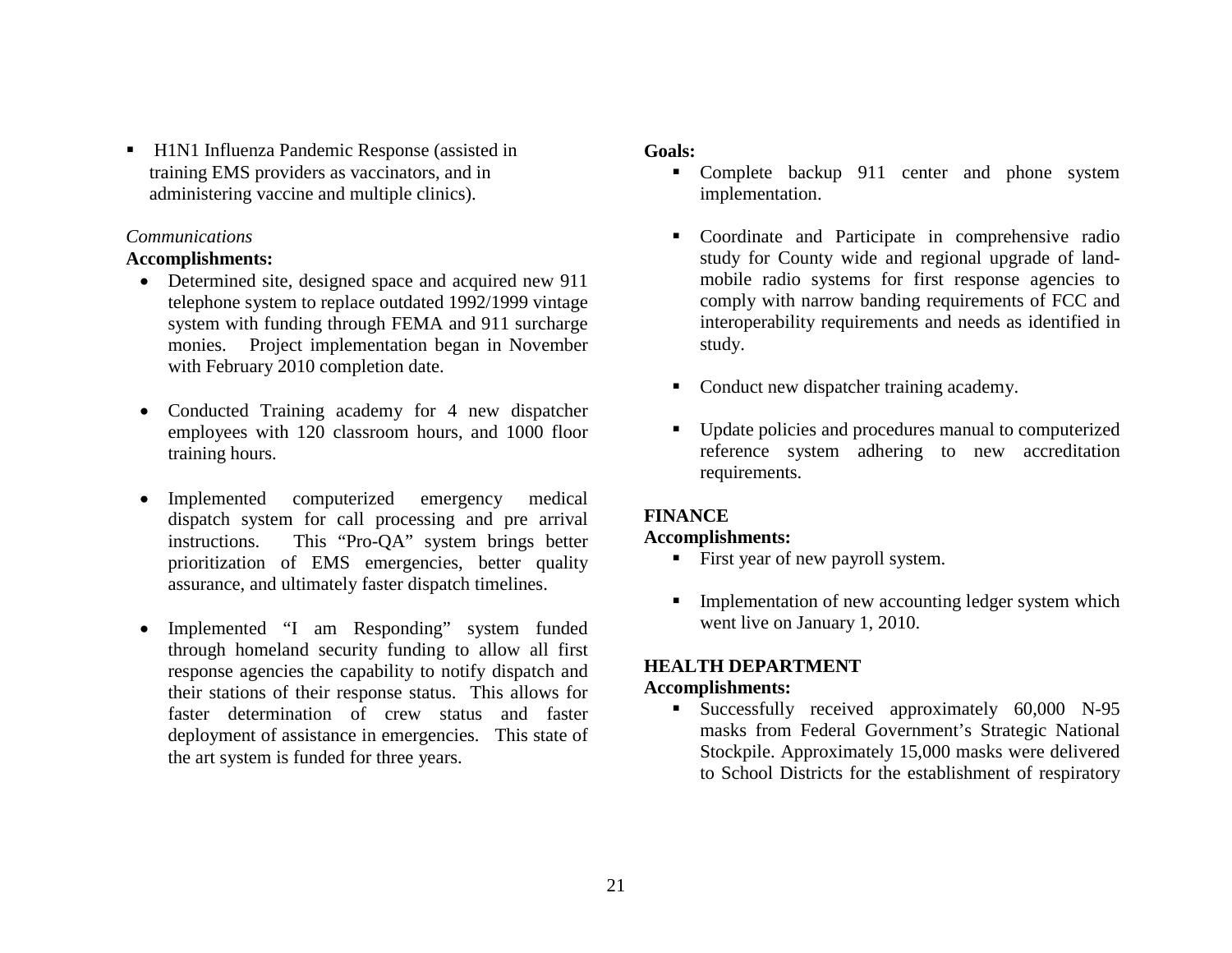- H1N1 Influenza Pandemic Response (assisted in training EMS providers as vaccinators, and in administering vaccine and multiple clinics).

*Communications*

**Accomplishments:**

- Determined site, designed space and acquired new 911 telephone system to replace outdated 1992/1999 vintage system with funding through FEMA and 911 surcharge monies. Project implementation began in November with February 2010 completion date.

- Conducted Training academy for 4 new dispatcher employees with 120 classroom hours, and 1000 floor training hours.

- Implemented computerized emergency medical dispatch system for call processing and pre arrival instructions. This "Pro-QA" system brings better prioritization of EMS emergencies, better quality assurance, and ultimately faster dispatch timelines.

- Implemented "I am Responding" system funded through homeland security funding to allow all first response agencies the capability to notify dispatch and their stations of their response status. This allows for faster determination of crew status and faster deployment of assistance in emergencies. This state of the art system is funded for three years.

**Goals:**

- Complete backup 911 center and phone system implementation.

- Coordinate and Participate in comprehensive radio study for County wide and regional upgrade of land-mobile radio systems for first response agencies to comply with narrow banding requirements of FCC and interoperability requirements and needs as identified in study.

- Conduct new dispatcher training academy.

- Update policies and procedures manual to computerized reference system adhering to new accreditation requirements.

## FINANCE

**Accomplishments:**

- First year of new payroll system.

- Implementation of new accounting ledger system which went live on January 1, 2010.

## HEALTH DEPARTMENT

**Accomplishments:**

- Successfully received approximately 60,000 N-95 masks from Federal Government's Strategic National Stockpile. Approximately 15,000 masks were delivered to School Districts for the establishment of respiratory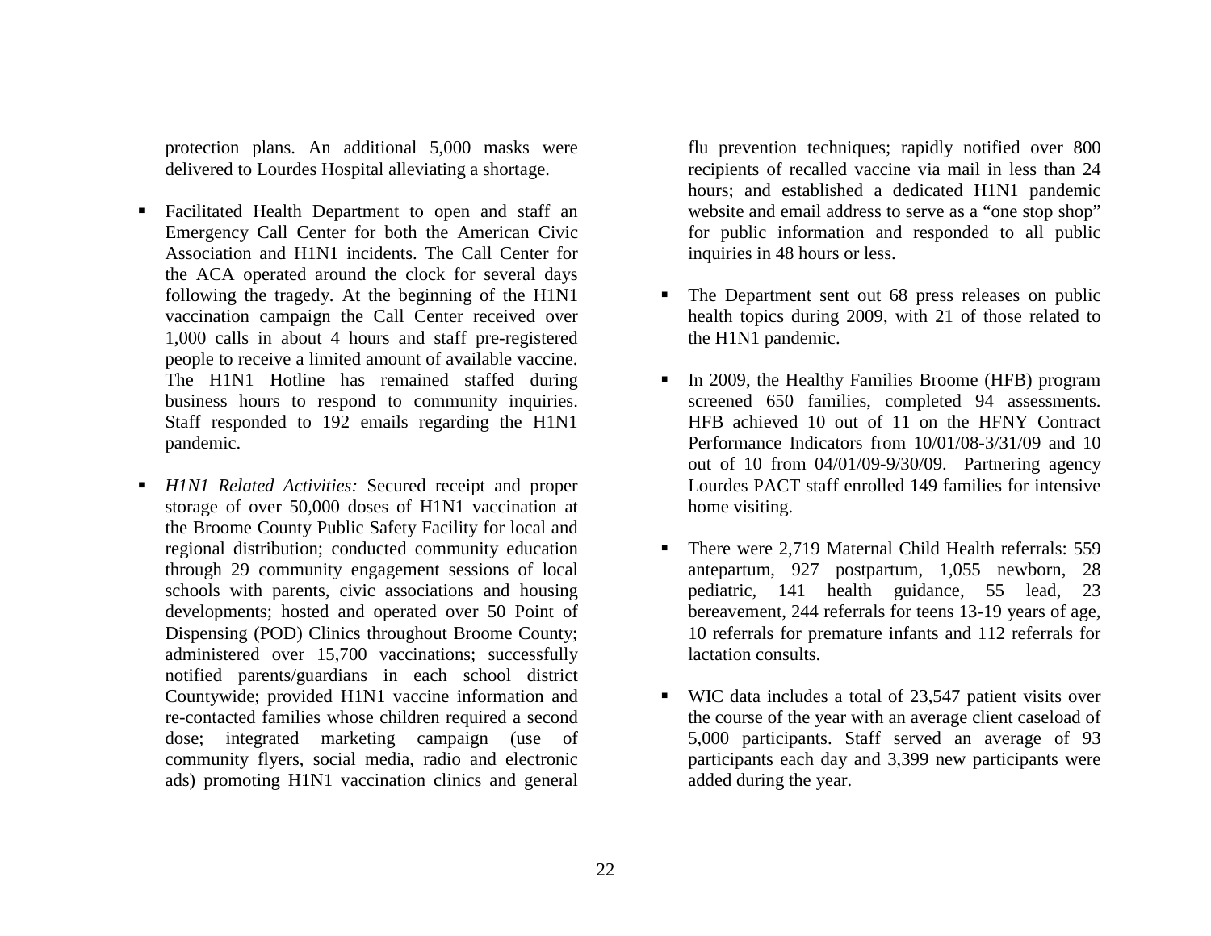protection plans. An additional 5,000 masks were delivered to Lourdes Hospital alleviating a shortage.

- Facilitated Health Department to open and staff an Emergency Call Center for both the American Civic Association and H1N1 incidents. The Call Center for the ACA operated around the clock for several days following the tragedy. At the beginning of the H1N1 vaccination campaign the Call Center received over 1,000 calls in about 4 hours and staff pre-registered people to receive a limited amount of available vaccine. The H1N1 Hotline has remained staffed during business hours to respond to community inquiries. Staff responded to 192 emails regarding the H1N1 pandemic.

- *H1N1 Related Activities:* Secured receipt and proper storage of over 50,000 doses of H1N1 vaccination at the Broome County Public Safety Facility for local and regional distribution; conducted community education through 29 community engagement sessions of local schools with parents, civic associations and housing developments; hosted and operated over 50 Point of Dispensing (POD) Clinics throughout Broome County; administered over 15,700 vaccinations; successfully notified parents/guardians in each school district Countywide; provided H1N1 vaccine information and re-contacted families whose children required a second dose; integrated marketing campaign (use of community flyers, social media, radio and electronic ads) promoting H1N1 vaccination clinics and general flu prevention techniques; rapidly notified over 800 recipients of recalled vaccine via mail in less than 24 hours; and established a dedicated H1N1 pandemic website and email address to serve as a "one stop shop" for public information and responded to all public inquiries in 48 hours or less.

- The Department sent out 68 press releases on public health topics during 2009, with 21 of those related to the H1N1 pandemic.

- In 2009, the Healthy Families Broome (HFB) program screened 650 families, completed 94 assessments. HFB achieved 10 out of 11 on the HFNY Contract Performance Indicators from 10/01/08-3/31/09 and 10 out of 10 from 04/01/09-9/30/09. Partnering agency Lourdes PACT staff enrolled 149 families for intensive home visiting.

- There were 2,719 Maternal Child Health referrals: 559 antepartum, 927 postpartum, 1,055 newborn, 28 pediatric, 141 health guidance, 55 lead, 23 bereavement, 244 referrals for teens 13-19 years of age, 10 referrals for premature infants and 112 referrals for lactation consults.

- WIC data includes a total of 23,547 patient visits over the course of the year with an average client caseload of 5,000 participants. Staff served an average of 93 participants each day and 3,399 new participants were added during the year.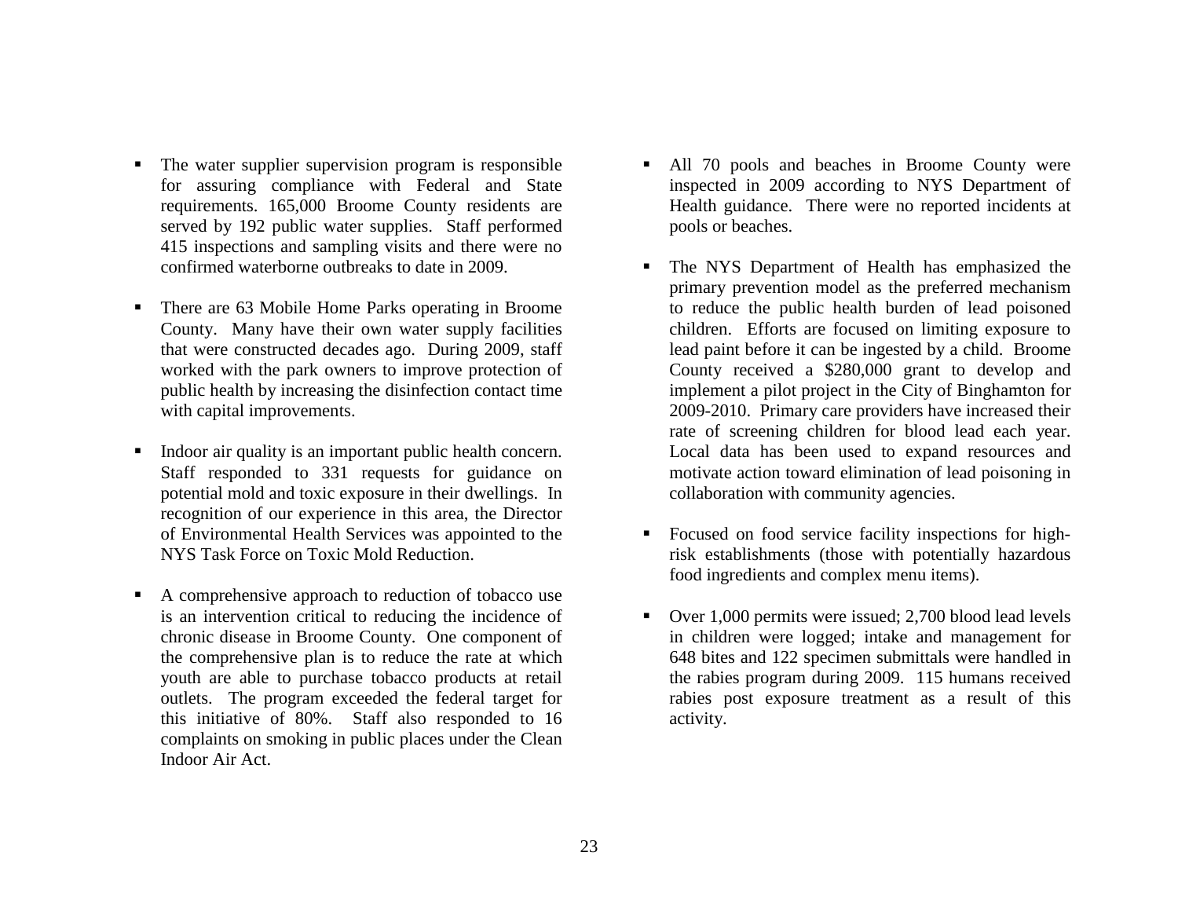- The water supplier supervision program is responsible for assuring compliance with Federal and State requirements. 165,000 Broome County residents are served by 192 public water supplies. Staff performed 415 inspections and sampling visits and there were no confirmed waterborne outbreaks to date in 2009.

- There are 63 Mobile Home Parks operating in Broome County. Many have their own water supply facilities that were constructed decades ago. During 2009, staff worked with the park owners to improve protection of public health by increasing the disinfection contact time with capital improvements.

- Indoor air quality is an important public health concern. Staff responded to 331 requests for guidance on potential mold and toxic exposure in their dwellings. In recognition of our experience in this area, the Director of Environmental Health Services was appointed to the NYS Task Force on Toxic Mold Reduction.

- A comprehensive approach to reduction of tobacco use is an intervention critical to reducing the incidence of chronic disease in Broome County. One component of the comprehensive plan is to reduce the rate at which youth are able to purchase tobacco products at retail outlets. The program exceeded the federal target for this initiative of 80%. Staff also responded to 16 complaints on smoking in public places under the Clean Indoor Air Act.

- All 70 pools and beaches in Broome County were inspected in 2009 according to NYS Department of Health guidance. There were no reported incidents at pools or beaches.

- The NYS Department of Health has emphasized the primary prevention model as the preferred mechanism to reduce the public health burden of lead poisoned children. Efforts are focused on limiting exposure to lead paint before it can be ingested by a child. Broome County received a $280,000 grant to develop and implement a pilot project in the City of Binghamton for 2009-2010. Primary care providers have increased their rate of screening children for blood lead each year. Local data has been used to expand resources and motivate action toward elimination of lead poisoning in collaboration with community agencies.

- Focused on food service facility inspections for high-risk establishments (those with potentially hazardous food ingredients and complex menu items).

- Over 1,000 permits were issued; 2,700 blood lead levels in children were logged; intake and management for 648 bites and 122 specimen submittals were handled in the rabies program during 2009. 115 humans received rabies post exposure treatment as a result of this activity.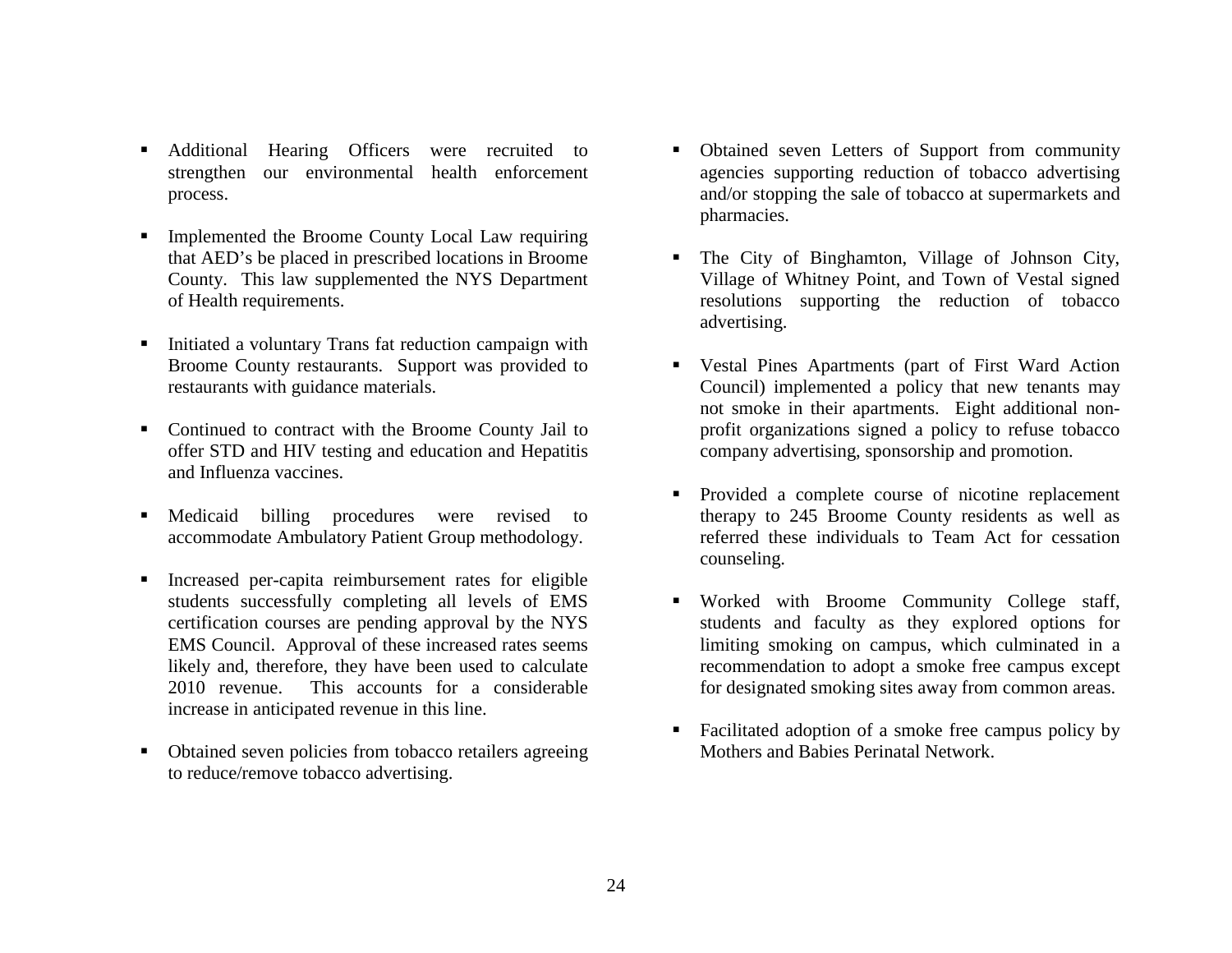- Additional Hearing Officers were recruited to strengthen our environmental health enforcement process.

- Implemented the Broome County Local Law requiring that AED's be placed in prescribed locations in Broome County. This law supplemented the NYS Department of Health requirements.

- Initiated a voluntary Trans fat reduction campaign with Broome County restaurants. Support was provided to restaurants with guidance materials.

- Continued to contract with the Broome County Jail to offer STD and HIV testing and education and Hepatitis and Influenza vaccines.

- Medicaid billing procedures were revised to accommodate Ambulatory Patient Group methodology.

- Increased per-capita reimbursement rates for eligible students successfully completing all levels of EMS certification courses are pending approval by the NYS EMS Council. Approval of these increased rates seems likely and, therefore, they have been used to calculate 2010 revenue. This accounts for a considerable increase in anticipated revenue in this line.

- Obtained seven policies from tobacco retailers agreeing to reduce/remove tobacco advertising.

- Obtained seven Letters of Support from community agencies supporting reduction of tobacco advertising and/or stopping the sale of tobacco at supermarkets and pharmacies.

- The City of Binghamton, Village of Johnson City, Village of Whitney Point, and Town of Vestal signed resolutions supporting the reduction of tobacco advertising.

- Vestal Pines Apartments (part of First Ward Action Council) implemented a policy that new tenants may not smoke in their apartments. Eight additional non-profit organizations signed a policy to refuse tobacco company advertising, sponsorship and promotion.

- Provided a complete course of nicotine replacement therapy to 245 Broome County residents as well as referred these individuals to Team Act for cessation counseling.

- Worked with Broome Community College staff, students and faculty as they explored options for limiting smoking on campus, which culminated in a recommendation to adopt a smoke free campus except for designated smoking sites away from common areas.

- Facilitated adoption of a smoke free campus policy by Mothers and Babies Perinatal Network.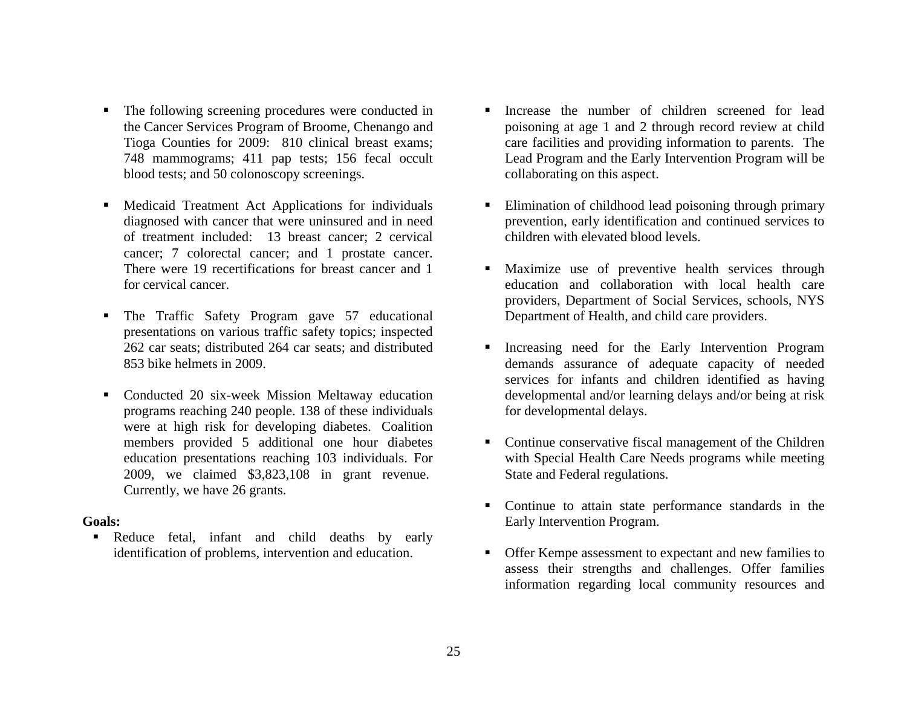- The following screening procedures were conducted in the Cancer Services Program of Broome, Chenango and Tioga Counties for 2009: 810 clinical breast exams; 748 mammograms; 411 pap tests; 156 fecal occult blood tests; and 50 colonoscopy screenings.

- Medicaid Treatment Act Applications for individuals diagnosed with cancer that were uninsured and in need of treatment included: 13 breast cancer; 2 cervical cancer; 7 colorectal cancer; and 1 prostate cancer. There were 19 recertifications for breast cancer and 1 for cervical cancer.

- The Traffic Safety Program gave 57 educational presentations on various traffic safety topics; inspected 262 car seats; distributed 264 car seats; and distributed 853 bike helmets in 2009.

- Conducted 20 six-week Mission Meltaway education programs reaching 240 people. 138 of these individuals were at high risk for developing diabetes. Coalition members provided 5 additional one hour diabetes education presentations reaching 103 individuals. For 2009, we claimed $3,823,108 in grant revenue. Currently, we have 26 grants.

**Goals:**

- Reduce fetal, infant and child deaths by early identification of problems, intervention and education.

- Increase the number of children screened for lead poisoning at age 1 and 2 through record review at child care facilities and providing information to parents. The Lead Program and the Early Intervention Program will be collaborating on this aspect.

- Elimination of childhood lead poisoning through primary prevention, early identification and continued services to children with elevated blood levels.

- Maximize use of preventive health services through education and collaboration with local health care providers, Department of Social Services, schools, NYS Department of Health, and child care providers.

- Increasing need for the Early Intervention Program demands assurance of adequate capacity of needed services for infants and children identified as having developmental and/or learning delays and/or being at risk for developmental delays.

- Continue conservative fiscal management of the Children with Special Health Care Needs programs while meeting State and Federal regulations.

- Continue to attain state performance standards in the Early Intervention Program.

- Offer Kempe assessment to expectant and new families to assess their strengths and challenges. Offer families information regarding local community resources and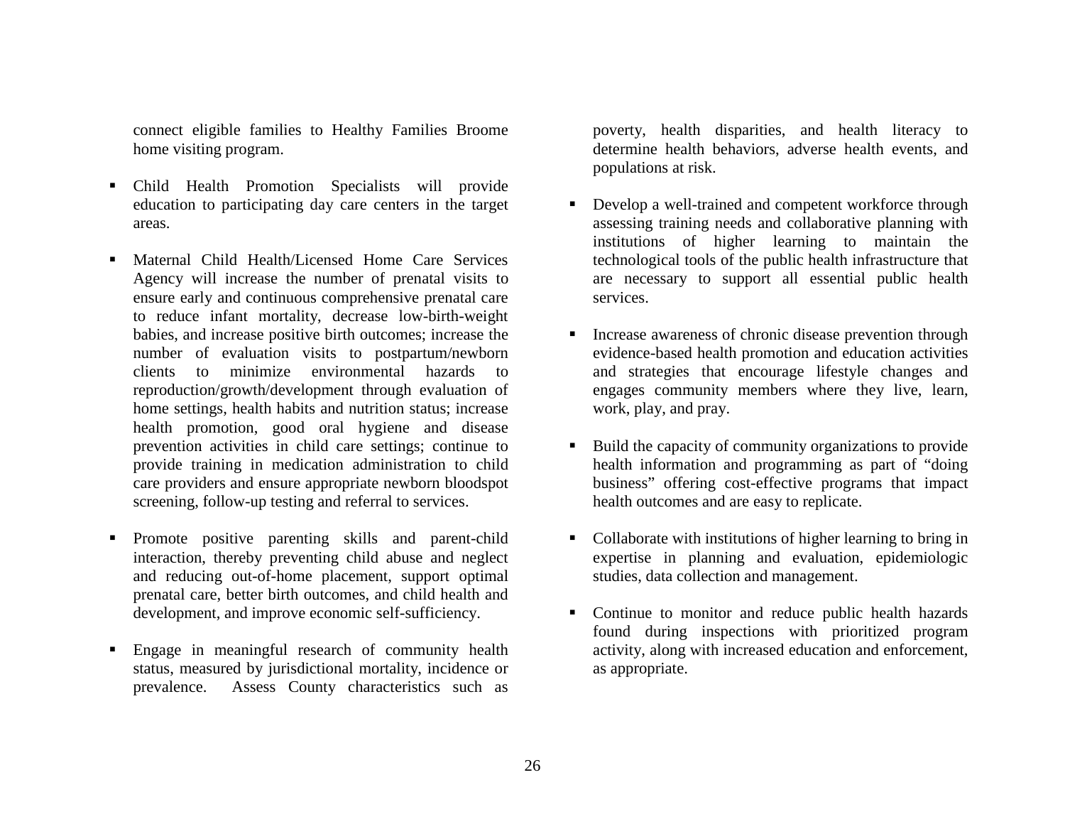connect eligible families to Healthy Families Broome home visiting program.

- Child Health Promotion Specialists will provide education to participating day care centers in the target areas.

- Maternal Child Health/Licensed Home Care Services Agency will increase the number of prenatal visits to ensure early and continuous comprehensive prenatal care to reduce infant mortality, decrease low-birth-weight babies, and increase positive birth outcomes; increase the number of evaluation visits to postpartum/newborn clients to minimize environmental hazards to reproduction/growth/development through evaluation of home settings, health habits and nutrition status; increase health promotion, good oral hygiene and disease prevention activities in child care settings; continue to provide training in medication administration to child care providers and ensure appropriate newborn bloodspot screening, follow-up testing and referral to services.

- Promote positive parenting skills and parent-child interaction, thereby preventing child abuse and neglect and reducing out-of-home placement, support optimal prenatal care, better birth outcomes, and child health and development, and improve economic self-sufficiency.

- Engage in meaningful research of community health status, measured by jurisdictional mortality, incidence or prevalence. Assess County characteristics such as poverty, health disparities, and health literacy to determine health behaviors, adverse health events, and populations at risk.

- Develop a well-trained and competent workforce through assessing training needs and collaborative planning with institutions of higher learning to maintain the technological tools of the public health infrastructure that are necessary to support all essential public health services.

- Increase awareness of chronic disease prevention through evidence-based health promotion and education activities and strategies that encourage lifestyle changes and engages community members where they live, learn, work, play, and pray.

- Build the capacity of community organizations to provide health information and programming as part of "doing business" offering cost-effective programs that impact health outcomes and are easy to replicate.

- Collaborate with institutions of higher learning to bring in expertise in planning and evaluation, epidemiologic studies, data collection and management.

- Continue to monitor and reduce public health hazards found during inspections with prioritized program activity, along with increased education and enforcement, as appropriate.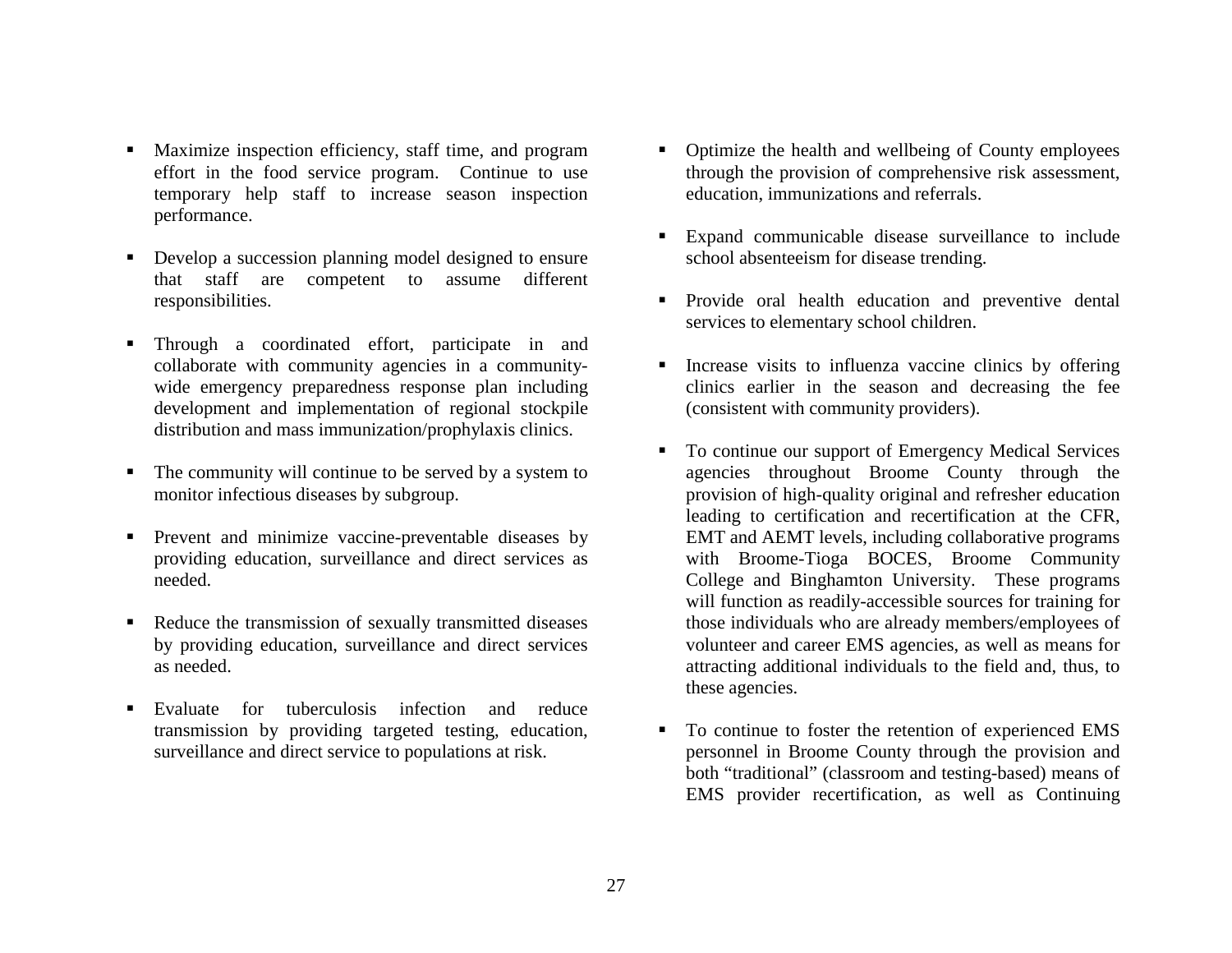- Maximize inspection efficiency, staff time, and program effort in the food service program. Continue to use temporary help staff to increase season inspection performance.
- Develop a succession planning model designed to ensure that staff are competent to assume different responsibilities.
- Through a coordinated effort, participate in and collaborate with community agencies in a community-wide emergency preparedness response plan including development and implementation of regional stockpile distribution and mass immunization/prophylaxis clinics.
- The community will continue to be served by a system to monitor infectious diseases by subgroup.
- Prevent and minimize vaccine-preventable diseases by providing education, surveillance and direct services as needed.
- Reduce the transmission of sexually transmitted diseases by providing education, surveillance and direct services as needed.
- Evaluate for tuberculosis infection and reduce transmission by providing targeted testing, education, surveillance and direct service to populations at risk.
- Optimize the health and wellbeing of County employees through the provision of comprehensive risk assessment, education, immunizations and referrals.
- Expand communicable disease surveillance to include school absenteeism for disease trending.
- Provide oral health education and preventive dental services to elementary school children.
- Increase visits to influenza vaccine clinics by offering clinics earlier in the season and decreasing the fee (consistent with community providers).
- To continue our support of Emergency Medical Services agencies throughout Broome County through the provision of high-quality original and refresher education leading to certification and recertification at the CFR, EMT and AEMT levels, including collaborative programs with Broome-Tioga BOCES, Broome Community College and Binghamton University. These programs will function as readily-accessible sources for training for those individuals who are already members/employees of volunteer and career EMS agencies, as well as means for attracting additional individuals to the field and, thus, to these agencies.
- To continue to foster the retention of experienced EMS personnel in Broome County through the provision and both "traditional" (classroom and testing-based) means of EMS provider recertification, as well as Continuing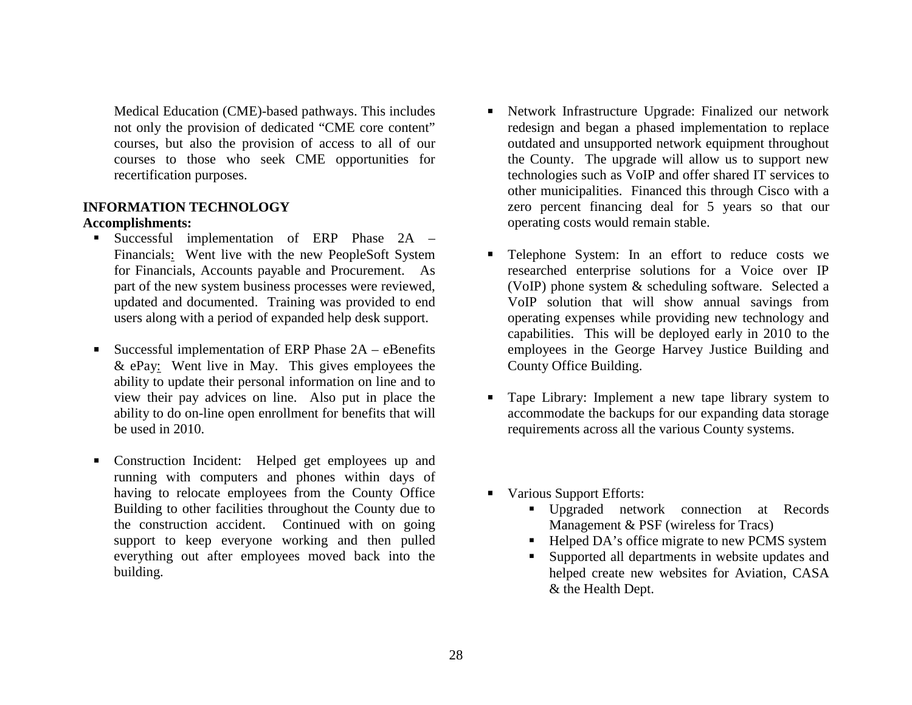Medical Education (CME)-based pathways. This includes not only the provision of dedicated "CME core content" courses, but also the provision of access to all of our courses to those who seek CME opportunities for recertification purposes.

## INFORMATION TECHNOLOGY

**Accomplishments:**

- Successful implementation of ERP Phase 2A – Financials: Went live with the new PeopleSoft System for Financials, Accounts payable and Procurement. As part of the new system business processes were reviewed, updated and documented. Training was provided to end users along with a period of expanded help desk support.

- Successful implementation of ERP Phase 2A – eBenefits & ePay: Went live in May. This gives employees the ability to update their personal information on line and to view their pay advices on line. Also put in place the ability to do on-line open enrollment for benefits that will be used in 2010.

- Construction Incident: Helped get employees up and running with computers and phones within days of having to relocate employees from the County Office Building to other facilities throughout the County due to the construction accident. Continued with on going support to keep everyone working and then pulled everything out after employees moved back into the building.

- Network Infrastructure Upgrade: Finalized our network redesign and began a phased implementation to replace outdated and unsupported network equipment throughout the County. The upgrade will allow us to support new technologies such as VoIP and offer shared IT services to other municipalities. Financed this through Cisco with a zero percent financing deal for 5 years so that our operating costs would remain stable.

- Telephone System: In an effort to reduce costs we researched enterprise solutions for a Voice over IP (VoIP) phone system & scheduling software. Selected a VoIP solution that will show annual savings from operating expenses while providing new technology and capabilities. This will be deployed early in 2010 to the employees in the George Harvey Justice Building and County Office Building.

- Tape Library: Implement a new tape library system to accommodate the backups for our expanding data storage requirements across all the various County systems.

- Various Support Efforts:
  - Upgraded network connection at Records Management & PSF (wireless for Tracs)
  - Helped DA's office migrate to new PCMS system
  - Supported all departments in website updates and helped create new websites for Aviation, CASA & the Health Dept.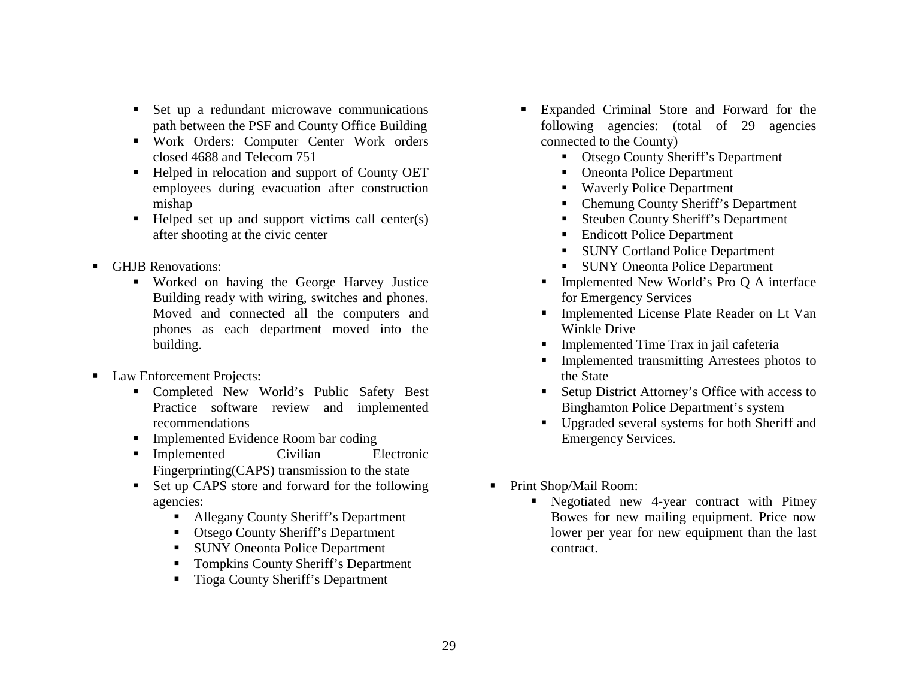- Set up a redundant microwave communications path between the PSF and County Office Building
- Work Orders: Computer Center Work orders closed 4688 and Telecom 751
- Helped in relocation and support of County OET employees during evacuation after construction mishap
- Helped set up and support victims call center(s) after shooting at the civic center

- GHJB Renovations:
  - Worked on having the George Harvey Justice Building ready with wiring, switches and phones. Moved and connected all the computers and phones as each department moved into the building.

- Law Enforcement Projects:
  - Completed New World's Public Safety Best Practice software review and implemented recommendations
  - Implemented Evidence Room bar coding
  - Implemented Civilian Electronic Fingerprinting(CAPS) transmission to the state
  - Set up CAPS store and forward for the following agencies:
    - Allegany County Sheriff's Department
    - Otsego County Sheriff's Department
    - SUNY Oneonta Police Department
    - Tompkins County Sheriff's Department
    - Tioga County Sheriff's Department
  - Expanded Criminal Store and Forward for the following agencies: (total of 29 agencies connected to the County)
    - Otsego County Sheriff's Department
    - Oneonta Police Department
    - Waverly Police Department
    - Chemung County Sheriff's Department
    - Steuben County Sheriff's Department
    - Endicott Police Department
    - SUNY Cortland Police Department
    - SUNY Oneonta Police Department
  - Implemented New World's Pro Q A interface for Emergency Services
  - Implemented License Plate Reader on Lt Van Winkle Drive
  - Implemented Time Trax in jail cafeteria
  - Implemented transmitting Arrestees photos to the State
  - Setup District Attorney's Office with access to Binghamton Police Department's system
  - Upgraded several systems for both Sheriff and Emergency Services.

- Print Shop/Mail Room:
  - Negotiated new 4-year contract with Pitney Bowes for new mailing equipment. Price now lower per year for new equipment than the last contract.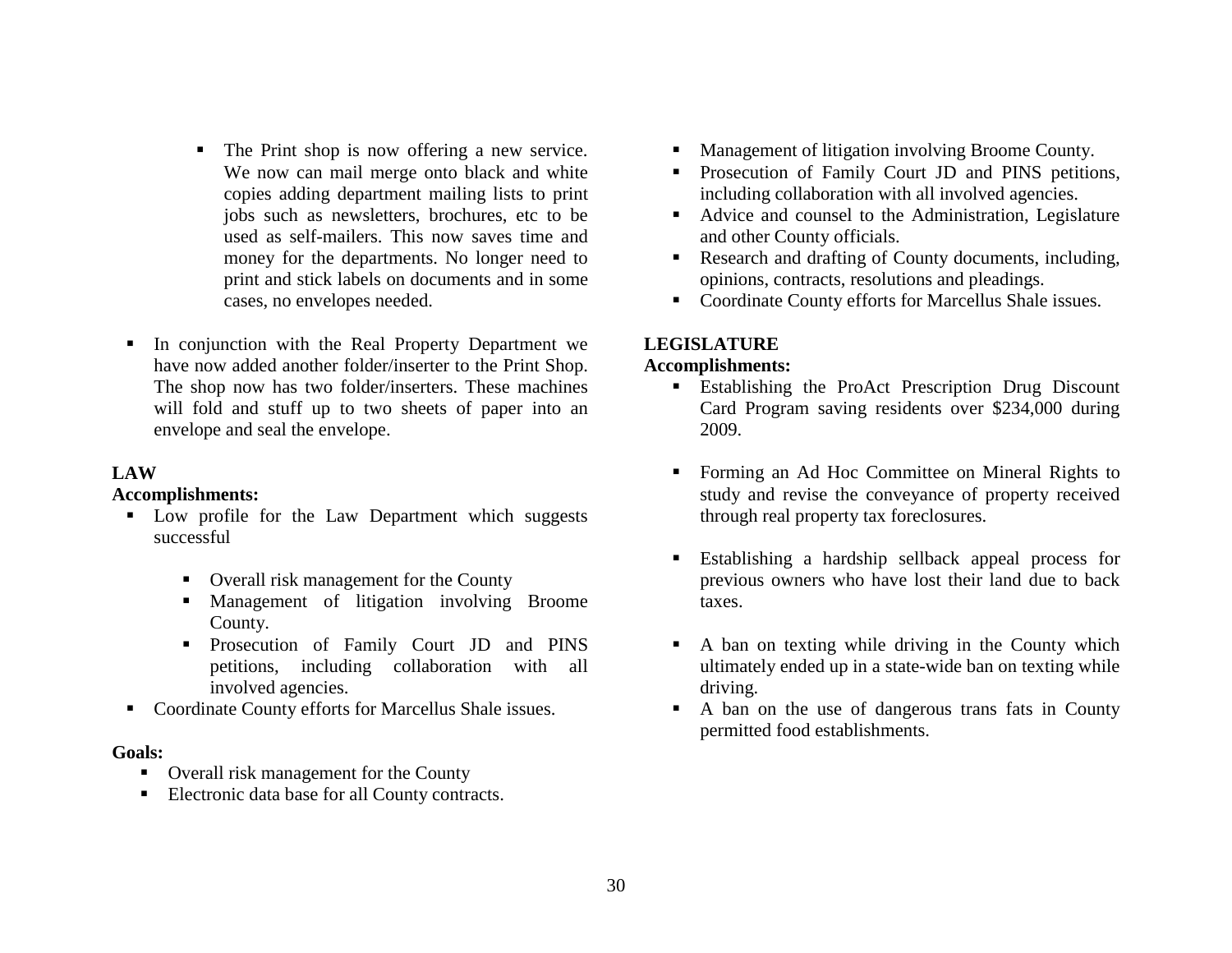- The Print shop is now offering a new service. We now can mail merge onto black and white copies adding department mailing lists to print jobs such as newsletters, brochures, etc to be used as self-mailers. This now saves time and money for the departments. No longer need to print and stick labels on documents and in some cases, no envelopes needed.

- In conjunction with the Real Property Department we have now added another folder/inserter to the Print Shop. The shop now has two folder/inserters. These machines will fold and stuff up to two sheets of paper into an envelope and seal the envelope.

**LAW**

**Accomplishments:**

- Low profile for the Law Department which suggests successful

  - Overall risk management for the County
  - Management of litigation involving Broome County.
  - Prosecution of Family Court JD and PINS petitions, including collaboration with all involved agencies.
- Coordinate County efforts for Marcellus Shale issues.

**Goals:**

- Overall risk management for the County
- Electronic data base for all County contracts.
- Management of litigation involving Broome County.
- Prosecution of Family Court JD and PINS petitions, including collaboration with all involved agencies.
- Advice and counsel to the Administration, Legislature and other County officials.
- Research and drafting of County documents, including, opinions, contracts, resolutions and pleadings.
- Coordinate County efforts for Marcellus Shale issues.

**LEGISLATURE**

**Accomplishments:**

- Establishing the ProAct Prescription Drug Discount Card Program saving residents over $234,000 during 2009.

- Forming an Ad Hoc Committee on Mineral Rights to study and revise the conveyance of property received through real property tax foreclosures.

- Establishing a hardship sellback appeal process for previous owners who have lost their land due to back taxes.

- A ban on texting while driving in the County which ultimately ended up in a state-wide ban on texting while driving.
- A ban on the use of dangerous trans fats in County permitted food establishments.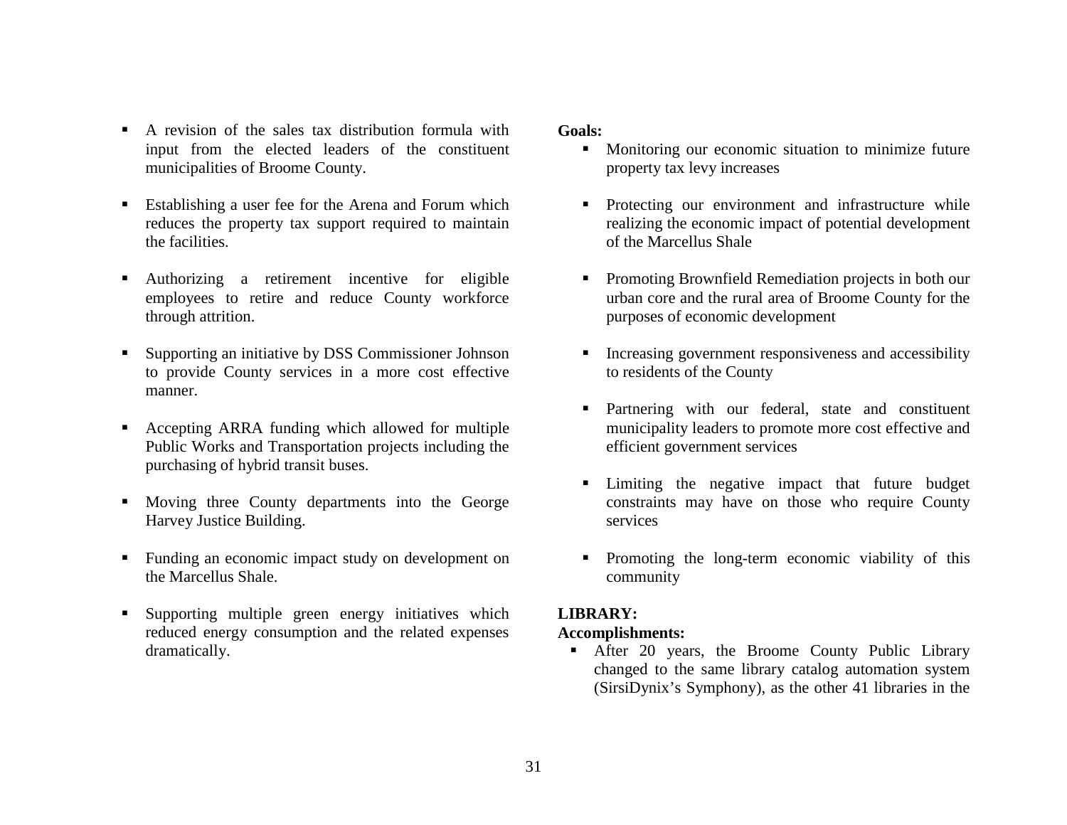- A revision of the sales tax distribution formula with input from the elected leaders of the constituent municipalities of Broome County.
- Establishing a user fee for the Arena and Forum which reduces the property tax support required to maintain the facilities.
- Authorizing a retirement incentive for eligible employees to retire and reduce County workforce through attrition.
- Supporting an initiative by DSS Commissioner Johnson to provide County services in a more cost effective manner.
- Accepting ARRA funding which allowed for multiple Public Works and Transportation projects including the purchasing of hybrid transit buses.
- Moving three County departments into the George Harvey Justice Building.
- Funding an economic impact study on development on the Marcellus Shale.
- Supporting multiple green energy initiatives which reduced energy consumption and the related expenses dramatically.

**Goals:**

- Monitoring our economic situation to minimize future property tax levy increases
- Protecting our environment and infrastructure while realizing the economic impact of potential development of the Marcellus Shale
- Promoting Brownfield Remediation projects in both our urban core and the rural area of Broome County for the purposes of economic development
- Increasing government responsiveness and accessibility to residents of the County
- Partnering with our federal, state and constituent municipality leaders to promote more cost effective and efficient government services
- Limiting the negative impact that future budget constraints may have on those who require County services
- Promoting the long-term economic viability of this community

**LIBRARY:**

**Accomplishments:**

- After 20 years, the Broome County Public Library changed to the same library catalog automation system (SirsiDynix's Symphony), as the other 41 libraries in the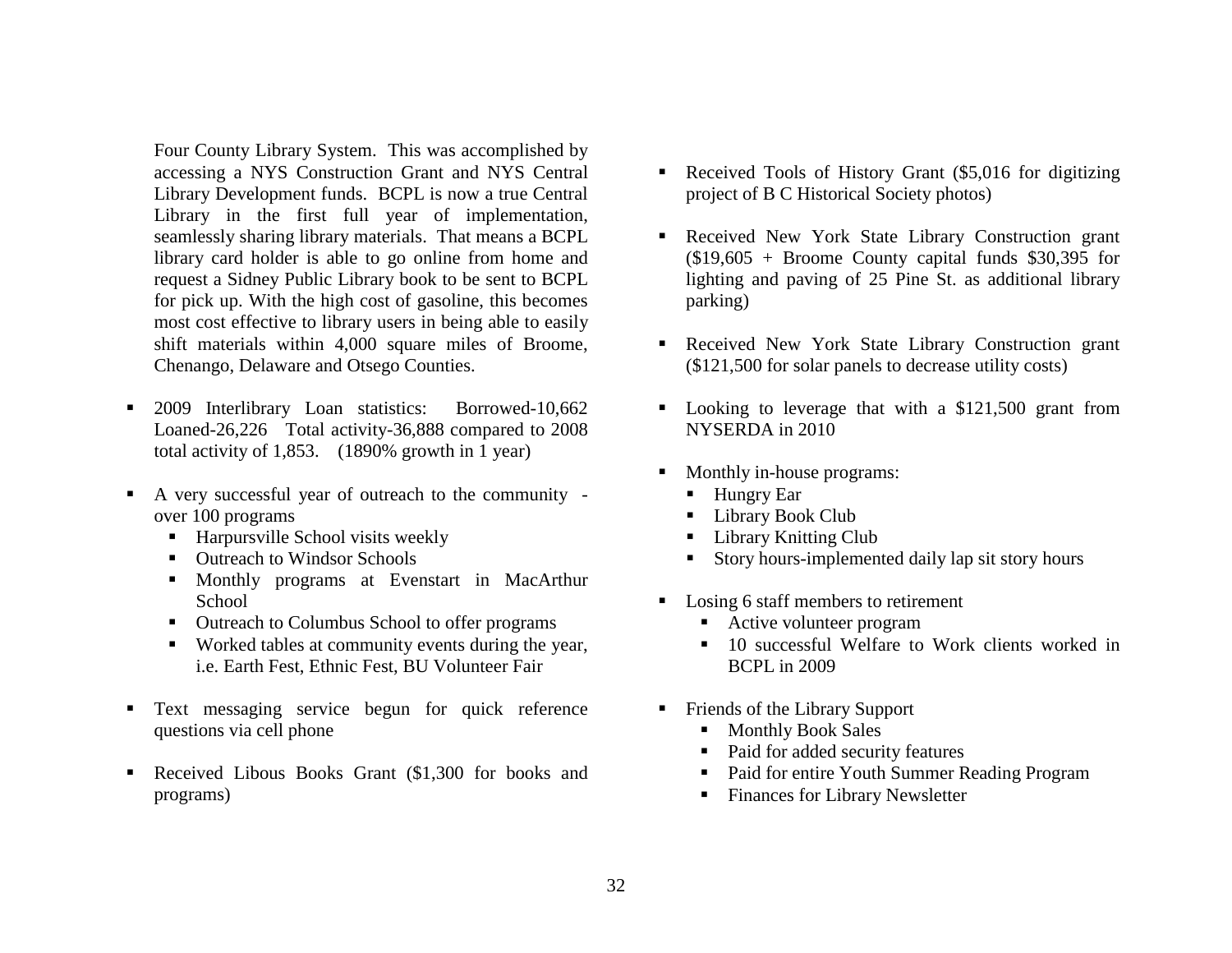Four County Library System. This was accomplished by accessing a NYS Construction Grant and NYS Central Library Development funds. BCPL is now a true Central Library in the first full year of implementation, seamlessly sharing library materials. That means a BCPL library card holder is able to go online from home and request a Sidney Public Library book to be sent to BCPL for pick up. With the high cost of gasoline, this becomes most cost effective to library users in being able to easily shift materials within 4,000 square miles of Broome, Chenango, Delaware and Otsego Counties.

- 2009 Interlibrary Loan statistics: Borrowed-10,662 Loaned-26,226 Total activity-36,888 compared to 2008 total activity of 1,853. (1890% growth in 1 year)
- A very successful year of outreach to the community - over 100 programs
  - Harpursville School visits weekly
  - Outreach to Windsor Schools
  - Monthly programs at Evenstart in MacArthur School
  - Outreach to Columbus School to offer programs
  - Worked tables at community events during the year, i.e. Earth Fest, Ethnic Fest, BU Volunteer Fair
- Text messaging service begun for quick reference questions via cell phone
- Received Libous Books Grant ($1,300 for books and programs)
- Received Tools of History Grant ($5,016 for digitizing project of B C Historical Society photos)
- Received New York State Library Construction grant ($19,605 + Broome County capital funds $30,395 for lighting and paving of 25 Pine St. as additional library parking)
- Received New York State Library Construction grant ($121,500 for solar panels to decrease utility costs)
- Looking to leverage that with a $121,500 grant from NYSERDA in 2010
- Monthly in-house programs:
  - Hungry Ear
  - Library Book Club
  - Library Knitting Club
  - Story hours-implemented daily lap sit story hours
- Losing 6 staff members to retirement
  - Active volunteer program
  - 10 successful Welfare to Work clients worked in BCPL in 2009
- Friends of the Library Support
  - Monthly Book Sales
  - Paid for added security features
  - Paid for entire Youth Summer Reading Program
  - Finances for Library Newsletter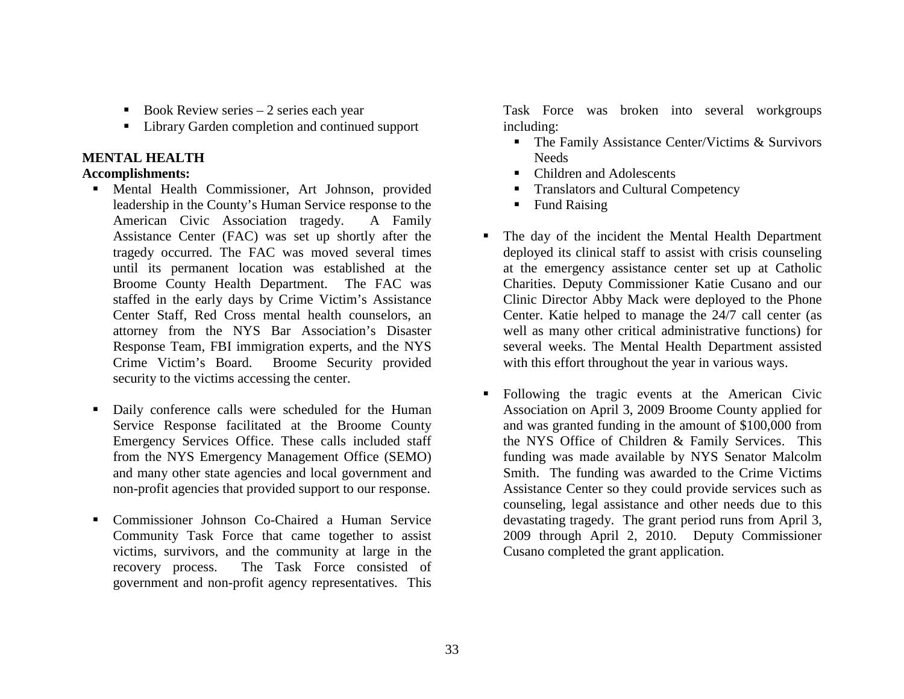- Book Review series – 2 series each year
- Library Garden completion and continued support

**MENTAL HEALTH**

**Accomplishments:**

- Mental Health Commissioner, Art Johnson, provided leadership in the County's Human Service response to the American Civic Association tragedy. A Family Assistance Center (FAC) was set up shortly after the tragedy occurred. The FAC was moved several times until its permanent location was established at the Broome County Health Department. The FAC was staffed in the early days by Crime Victim's Assistance Center Staff, Red Cross mental health counselors, an attorney from the NYS Bar Association's Disaster Response Team, FBI immigration experts, and the NYS Crime Victim's Board. Broome Security provided security to the victims accessing the center.

- Daily conference calls were scheduled for the Human Service Response facilitated at the Broome County Emergency Services Office. These calls included staff from the NYS Emergency Management Office (SEMO) and many other state agencies and local government and non-profit agencies that provided support to our response.

- Commissioner Johnson Co-Chaired a Human Service Community Task Force that came together to assist victims, survivors, and the community at large in the recovery process. The Task Force consisted of government and non-profit agency representatives. This Task Force was broken into several workgroups including:
  - The Family Assistance Center/Victims & Survivors Needs
  - Children and Adolescents
  - Translators and Cultural Competency
  - Fund Raising

- The day of the incident the Mental Health Department deployed its clinical staff to assist with crisis counseling at the emergency assistance center set up at Catholic Charities. Deputy Commissioner Katie Cusano and our Clinic Director Abby Mack were deployed to the Phone Center. Katie helped to manage the 24/7 call center (as well as many other critical administrative functions) for several weeks. The Mental Health Department assisted with this effort throughout the year in various ways.

- Following the tragic events at the American Civic Association on April 3, 2009 Broome County applied for and was granted funding in the amount of $100,000 from the NYS Office of Children & Family Services. This funding was made available by NYS Senator Malcolm Smith. The funding was awarded to the Crime Victims Assistance Center so they could provide services such as counseling, legal assistance and other needs due to this devastating tragedy. The grant period runs from April 3, 2009 through April 2, 2010. Deputy Commissioner Cusano completed the grant application.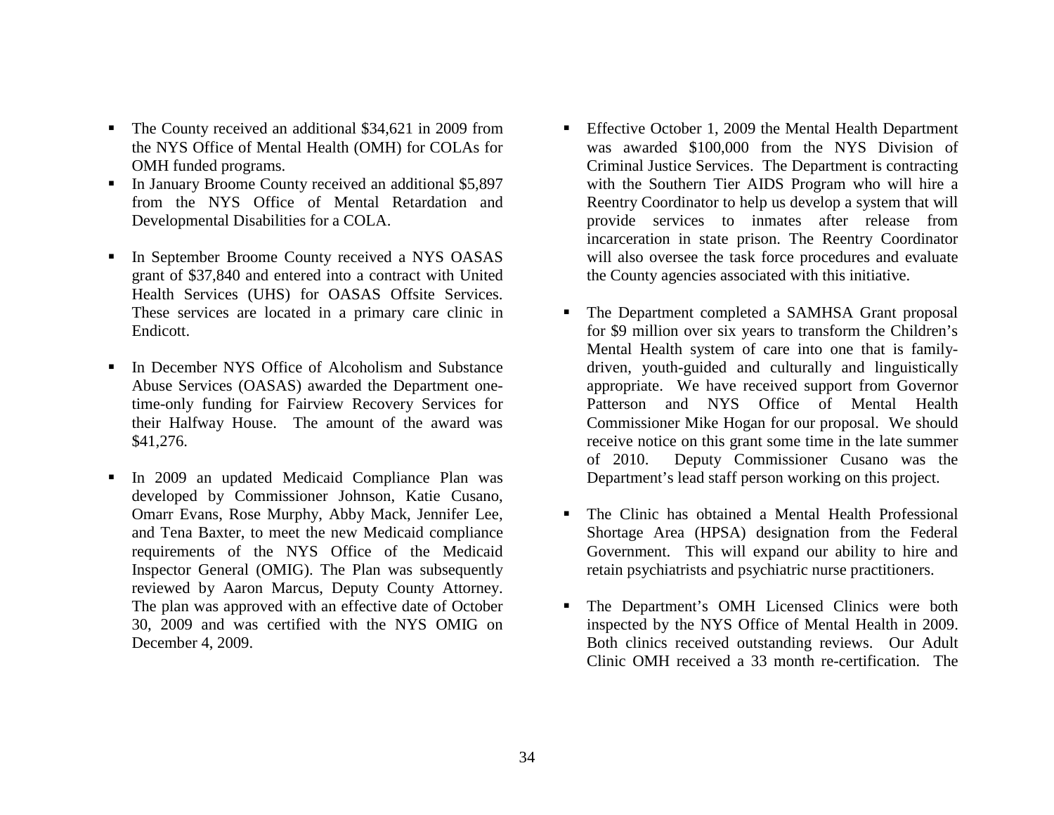- The County received an additional $34,621 in 2009 from the NYS Office of Mental Health (OMH) for COLAs for OMH funded programs.
- In January Broome County received an additional $5,897 from the NYS Office of Mental Retardation and Developmental Disabilities for a COLA.
- In September Broome County received a NYS OASAS grant of $37,840 and entered into a contract with United Health Services (UHS) for OASAS Offsite Services. These services are located in a primary care clinic in Endicott.
- In December NYS Office of Alcoholism and Substance Abuse Services (OASAS) awarded the Department one-time-only funding for Fairview Recovery Services for their Halfway House. The amount of the award was $41,276.
- In 2009 an updated Medicaid Compliance Plan was developed by Commissioner Johnson, Katie Cusano, Omarr Evans, Rose Murphy, Abby Mack, Jennifer Lee, and Tena Baxter, to meet the new Medicaid compliance requirements of the NYS Office of the Medicaid Inspector General (OMIG). The Plan was subsequently reviewed by Aaron Marcus, Deputy County Attorney. The plan was approved with an effective date of October 30, 2009 and was certified with the NYS OMIG on December 4, 2009.
- Effective October 1, 2009 the Mental Health Department was awarded $100,000 from the NYS Division of Criminal Justice Services. The Department is contracting with the Southern Tier AIDS Program who will hire a Reentry Coordinator to help us develop a system that will provide services to inmates after release from incarceration in state prison. The Reentry Coordinator will also oversee the task force procedures and evaluate the County agencies associated with this initiative.
- The Department completed a SAMHSA Grant proposal for $9 million over six years to transform the Children's Mental Health system of care into one that is family-driven, youth-guided and culturally and linguistically appropriate. We have received support from Governor Patterson and NYS Office of Mental Health Commissioner Mike Hogan for our proposal. We should receive notice on this grant some time in the late summer of 2010. Deputy Commissioner Cusano was the Department's lead staff person working on this project.
- The Clinic has obtained a Mental Health Professional Shortage Area (HPSA) designation from the Federal Government. This will expand our ability to hire and retain psychiatrists and psychiatric nurse practitioners.
- The Department's OMH Licensed Clinics were both inspected by the NYS Office of Mental Health in 2009. Both clinics received outstanding reviews. Our Adult Clinic OMH received a 33 month re-certification. The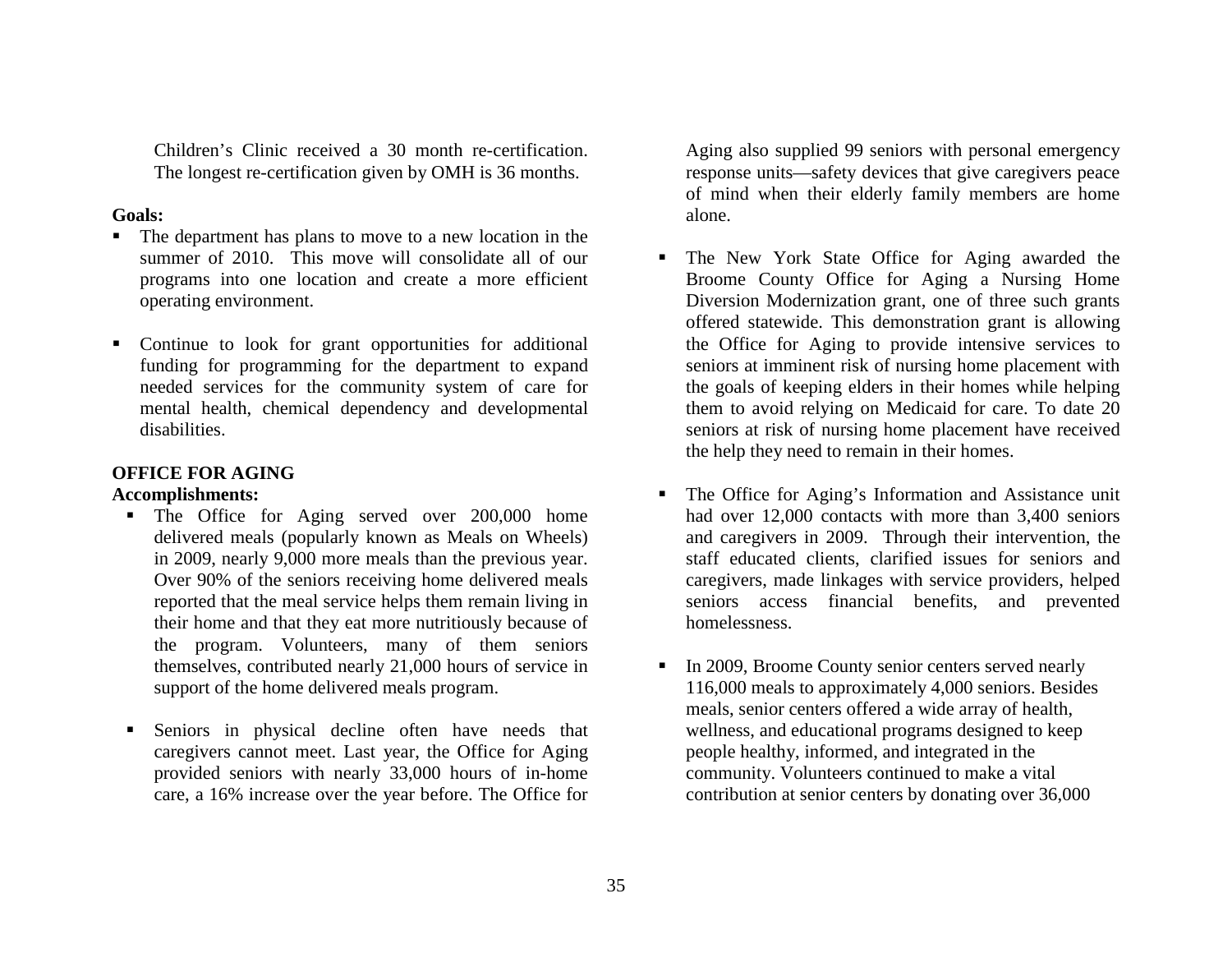Children's Clinic received a 30 month re-certification. The longest re-certification given by OMH is 36 months.

**Goals:**

- The department has plans to move to a new location in the summer of 2010. This move will consolidate all of our programs into one location and create a more efficient operating environment.
- Continue to look for grant opportunities for additional funding for programming for the department to expand needed services for the community system of care for mental health, chemical dependency and developmental disabilities.

**OFFICE FOR AGING**

**Accomplishments:**

- The Office for Aging served over 200,000 home delivered meals (popularly known as Meals on Wheels) in 2009, nearly 9,000 more meals than the previous year. Over 90% of the seniors receiving home delivered meals reported that the meal service helps them remain living in their home and that they eat more nutritiously because of the program. Volunteers, many of them seniors themselves, contributed nearly 21,000 hours of service in support of the home delivered meals program.
- Seniors in physical decline often have needs that caregivers cannot meet. Last year, the Office for Aging provided seniors with nearly 33,000 hours of in-home care, a 16% increase over the year before. The Office for Aging also supplied 99 seniors with personal emergency response units—safety devices that give caregivers peace of mind when their elderly family members are home alone.
- The New York State Office for Aging awarded the Broome County Office for Aging a Nursing Home Diversion Modernization grant, one of three such grants offered statewide. This demonstration grant is allowing the Office for Aging to provide intensive services to seniors at imminent risk of nursing home placement with the goals of keeping elders in their homes while helping them to avoid relying on Medicaid for care. To date 20 seniors at risk of nursing home placement have received the help they need to remain in their homes.
- The Office for Aging's Information and Assistance unit had over 12,000 contacts with more than 3,400 seniors and caregivers in 2009. Through their intervention, the staff educated clients, clarified issues for seniors and caregivers, made linkages with service providers, helped seniors access financial benefits, and prevented homelessness.
- In 2009, Broome County senior centers served nearly 116,000 meals to approximately 4,000 seniors. Besides meals, senior centers offered a wide array of health, wellness, and educational programs designed to keep people healthy, informed, and integrated in the community. Volunteers continued to make a vital contribution at senior centers by donating over 36,000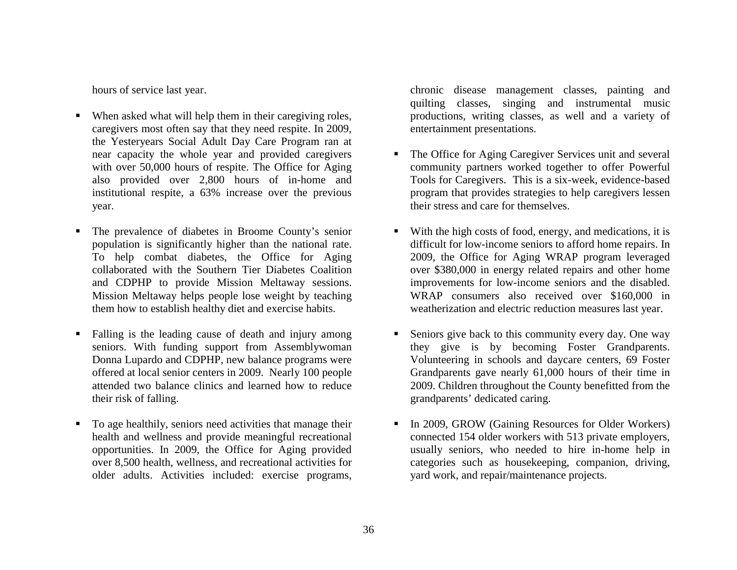hours of service last year.

- When asked what will help them in their caregiving roles, caregivers most often say that they need respite. In 2009, the Yesteryears Social Adult Day Care Program ran at near capacity the whole year and provided caregivers with over 50,000 hours of respite. The Office for Aging also provided over 2,800 hours of in-home and institutional respite, a 63% increase over the previous year.

- The prevalence of diabetes in Broome County's senior population is significantly higher than the national rate. To help combat diabetes, the Office for Aging collaborated with the Southern Tier Diabetes Coalition and CDPHP to provide Mission Meltaway sessions. Mission Meltaway helps people lose weight by teaching them how to establish healthy diet and exercise habits.

- Falling is the leading cause of death and injury among seniors. With funding support from Assemblywoman Donna Lupardo and CDPHP, new balance programs were offered at local senior centers in 2009. Nearly 100 people attended two balance clinics and learned how to reduce their risk of falling.

- To age healthily, seniors need activities that manage their health and wellness and provide meaningful recreational opportunities. In 2009, the Office for Aging provided over 8,500 health, wellness, and recreational activities for older adults. Activities included: exercise programs, chronic disease management classes, painting and quilting classes, singing and instrumental music productions, writing classes, as well and a variety of entertainment presentations.

- The Office for Aging Caregiver Services unit and several community partners worked together to offer Powerful Tools for Caregivers. This is a six-week, evidence-based program that provides strategies to help caregivers lessen their stress and care for themselves.

- With the high costs of food, energy, and medications, it is difficult for low-income seniors to afford home repairs. In 2009, the Office for Aging WRAP program leveraged over $380,000 in energy related repairs and other home improvements for low-income seniors and the disabled. WRAP consumers also received over $160,000 in weatherization and electric reduction measures last year.

- Seniors give back to this community every day. One way they give is by becoming Foster Grandparents. Volunteering in schools and daycare centers, 69 Foster Grandparents gave nearly 61,000 hours of their time in 2009. Children throughout the County benefitted from the grandparents' dedicated caring.

- In 2009, GROW (Gaining Resources for Older Workers) connected 154 older workers with 513 private employers, usually seniors, who needed to hire in-home help in categories such as housekeeping, companion, driving, yard work, and repair/maintenance projects.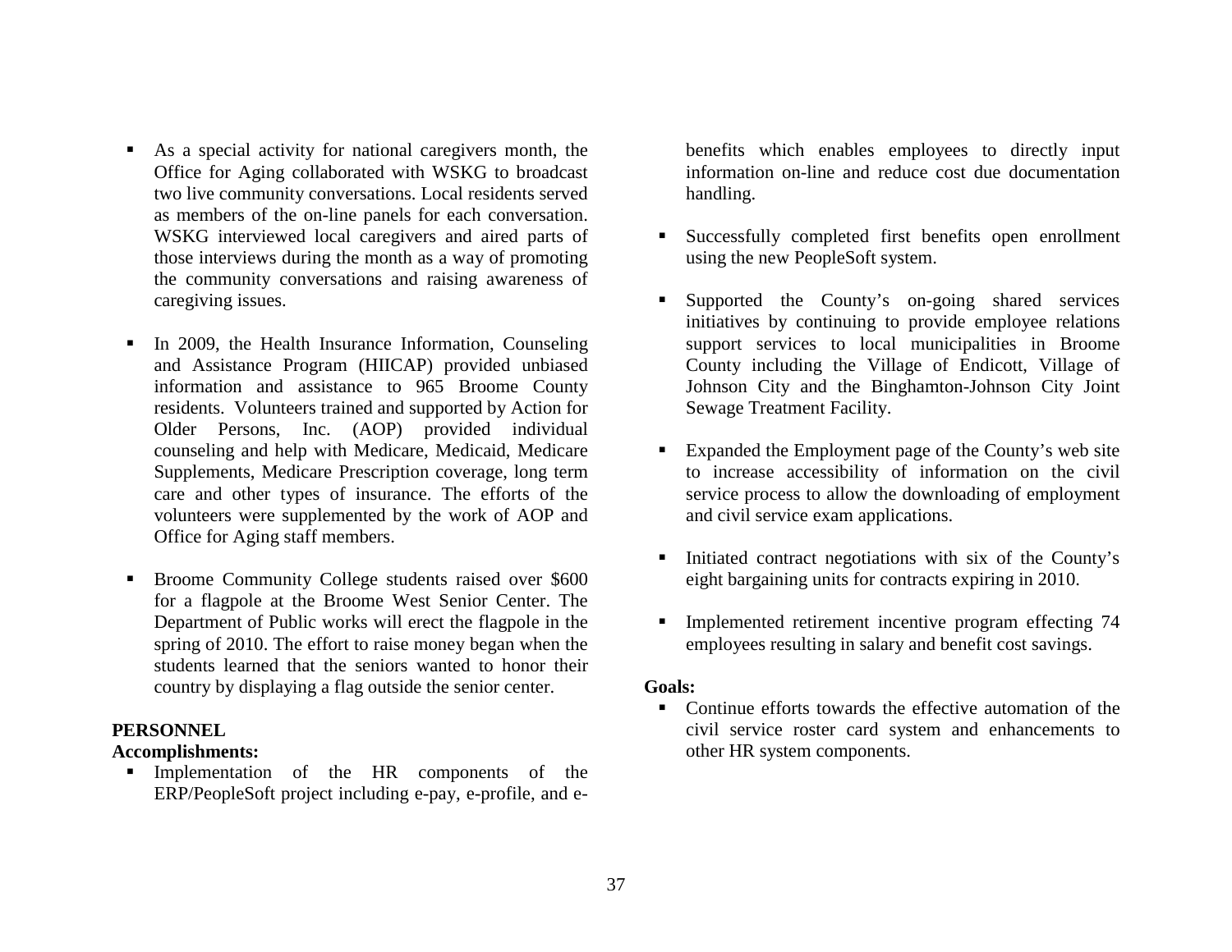- As a special activity for national caregivers month, the Office for Aging collaborated with WSKG to broadcast two live community conversations. Local residents served as members of the on-line panels for each conversation. WSKG interviewed local caregivers and aired parts of those interviews during the month as a way of promoting the community conversations and raising awareness of caregiving issues.

- In 2009, the Health Insurance Information, Counseling and Assistance Program (HIICAP) provided unbiased information and assistance to 965 Broome County residents. Volunteers trained and supported by Action for Older Persons, Inc. (AOP) provided individual counseling and help with Medicare, Medicaid, Medicare Supplements, Medicare Prescription coverage, long term care and other types of insurance. The efforts of the volunteers were supplemented by the work of AOP and Office for Aging staff members.

- Broome Community College students raised over $600 for a flagpole at the Broome West Senior Center. The Department of Public works will erect the flagpole in the spring of 2010. The effort to raise money began when the students learned that the seniors wanted to honor their country by displaying a flag outside the senior center.

**PERSONNEL**

**Accomplishments:**

- Implementation of the HR components of the ERP/PeopleSoft project including e-pay, e-profile, and e-benefits which enables employees to directly input information on-line and reduce cost due documentation handling.

- Successfully completed first benefits open enrollment using the new PeopleSoft system.

- Supported the County's on-going shared services initiatives by continuing to provide employee relations support services to local municipalities in Broome County including the Village of Endicott, Village of Johnson City and the Binghamton-Johnson City Joint Sewage Treatment Facility.

- Expanded the Employment page of the County's web site to increase accessibility of information on the civil service process to allow the downloading of employment and civil service exam applications.

- Initiated contract negotiations with six of the County's eight bargaining units for contracts expiring in 2010.

- Implemented retirement incentive program effecting 74 employees resulting in salary and benefit cost savings.

**Goals:**

- Continue efforts towards the effective automation of the civil service roster card system and enhancements to other HR system components.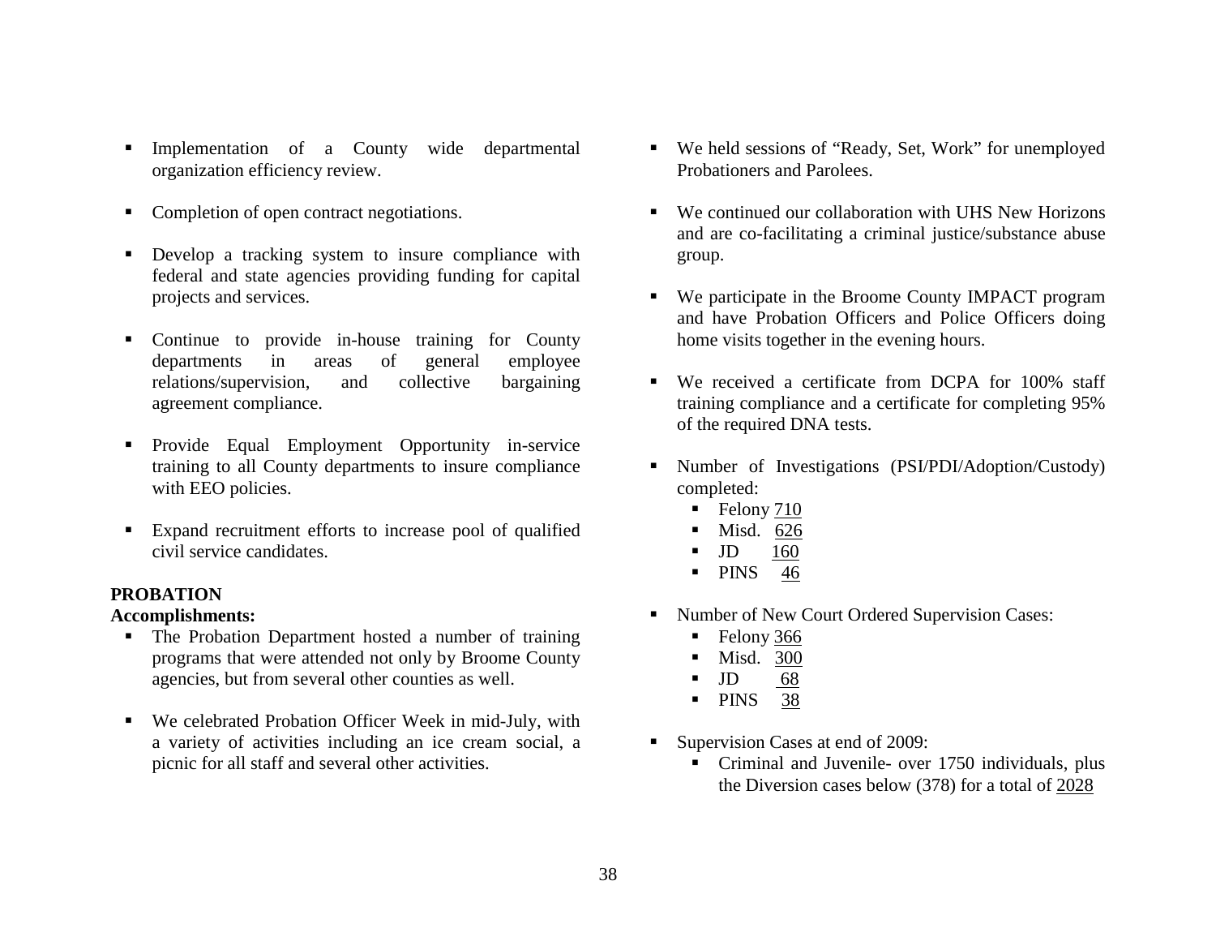- Implementation of a County wide departmental organization efficiency review.
- Completion of open contract negotiations.
- Develop a tracking system to insure compliance with federal and state agencies providing funding for capital projects and services.
- Continue to provide in-house training for County departments in areas of general employee relations/supervision, and collective bargaining agreement compliance.
- Provide Equal Employment Opportunity in-service training to all County departments to insure compliance with EEO policies.
- Expand recruitment efforts to increase pool of qualified civil service candidates.

**PROBATION**

**Accomplishments:**

- The Probation Department hosted a number of training programs that were attended not only by Broome County agencies, but from several other counties as well.
- We celebrated Probation Officer Week in mid-July, with a variety of activities including an ice cream social, a picnic for all staff and several other activities.
- We held sessions of "Ready, Set, Work" for unemployed Probationers and Parolees.
- We continued our collaboration with UHS New Horizons and are co-facilitating a criminal justice/substance abuse group.
- We participate in the Broome County IMPACT program and have Probation Officers and Police Officers doing home visits together in the evening hours.
- We received a certificate from DCPA for 100% staff training compliance and a certificate for completing 95% of the required DNA tests.
- Number of Investigations (PSI/PDI/Adoption/Custody) completed:
  - Felony 710
  - Misd. 626
  - JD 160
  - PINS 46
- Number of New Court Ordered Supervision Cases:
  - Felony 366
  - Misd. 300
  - JD 68
  - PINS 38
- Supervision Cases at end of 2009:
  - Criminal and Juvenile- over 1750 individuals, plus the Diversion cases below (378) for a total of 2028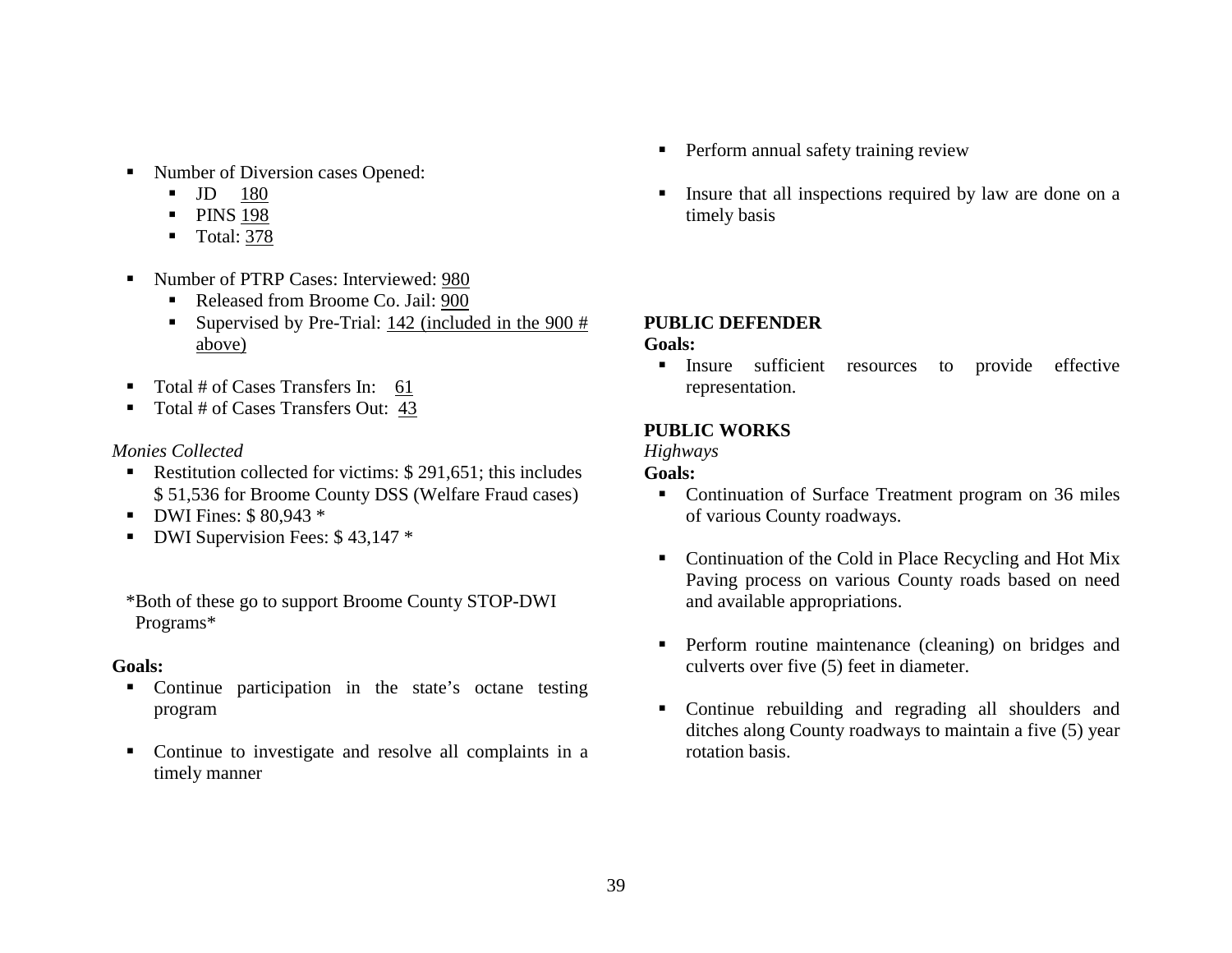- Number of Diversion cases Opened:
  - JD 180
  - PINS 198
  - Total: 378

- Number of PTRP Cases: Interviewed: 980
  - Released from Broome Co. Jail: 900
  - Supervised by Pre-Trial: 142 (included in the 900 # above)

- Total # of Cases Transfers In: 61
- Total # of Cases Transfers Out: 43

*Monies Collected*

- Restitution collected for victims: $ 291,651; this includes $ 51,536 for Broome County DSS (Welfare Fraud cases)
- DWI Fines: $ 80,943 *
- DWI Supervision Fees: $ 43,147 *

*Both of these go to support Broome County STOP-DWI Programs*

**Goals:**

- Continue participation in the state's octane testing program
- Continue to investigate and resolve all complaints in a timely manner
- Perform annual safety training review
- Insure that all inspections required by law are done on a timely basis

**PUBLIC DEFENDER**

**Goals:**

- Insure sufficient resources to provide effective representation.

**PUBLIC WORKS**

*Highways*

**Goals:**

- Continuation of Surface Treatment program on 36 miles of various County roadways.
- Continuation of the Cold in Place Recycling and Hot Mix Paving process on various County roads based on need and available appropriations.
- Perform routine maintenance (cleaning) on bridges and culverts over five (5) feet in diameter.
- Continue rebuilding and regrading all shoulders and ditches along County roadways to maintain a five (5) year rotation basis.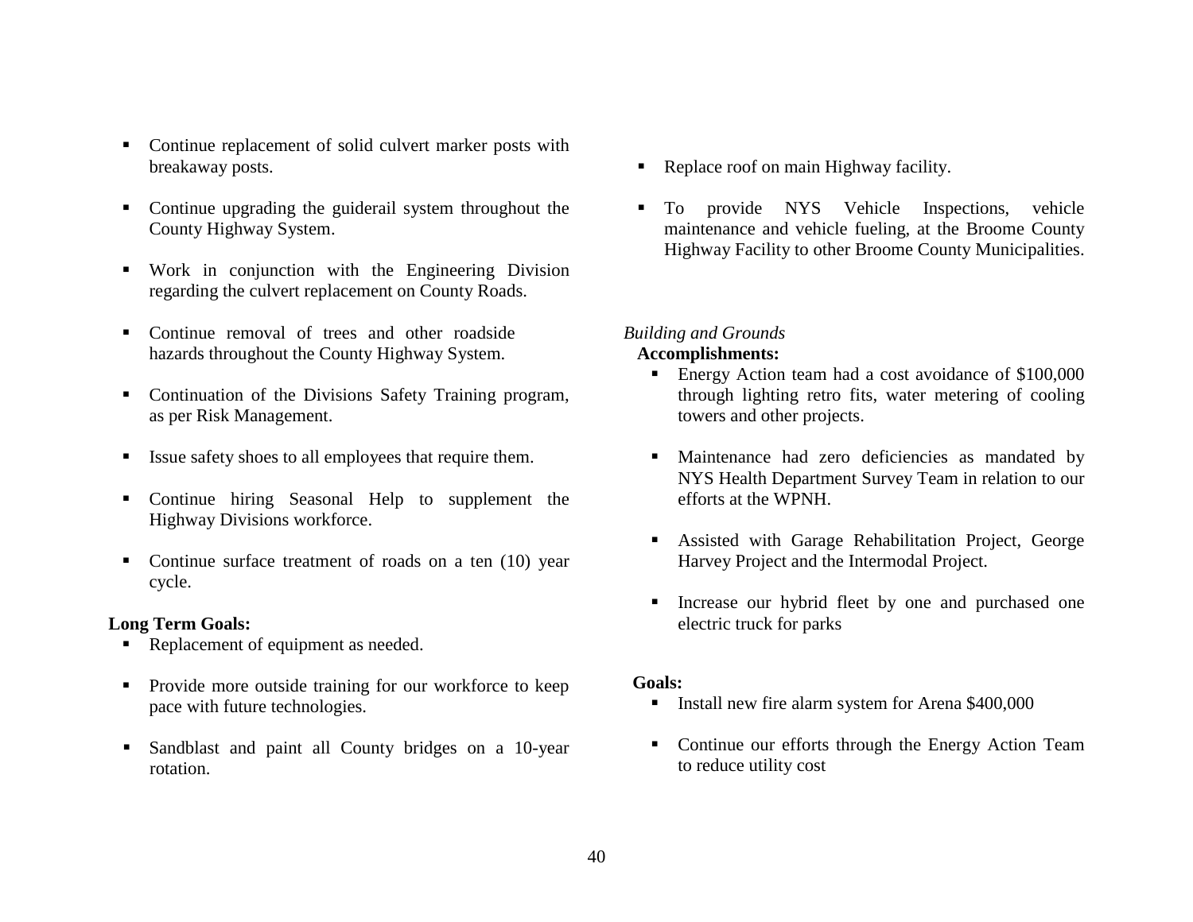- Continue replacement of solid culvert marker posts with breakaway posts.

- Continue upgrading the guiderail system throughout the County Highway System.

- Work in conjunction with the Engineering Division regarding the culvert replacement on County Roads.

- Continue removal of trees and other roadside hazards throughout the County Highway System.

- Continuation of the Divisions Safety Training program, as per Risk Management.

- Issue safety shoes to all employees that require them.

- Continue hiring Seasonal Help to supplement the Highway Divisions workforce.

- Continue surface treatment of roads on a ten (10) year cycle.

**Long Term Goals:**

- Replacement of equipment as needed.

- Provide more outside training for our workforce to keep pace with future technologies.

- Sandblast and paint all County bridges on a 10-year rotation.

- Replace roof on main Highway facility.

- To provide NYS Vehicle Inspections, vehicle maintenance and vehicle fueling, at the Broome County Highway Facility to other Broome County Municipalities.

*Building and Grounds*

**Accomplishments:**

- Energy Action team had a cost avoidance of $100,000 through lighting retro fits, water metering of cooling towers and other projects.

- Maintenance had zero deficiencies as mandated by NYS Health Department Survey Team in relation to our efforts at the WPNH.

- Assisted with Garage Rehabilitation Project, George Harvey Project and the Intermodal Project.

- Increase our hybrid fleet by one and purchased one electric truck for parks

**Goals:**

- Install new fire alarm system for Arena $400,000

- Continue our efforts through the Energy Action Team to reduce utility cost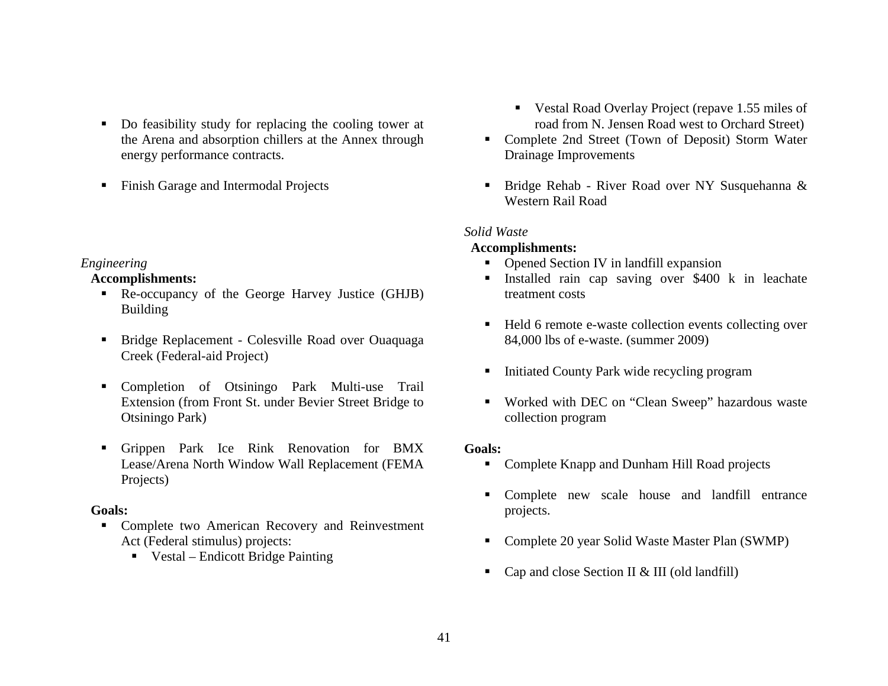- Do feasibility study for replacing the cooling tower at the Arena and absorption chillers at the Annex through energy performance contracts.

- Finish Garage and Intermodal Projects

*Engineering*

**Accomplishments:**

- Re-occupancy of the George Harvey Justice (GHJB) Building

- Bridge Replacement - Colesville Road over Ouaquaga Creek (Federal-aid Project)

- Completion of Otsiningo Park Multi-use Trail Extension (from Front St. under Bevier Street Bridge to Otsiningo Park)

- Grippen Park Ice Rink Renovation for BMX Lease/Arena North Window Wall Replacement (FEMA Projects)

**Goals:**

- Complete two American Recovery and Reinvestment Act (Federal stimulus) projects:
  - Vestal – Endicott Bridge Painting
  - Vestal Road Overlay Project (repave 1.55 miles of road from N. Jensen Road west to Orchard Street)
- Complete 2nd Street (Town of Deposit) Storm Water Drainage Improvements

- Bridge Rehab - River Road over NY Susquehanna & Western Rail Road

*Solid Waste*

**Accomplishments:**

- Opened Section IV in landfill expansion
- Installed rain cap saving over $400 k in leachate treatment costs

- Held 6 remote e-waste collection events collecting over 84,000 lbs of e-waste. (summer 2009)

- Initiated County Park wide recycling program

- Worked with DEC on "Clean Sweep" hazardous waste collection program

**Goals:**

- Complete Knapp and Dunham Hill Road projects

- Complete new scale house and landfill entrance projects.

- Complete 20 year Solid Waste Master Plan (SWMP)

- Cap and close Section II & III (old landfill)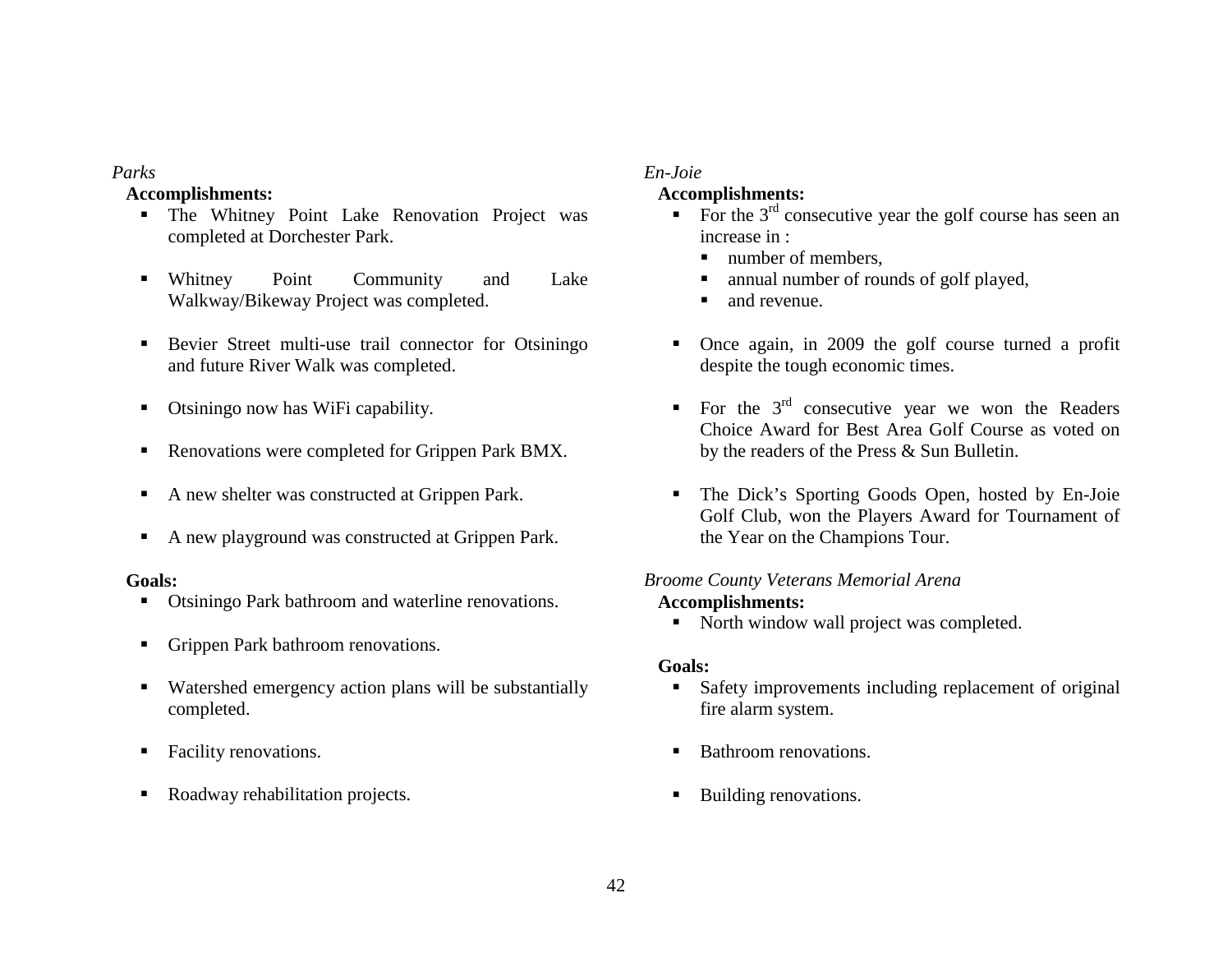*Parks*

**Accomplishments:**

- The Whitney Point Lake Renovation Project was completed at Dorchester Park.
- Whitney Point Community and Lake Walkway/Bikeway Project was completed.
- Bevier Street multi-use trail connector for Otsiningo and future River Walk was completed.
- Otsiningo now has WiFi capability.
- Renovations were completed for Grippen Park BMX.
- A new shelter was constructed at Grippen Park.
- A new playground was constructed at Grippen Park.

**Goals:**

- Otsiningo Park bathroom and waterline renovations.
- Grippen Park bathroom renovations.
- Watershed emergency action plans will be substantially completed.
- Facility renovations.
- Roadway rehabilitation projects.

*En-Joie*

**Accomplishments:**

- For the 3rd consecutive year the golf course has seen an increase in :
  - number of members,
  - annual number of rounds of golf played,
  - and revenue.
- Once again, in 2009 the golf course turned a profit despite the tough economic times.
- For the 3rd consecutive year we won the Readers Choice Award for Best Area Golf Course as voted on by the readers of the Press & Sun Bulletin.
- The Dick's Sporting Goods Open, hosted by En-Joie Golf Club, won the Players Award for Tournament of the Year on the Champions Tour.

*Broome County Veterans Memorial Arena*

**Accomplishments:**

- North window wall project was completed.

**Goals:**

- Safety improvements including replacement of original fire alarm system.
- Bathroom renovations.
- Building renovations.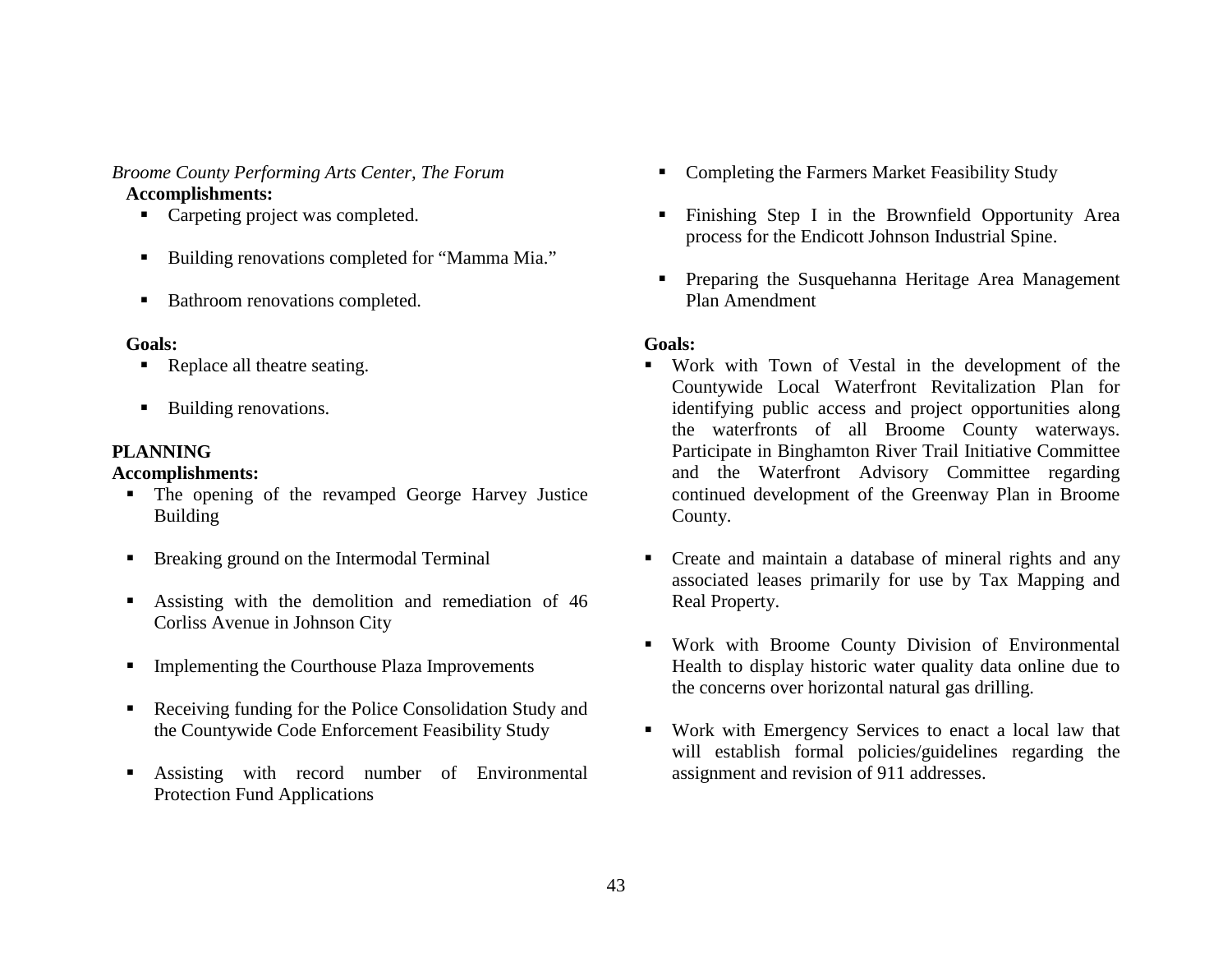*Broome County Performing Arts Center, The Forum*

**Accomplishments:**

- Carpeting project was completed.
- Building renovations completed for "Mamma Mia."
- Bathroom renovations completed.

**Goals:**

- Replace all theatre seating.
- Building renovations.

**PLANNING**

**Accomplishments:**

- The opening of the revamped George Harvey Justice Building
- Breaking ground on the Intermodal Terminal
- Assisting with the demolition and remediation of 46 Corliss Avenue in Johnson City
- Implementing the Courthouse Plaza Improvements
- Receiving funding for the Police Consolidation Study and the Countywide Code Enforcement Feasibility Study
- Assisting with record number of Environmental Protection Fund Applications
- Completing the Farmers Market Feasibility Study
- Finishing Step I in the Brownfield Opportunity Area process for the Endicott Johnson Industrial Spine.
- Preparing the Susquehanna Heritage Area Management Plan Amendment

**Goals:**

- Work with Town of Vestal in the development of the Countywide Local Waterfront Revitalization Plan for identifying public access and project opportunities along the waterfronts of all Broome County waterways. Participate in Binghamton River Trail Initiative Committee and the Waterfront Advisory Committee regarding continued development of the Greenway Plan in Broome County.
- Create and maintain a database of mineral rights and any associated leases primarily for use by Tax Mapping and Real Property.
- Work with Broome County Division of Environmental Health to display historic water quality data online due to the concerns over horizontal natural gas drilling.
- Work with Emergency Services to enact a local law that will establish formal policies/guidelines regarding the assignment and revision of 911 addresses.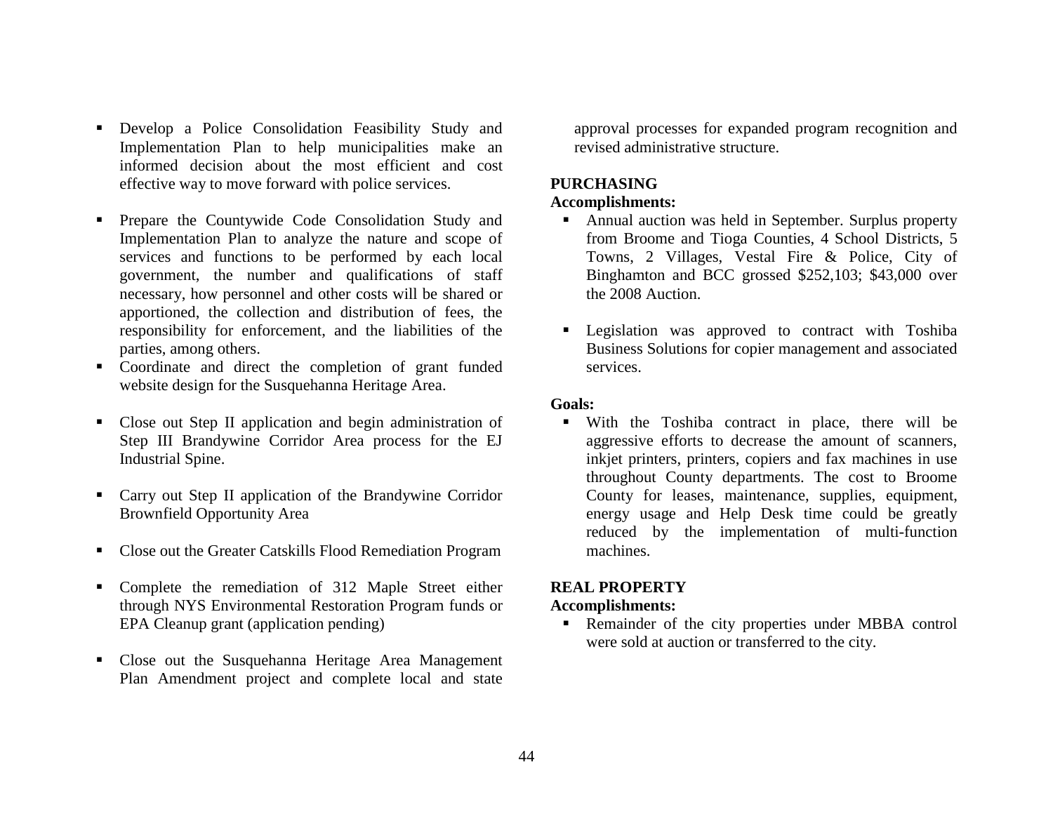- Develop a Police Consolidation Feasibility Study and Implementation Plan to help municipalities make an informed decision about the most efficient and cost effective way to move forward with police services.

- Prepare the Countywide Code Consolidation Study and Implementation Plan to analyze the nature and scope of services and functions to be performed by each local government, the number and qualifications of staff necessary, how personnel and other costs will be shared or apportioned, the collection and distribution of fees, the responsibility for enforcement, and the liabilities of the parties, among others.
- Coordinate and direct the completion of grant funded website design for the Susquehanna Heritage Area.

- Close out Step II application and begin administration of Step III Brandywine Corridor Area process for the EJ Industrial Spine.

- Carry out Step II application of the Brandywine Corridor Brownfield Opportunity Area

- Close out the Greater Catskills Flood Remediation Program

- Complete the remediation of 312 Maple Street either through NYS Environmental Restoration Program funds or EPA Cleanup grant (application pending)

- Close out the Susquehanna Heritage Area Management Plan Amendment project and complete local and state approval processes for expanded program recognition and revised administrative structure.

**PURCHASING**

**Accomplishments:**

- Annual auction was held in September. Surplus property from Broome and Tioga Counties, 4 School Districts, 5 Towns, 2 Villages, Vestal Fire & Police, City of Binghamton and BCC grossed $252,103; $43,000 over the 2008 Auction.

- Legislation was approved to contract with Toshiba Business Solutions for copier management and associated services.

**Goals:**

- With the Toshiba contract in place, there will be aggressive efforts to decrease the amount of scanners, inkjet printers, printers, copiers and fax machines in use throughout County departments. The cost to Broome County for leases, maintenance, supplies, equipment, energy usage and Help Desk time could be greatly reduced by the implementation of multi-function machines.

**REAL PROPERTY**

**Accomplishments:**

- Remainder of the city properties under MBBA control were sold at auction or transferred to the city.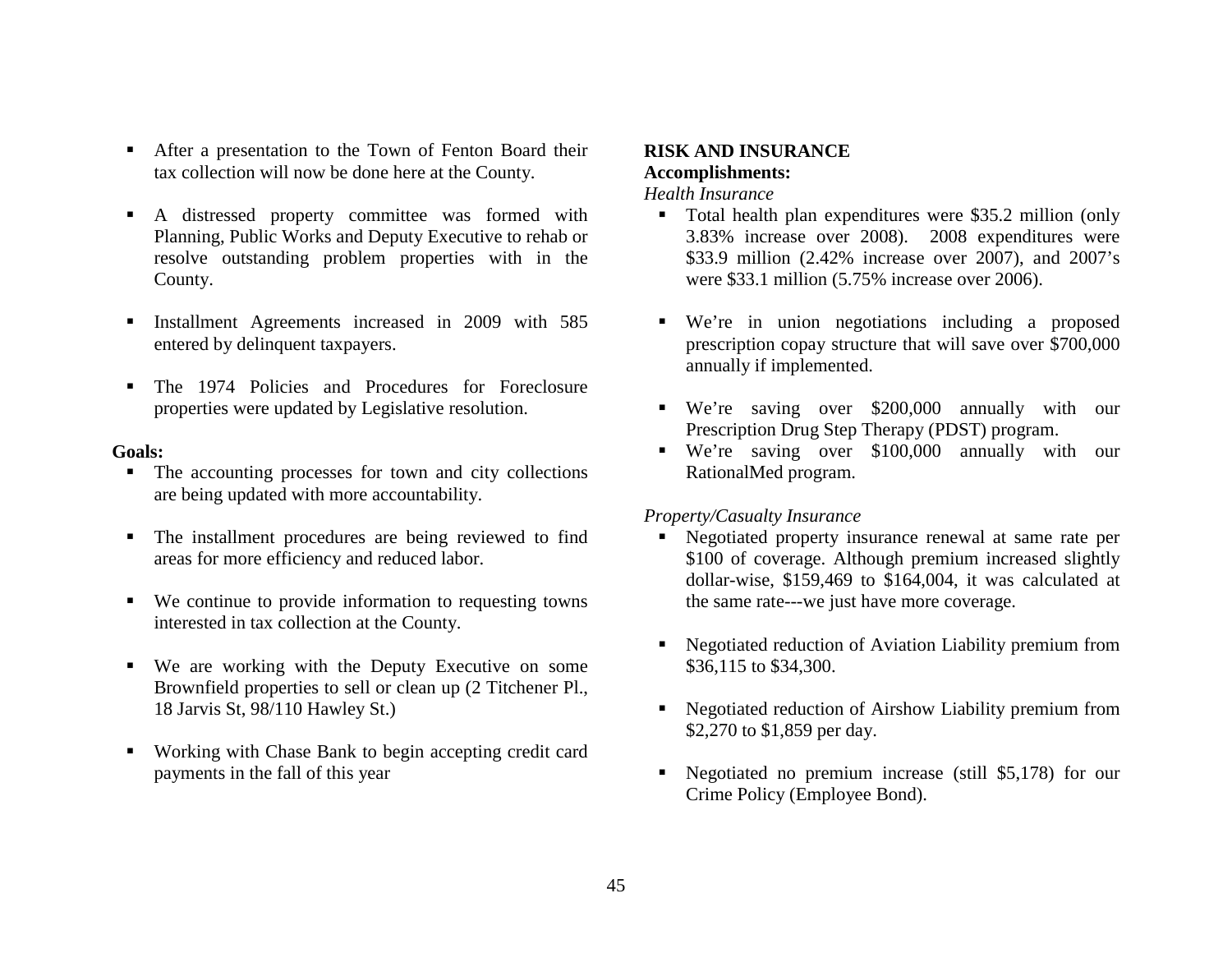- After a presentation to the Town of Fenton Board their tax collection will now be done here at the County.
- A distressed property committee was formed with Planning, Public Works and Deputy Executive to rehab or resolve outstanding problem properties with in the County.
- Installment Agreements increased in 2009 with 585 entered by delinquent taxpayers.
- The 1974 Policies and Procedures for Foreclosure properties were updated by Legislative resolution.

**Goals:**

- The accounting processes for town and city collections are being updated with more accountability.
- The installment procedures are being reviewed to find areas for more efficiency and reduced labor.
- We continue to provide information to requesting towns interested in tax collection at the County.
- We are working with the Deputy Executive on some Brownfield properties to sell or clean up (2 Titchener Pl., 18 Jarvis St, 98/110 Hawley St.)
- Working with Chase Bank to begin accepting credit card payments in the fall of this year

**RISK AND INSURANCE**

**Accomplishments:**

*Health Insurance*

- Total health plan expenditures were $35.2 million (only 3.83% increase over 2008). 2008 expenditures were $33.9 million (2.42% increase over 2007), and 2007's were $33.1 million (5.75% increase over 2006).
- We're in union negotiations including a proposed prescription copay structure that will save over $700,000 annually if implemented.
- We're saving over $200,000 annually with our Prescription Drug Step Therapy (PDST) program.
- We're saving over $100,000 annually with our RationalMed program.

*Property/Casualty Insurance*

- Negotiated property insurance renewal at same rate per $100 of coverage. Although premium increased slightly dollar-wise, $159,469 to $164,004, it was calculated at the same rate---we just have more coverage.
- Negotiated reduction of Aviation Liability premium from $36,115 to $34,300.
- Negotiated reduction of Airshow Liability premium from $2,270 to $1,859 per day.
- Negotiated no premium increase (still $5,178) for our Crime Policy (Employee Bond).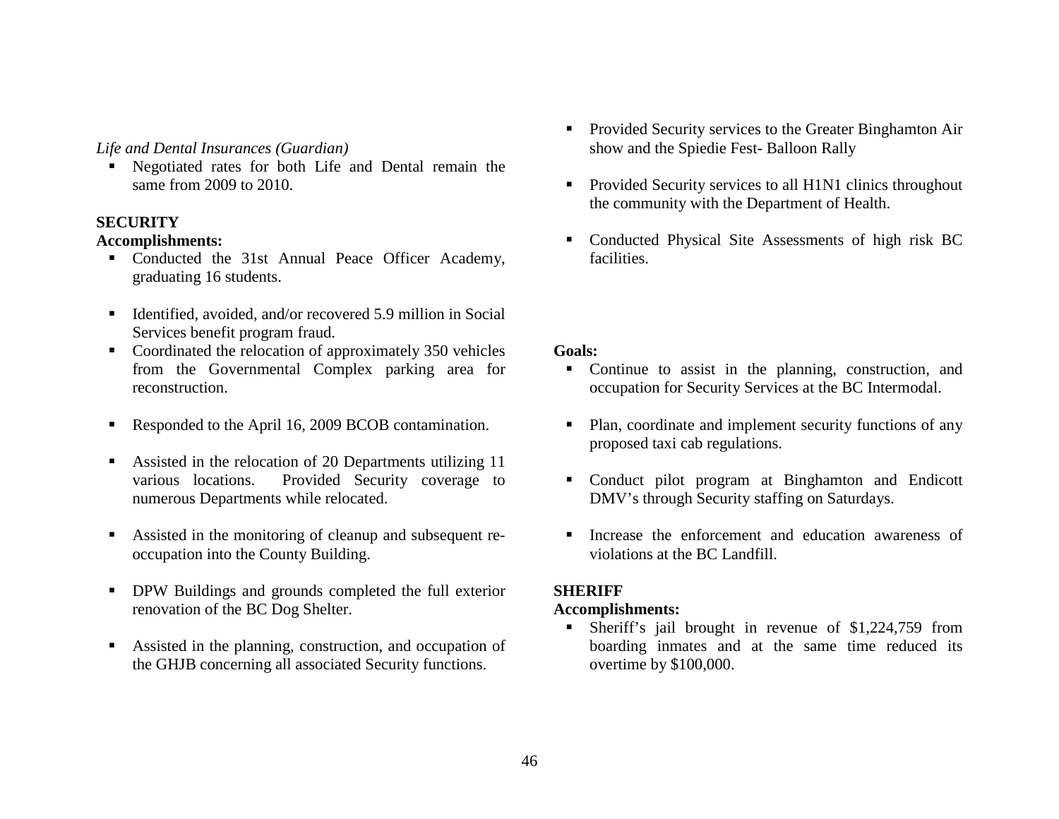*Life and Dental Insurances (Guardian)*

- Negotiated rates for both Life and Dental remain the same from 2009 to 2010.

**SECURITY**

**Accomplishments:**

- Conducted the 31st Annual Peace Officer Academy, graduating 16 students.
- Identified, avoided, and/or recovered 5.9 million in Social Services benefit program fraud.
- Coordinated the relocation of approximately 350 vehicles from the Governmental Complex parking area for reconstruction.
- Responded to the April 16, 2009 BCOB contamination.
- Assisted in the relocation of 20 Departments utilizing 11 various locations. Provided Security coverage to numerous Departments while relocated.
- Assisted in the monitoring of cleanup and subsequent re-occupation into the County Building.
- DPW Buildings and grounds completed the full exterior renovation of the BC Dog Shelter.
- Assisted in the planning, construction, and occupation of the GHJB concerning all associated Security functions.
- Provided Security services to the Greater Binghamton Air show and the Spiedie Fest- Balloon Rally
- Provided Security services to all H1N1 clinics throughout the community with the Department of Health.
- Conducted Physical Site Assessments of high risk BC facilities.

**Goals:**

- Continue to assist in the planning, construction, and occupation for Security Services at the BC Intermodal.
- Plan, coordinate and implement security functions of any proposed taxi cab regulations.
- Conduct pilot program at Binghamton and Endicott DMV's through Security staffing on Saturdays.
- Increase the enforcement and education awareness of violations at the BC Landfill.

**SHERIFF**

**Accomplishments:**

- Sheriff's jail brought in revenue of $1,224,759 from boarding inmates and at the same time reduced its overtime by $100,000.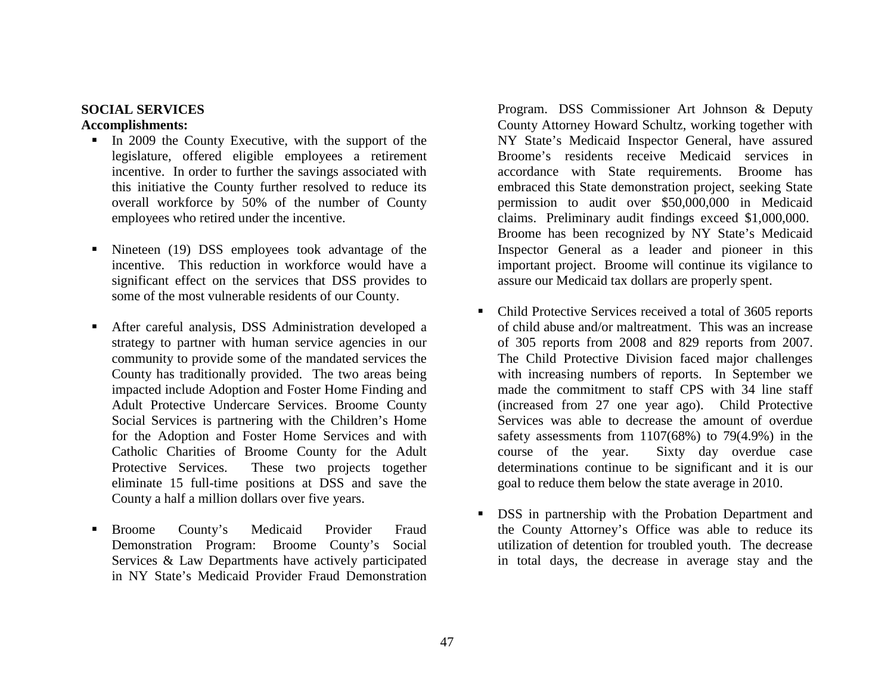**SOCIAL SERVICES**

**Accomplishments:**

- In 2009 the County Executive, with the support of the legislature, offered eligible employees a retirement incentive. In order to further the savings associated with this initiative the County further resolved to reduce its overall workforce by 50% of the number of County employees who retired under the incentive.

- Nineteen (19) DSS employees took advantage of the incentive. This reduction in workforce would have a significant effect on the services that DSS provides to some of the most vulnerable residents of our County.

- After careful analysis, DSS Administration developed a strategy to partner with human service agencies in our community to provide some of the mandated services the County has traditionally provided. The two areas being impacted include Adoption and Foster Home Finding and Adult Protective Undercare Services. Broome County Social Services is partnering with the Children's Home for the Adoption and Foster Home Services and with Catholic Charities of Broome County for the Adult Protective Services. These two projects together eliminate 15 full-time positions at DSS and save the County a half a million dollars over five years.

- Broome County's Medicaid Provider Fraud Demonstration Program: Broome County's Social Services & Law Departments have actively participated in NY State's Medicaid Provider Fraud Demonstration Program. DSS Commissioner Art Johnson & Deputy County Attorney Howard Schultz, working together with NY State's Medicaid Inspector General, have assured Broome's residents receive Medicaid services in accordance with State requirements. Broome has embraced this State demonstration project, seeking State permission to audit over $50,000,000 in Medicaid claims. Preliminary audit findings exceed $1,000,000. Broome has been recognized by NY State's Medicaid Inspector General as a leader and pioneer in this important project. Broome will continue its vigilance to assure our Medicaid tax dollars are properly spent.

- Child Protective Services received a total of 3605 reports of child abuse and/or maltreatment. This was an increase of 305 reports from 2008 and 829 reports from 2007. The Child Protective Division faced major challenges with increasing numbers of reports. In September we made the commitment to staff CPS with 34 line staff (increased from 27 one year ago). Child Protective Services was able to decrease the amount of overdue safety assessments from 1107(68%) to 79(4.9%) in the course of the year. Sixty day overdue case determinations continue to be significant and it is our goal to reduce them below the state average in 2010.

- DSS in partnership with the Probation Department and the County Attorney's Office was able to reduce its utilization of detention for troubled youth. The decrease in total days, the decrease in average stay and the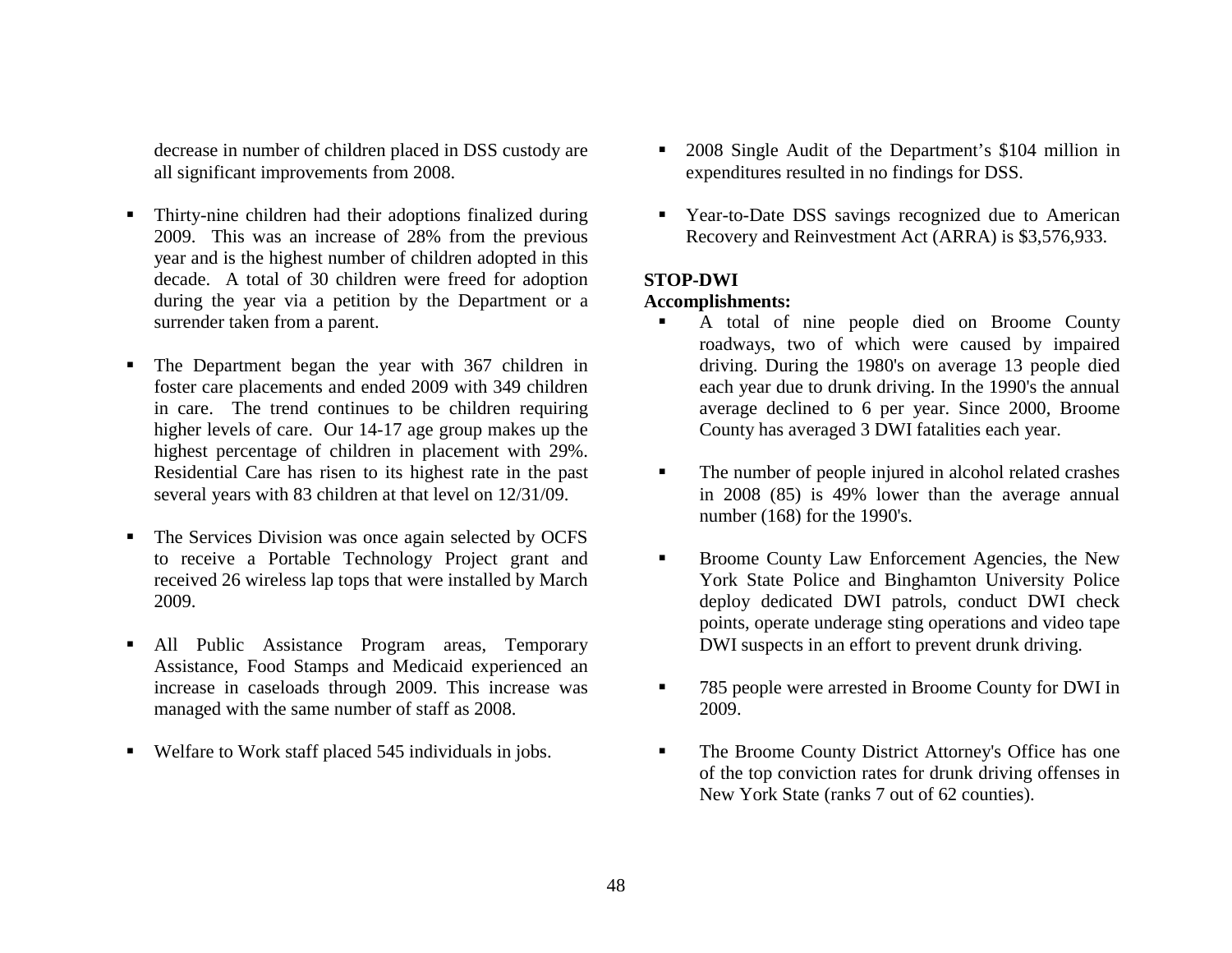decrease in number of children placed in DSS custody are all significant improvements from 2008.

- Thirty-nine children had their adoptions finalized during 2009. This was an increase of 28% from the previous year and is the highest number of children adopted in this decade. A total of 30 children were freed for adoption during the year via a petition by the Department or a surrender taken from a parent.

- The Department began the year with 367 children in foster care placements and ended 2009 with 349 children in care. The trend continues to be children requiring higher levels of care. Our 14-17 age group makes up the highest percentage of children in placement with 29%. Residential Care has risen to its highest rate in the past several years with 83 children at that level on 12/31/09.

- The Services Division was once again selected by OCFS to receive a Portable Technology Project grant and received 26 wireless lap tops that were installed by March 2009.

- All Public Assistance Program areas, Temporary Assistance, Food Stamps and Medicaid experienced an increase in caseloads through 2009. This increase was managed with the same number of staff as 2008.

- Welfare to Work staff placed 545 individuals in jobs.

- 2008 Single Audit of the Department's $104 million in expenditures resulted in no findings for DSS.

- Year-to-Date DSS savings recognized due to American Recovery and Reinvestment Act (ARRA) is $3,576,933.

**STOP-DWI**

**Accomplishments:**

- A total of nine people died on Broome County roadways, two of which were caused by impaired driving. During the 1980's on average 13 people died each year due to drunk driving. In the 1990's the annual average declined to 6 per year. Since 2000, Broome County has averaged 3 DWI fatalities each year.

- The number of people injured in alcohol related crashes in 2008 (85) is 49% lower than the average annual number (168) for the 1990's.

- Broome County Law Enforcement Agencies, the New York State Police and Binghamton University Police deploy dedicated DWI patrols, conduct DWI check points, operate underage sting operations and video tape DWI suspects in an effort to prevent drunk driving.

- 785 people were arrested in Broome County for DWI in 2009.

- The Broome County District Attorney's Office has one of the top conviction rates for drunk driving offenses in New York State (ranks 7 out of 62 counties).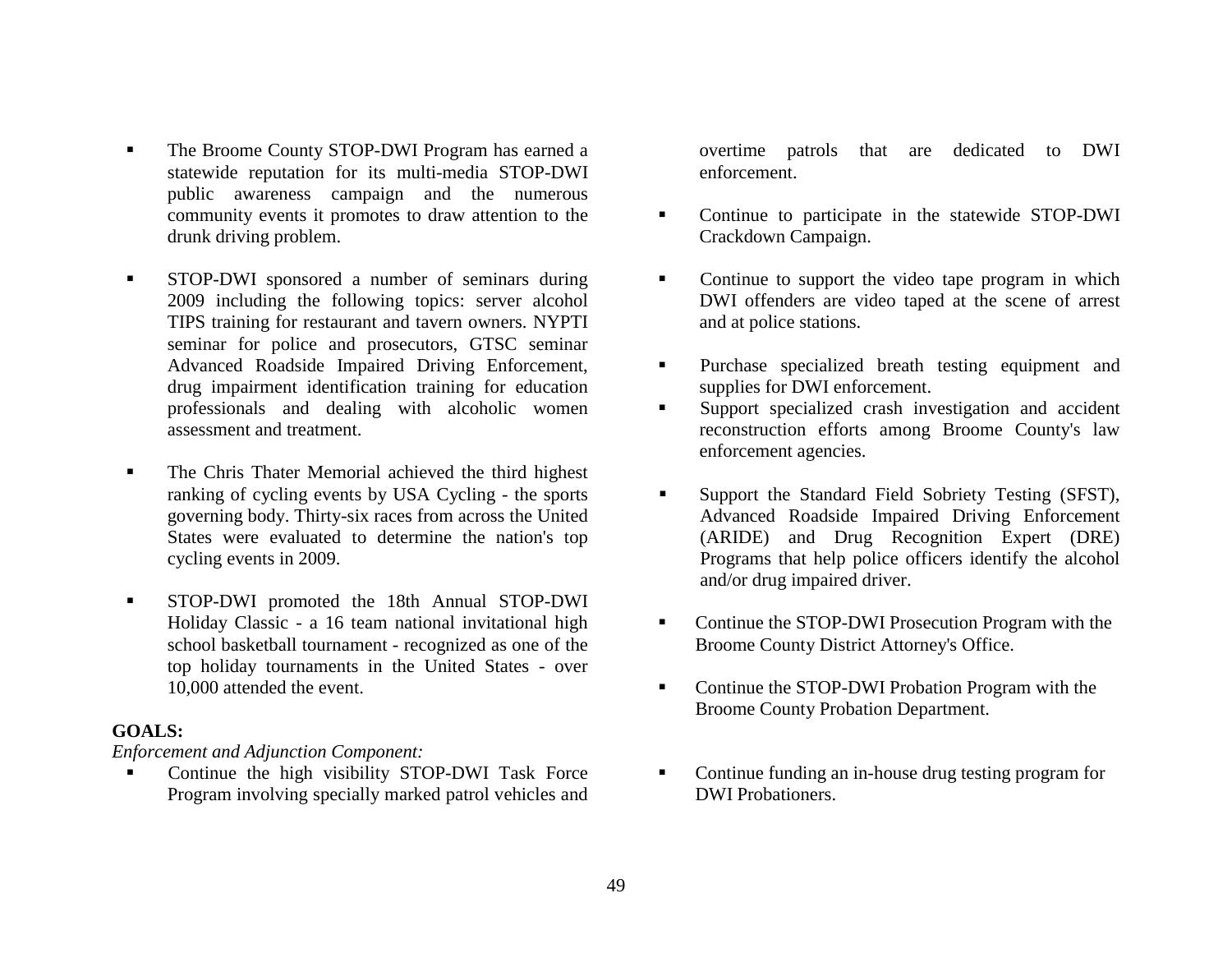- The Broome County STOP-DWI Program has earned a statewide reputation for its multi-media STOP-DWI public awareness campaign and the numerous community events it promotes to draw attention to the drunk driving problem.

- STOP-DWI sponsored a number of seminars during 2009 including the following topics: server alcohol TIPS training for restaurant and tavern owners. NYPTI seminar for police and prosecutors, GTSC seminar Advanced Roadside Impaired Driving Enforcement, drug impairment identification training for education professionals and dealing with alcoholic women assessment and treatment.

- The Chris Thater Memorial achieved the third highest ranking of cycling events by USA Cycling - the sports governing body. Thirty-six races from across the United States were evaluated to determine the nation's top cycling events in 2009.

- STOP-DWI promoted the 18th Annual STOP-DWI Holiday Classic - a 16 team national invitational high school basketball tournament - recognized as one of the top holiday tournaments in the United States - over 10,000 attended the event.

**GOALS:**

*Enforcement and Adjunction Component:*

- Continue the high visibility STOP-DWI Task Force Program involving specially marked patrol vehicles and overtime patrols that are dedicated to DWI enforcement.

- Continue to participate in the statewide STOP-DWI Crackdown Campaign.

- Continue to support the video tape program in which DWI offenders are video taped at the scene of arrest and at police stations.

- Purchase specialized breath testing equipment and supplies for DWI enforcement.
- Support specialized crash investigation and accident reconstruction efforts among Broome County's law enforcement agencies.

- Support the Standard Field Sobriety Testing (SFST), Advanced Roadside Impaired Driving Enforcement (ARIDE) and Drug Recognition Expert (DRE) Programs that help police officers identify the alcohol and/or drug impaired driver.

- Continue the STOP-DWI Prosecution Program with the Broome County District Attorney's Office.

- Continue the STOP-DWI Probation Program with the Broome County Probation Department.

- Continue funding an in-house drug testing program for DWI Probationers.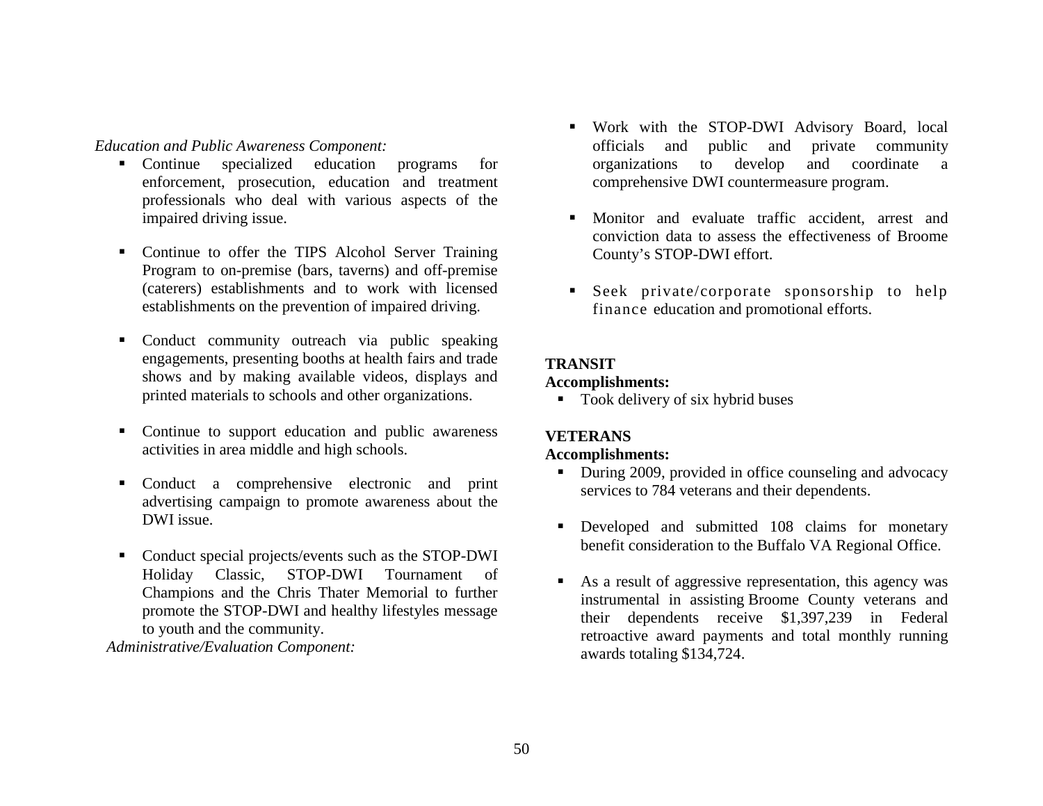*Education and Public Awareness Component:*

- Continue specialized education programs for enforcement, prosecution, education and treatment professionals who deal with various aspects of the impaired driving issue.
- Continue to offer the TIPS Alcohol Server Training Program to on-premise (bars, taverns) and off-premise (caterers) establishments and to work with licensed establishments on the prevention of impaired driving.
- Conduct community outreach via public speaking engagements, presenting booths at health fairs and trade shows and by making available videos, displays and printed materials to schools and other organizations.
- Continue to support education and public awareness activities in area middle and high schools.
- Conduct a comprehensive electronic and print advertising campaign to promote awareness about the DWI issue.
- Conduct special projects/events such as the STOP-DWI Holiday Classic, STOP-DWI Tournament of Champions and the Chris Thater Memorial to further promote the STOP-DWI and healthy lifestyles message to youth and the community.

*Administrative/Evaluation Component:*

- Work with the STOP-DWI Advisory Board, local officials and public and private community organizations to develop and coordinate a comprehensive DWI countermeasure program.
- Monitor and evaluate traffic accident, arrest and conviction data to assess the effectiveness of Broome County's STOP-DWI effort.
- Seek private/corporate sponsorship to help finance education and promotional efforts.

**TRANSIT**

**Accomplishments:**

- Took delivery of six hybrid buses

**VETERANS**

**Accomplishments:**

- During 2009, provided in office counseling and advocacy services to 784 veterans and their dependents.
- Developed and submitted 108 claims for monetary benefit consideration to the Buffalo VA Regional Office.
- As a result of aggressive representation, this agency was instrumental in assisting Broome County veterans and their dependents receive $1,397,239 in Federal retroactive award payments and total monthly running awards totaling $134,724.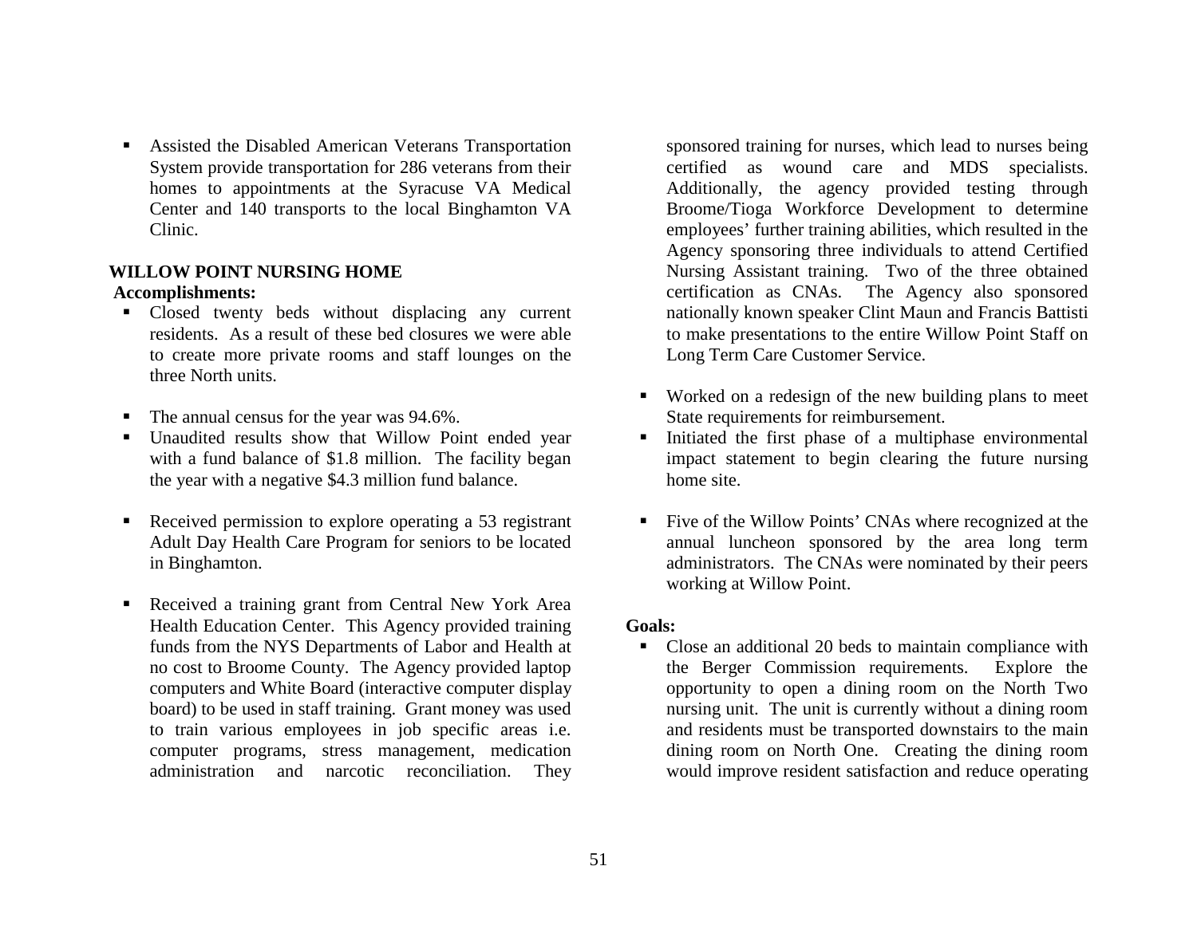- Assisted the Disabled American Veterans Transportation System provide transportation for 286 veterans from their homes to appointments at the Syracuse VA Medical Center and 140 transports to the local Binghamton VA Clinic.

## WILLOW POINT NURSING HOME

**Accomplishments:**

- Closed twenty beds without displacing any current residents. As a result of these bed closures we were able to create more private rooms and staff lounges on the three North units.

- The annual census for the year was 94.6%.
- Unaudited results show that Willow Point ended year with a fund balance of $1.8 million. The facility began the year with a negative $4.3 million fund balance.

- Received permission to explore operating a 53 registrant Adult Day Health Care Program for seniors to be located in Binghamton.

- Received a training grant from Central New York Area Health Education Center. This Agency provided training funds from the NYS Departments of Labor and Health at no cost to Broome County. The Agency provided laptop computers and White Board (interactive computer display board) to be used in staff training. Grant money was used to train various employees in job specific areas i.e. computer programs, stress management, medication administration and narcotic reconciliation. They sponsored training for nurses, which lead to nurses being certified as wound care and MDS specialists. Additionally, the agency provided testing through Broome/Tioga Workforce Development to determine employees' further training abilities, which resulted in the Agency sponsoring three individuals to attend Certified Nursing Assistant training. Two of the three obtained certification as CNAs. The Agency also sponsored nationally known speaker Clint Maun and Francis Battisti to make presentations to the entire Willow Point Staff on Long Term Care Customer Service.

- Worked on a redesign of the new building plans to meet State requirements for reimbursement.
- Initiated the first phase of a multiphase environmental impact statement to begin clearing the future nursing home site.

- Five of the Willow Points' CNAs where recognized at the annual luncheon sponsored by the area long term administrators. The CNAs were nominated by their peers working at Willow Point.

**Goals:**

- Close an additional 20 beds to maintain compliance with the Berger Commission requirements. Explore the opportunity to open a dining room on the North Two nursing unit. The unit is currently without a dining room and residents must be transported downstairs to the main dining room on North One. Creating the dining room would improve resident satisfaction and reduce operating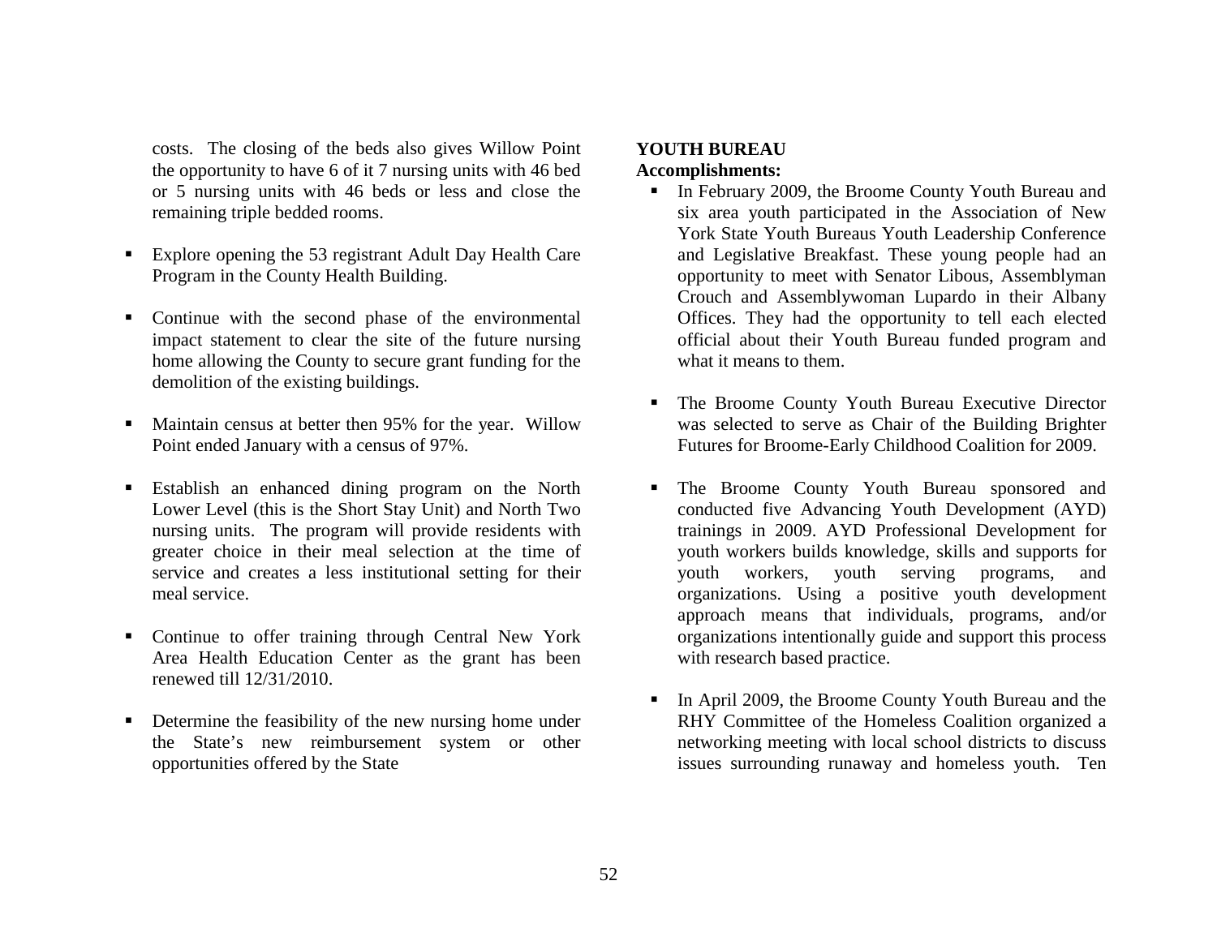costs. The closing of the beds also gives Willow Point the opportunity to have 6 of it 7 nursing units with 46 bed or 5 nursing units with 46 beds or less and close the remaining triple bedded rooms.

- Explore opening the 53 registrant Adult Day Health Care Program in the County Health Building.

- Continue with the second phase of the environmental impact statement to clear the site of the future nursing home allowing the County to secure grant funding for the demolition of the existing buildings.

- Maintain census at better then 95% for the year. Willow Point ended January with a census of 97%.

- Establish an enhanced dining program on the North Lower Level (this is the Short Stay Unit) and North Two nursing units. The program will provide residents with greater choice in their meal selection at the time of service and creates a less institutional setting for their meal service.

- Continue to offer training through Central New York Area Health Education Center as the grant has been renewed till 12/31/2010.

- Determine the feasibility of the new nursing home under the State's new reimbursement system or other opportunities offered by the State

**YOUTH BUREAU**

**Accomplishments:**

- In February 2009, the Broome County Youth Bureau and six area youth participated in the Association of New York State Youth Bureaus Youth Leadership Conference and Legislative Breakfast. These young people had an opportunity to meet with Senator Libous, Assemblyman Crouch and Assemblywoman Lupardo in their Albany Offices. They had the opportunity to tell each elected official about their Youth Bureau funded program and what it means to them.

- The Broome County Youth Bureau Executive Director was selected to serve as Chair of the Building Brighter Futures for Broome-Early Childhood Coalition for 2009.

- The Broome County Youth Bureau sponsored and conducted five Advancing Youth Development (AYD) trainings in 2009. AYD Professional Development for youth workers builds knowledge, skills and supports for youth workers, youth serving programs, and organizations. Using a positive youth development approach means that individuals, programs, and/or organizations intentionally guide and support this process with research based practice.

- In April 2009, the Broome County Youth Bureau and the RHY Committee of the Homeless Coalition organized a networking meeting with local school districts to discuss issues surrounding runaway and homeless youth. Ten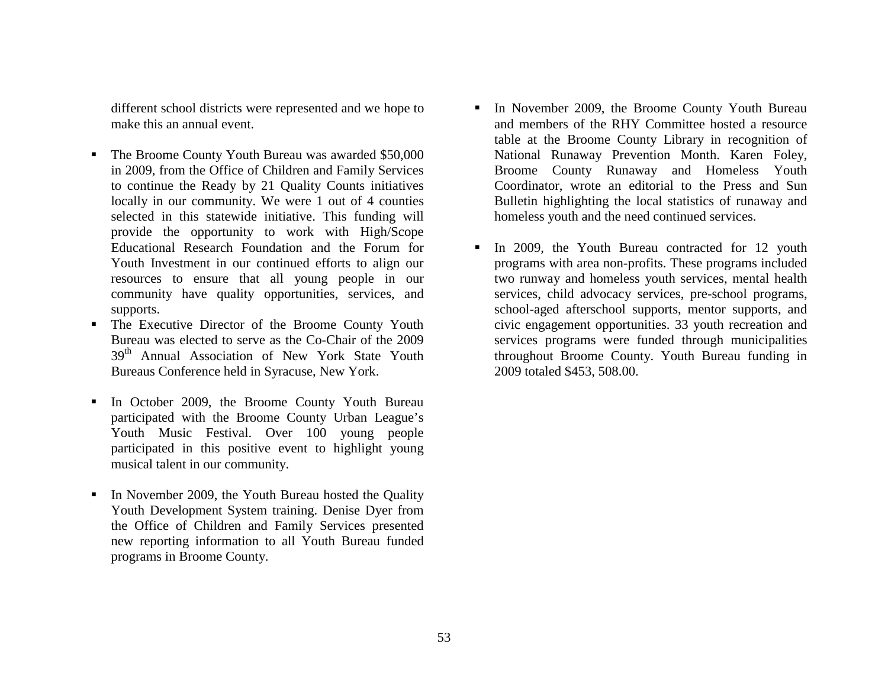different school districts were represented and we hope to make this an annual event.

- The Broome County Youth Bureau was awarded $50,000 in 2009, from the Office of Children and Family Services to continue the Ready by 21 Quality Counts initiatives locally in our community. We were 1 out of 4 counties selected in this statewide initiative. This funding will provide the opportunity to work with High/Scope Educational Research Foundation and the Forum for Youth Investment in our continued efforts to align our resources to ensure that all young people in our community have quality opportunities, services, and supports.
- The Executive Director of the Broome County Youth Bureau was elected to serve as the Co-Chair of the 2009 39th Annual Association of New York State Youth Bureaus Conference held in Syracuse, New York.

- In October 2009, the Broome County Youth Bureau participated with the Broome County Urban League's Youth Music Festival. Over 100 young people participated in this positive event to highlight young musical talent in our community.

- In November 2009, the Youth Bureau hosted the Quality Youth Development System training. Denise Dyer from the Office of Children and Family Services presented new reporting information to all Youth Bureau funded programs in Broome County.

- In November 2009, the Broome County Youth Bureau and members of the RHY Committee hosted a resource table at the Broome County Library in recognition of National Runaway Prevention Month. Karen Foley, Broome County Runaway and Homeless Youth Coordinator, wrote an editorial to the Press and Sun Bulletin highlighting the local statistics of runaway and homeless youth and the need continued services.

- In 2009, the Youth Bureau contracted for 12 youth programs with area non-profits. These programs included two runway and homeless youth services, mental health services, child advocacy services, pre-school programs, school-aged afterschool supports, mentor supports, and civic engagement opportunities. 33 youth recreation and services programs were funded through municipalities throughout Broome County. Youth Bureau funding in 2009 totaled $453, 508.00.